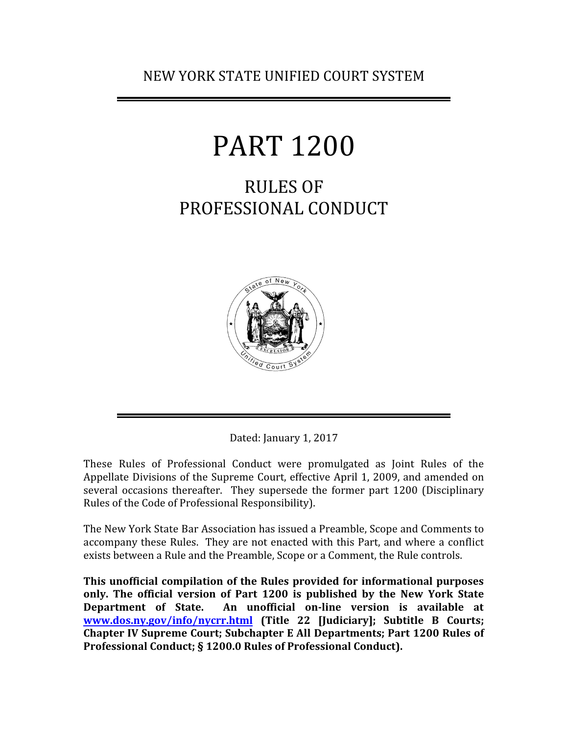NEW YORK STATE UNIFIED COURT SYSTEM

# PART 1200

## RULES OF PROFESSIONAL CONDUCT

Dated: January 1, 2017

These Rules of Professional Conduct were promulgated as Joint Rules of the Appellate Divisions of the Supreme Court, effective April 1, 2009, and amended on several occasions thereafter. They supersede the former part 1200 (Disciplinary Rules of the Code of Professional Responsibility).

The New York State Bar Association has issued a Preamble, Scope and Comments to accompany these Rules. They are not enacted with this Part, and where a conflict exists between a Rule and the Preamble, Scope or a Comment, the Rule controls.

**This unofficial compilation of the Rules provided for informational purposes only. The official version of Part 1200 is published by the New York State Department of State. An unofficial on-line version is available at www.dos.ny.gov/info/nycrr.html (Title 22 [Judiciary]; Subtitle B Courts; Chapter IV Supreme Court; Subchapter E All Departments; Part 1200 Rules of Professional Conduct; § 1200.0 Rules of Professional Conduct).**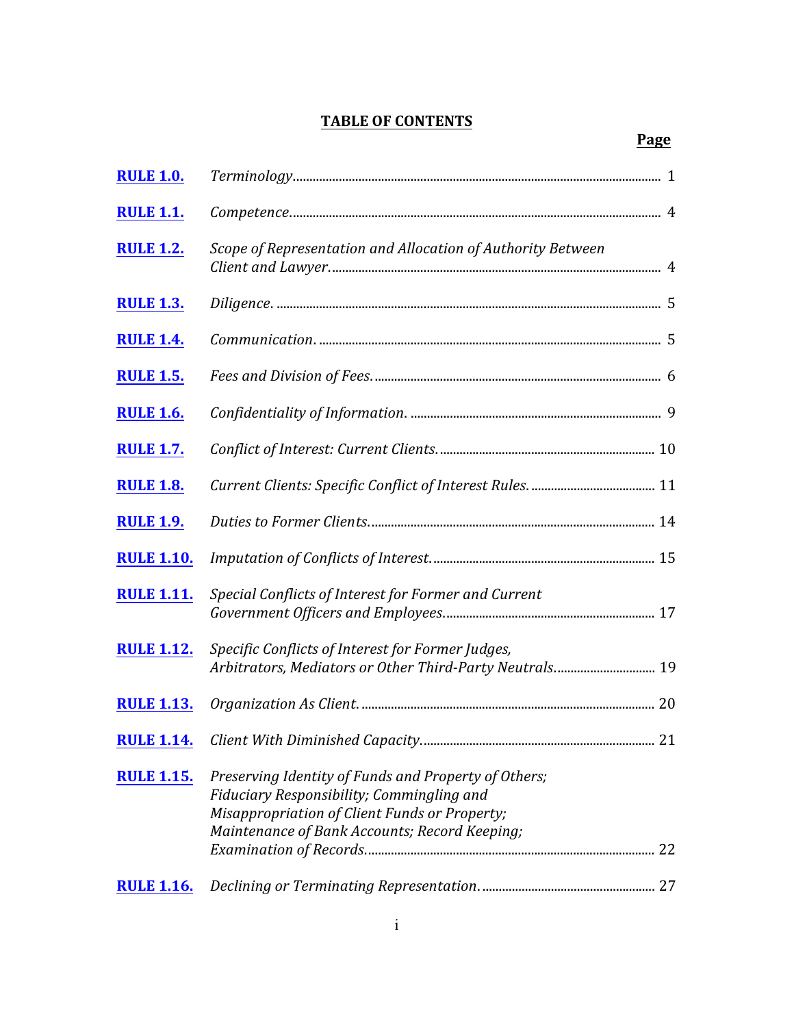**TABLE OF CONTENTS**

| | | Page |
|---|---|---|
| **RULE 1.0.** | *Terminology* | 1 |
| **RULE 1.1.** | *Competence* | 4 |
| **RULE 1.2.** | *Scope of Representation and Allocation of Authority Between Client and Lawyer.* | 4 |
| **RULE 1.3.** | *Diligence.* | 5 |
| **RULE 1.4.** | *Communication.* | 5 |
| **RULE 1.5.** | *Fees and Division of Fees.* | 6 |
| **RULE 1.6.** | *Confidentiality of Information.* | 9 |
| **RULE 1.7.** | *Conflict of Interest: Current Clients.* | 10 |
| **RULE 1.8.** | *Current Clients: Specific Conflict of Interest Rules.* | 11 |
| **RULE 1.9.** | *Duties to Former Clients.* | 14 |
| **RULE 1.10.** | *Imputation of Conflicts of Interest.* | 15 |
| **RULE 1.11.** | *Special Conflicts of Interest for Former and Current Government Officers and Employees.* | 17 |
| **RULE 1.12.** | *Specific Conflicts of Interest for Former Judges, Arbitrators, Mediators or Other Third-Party Neutrals.* | 19 |
| **RULE 1.13.** | *Organization As Client.* | 20 |
| **RULE 1.14.** | *Client With Diminished Capacity.* | 21 |
| **RULE 1.15.** | *Preserving Identity of Funds and Property of Others; Fiduciary Responsibility; Commingling and Misappropriation of Client Funds or Property; Maintenance of Bank Accounts; Record Keeping; Examination of Records.* | 22 |
| **RULE 1.16.** | *Declining or Terminating Representation.* | 27 |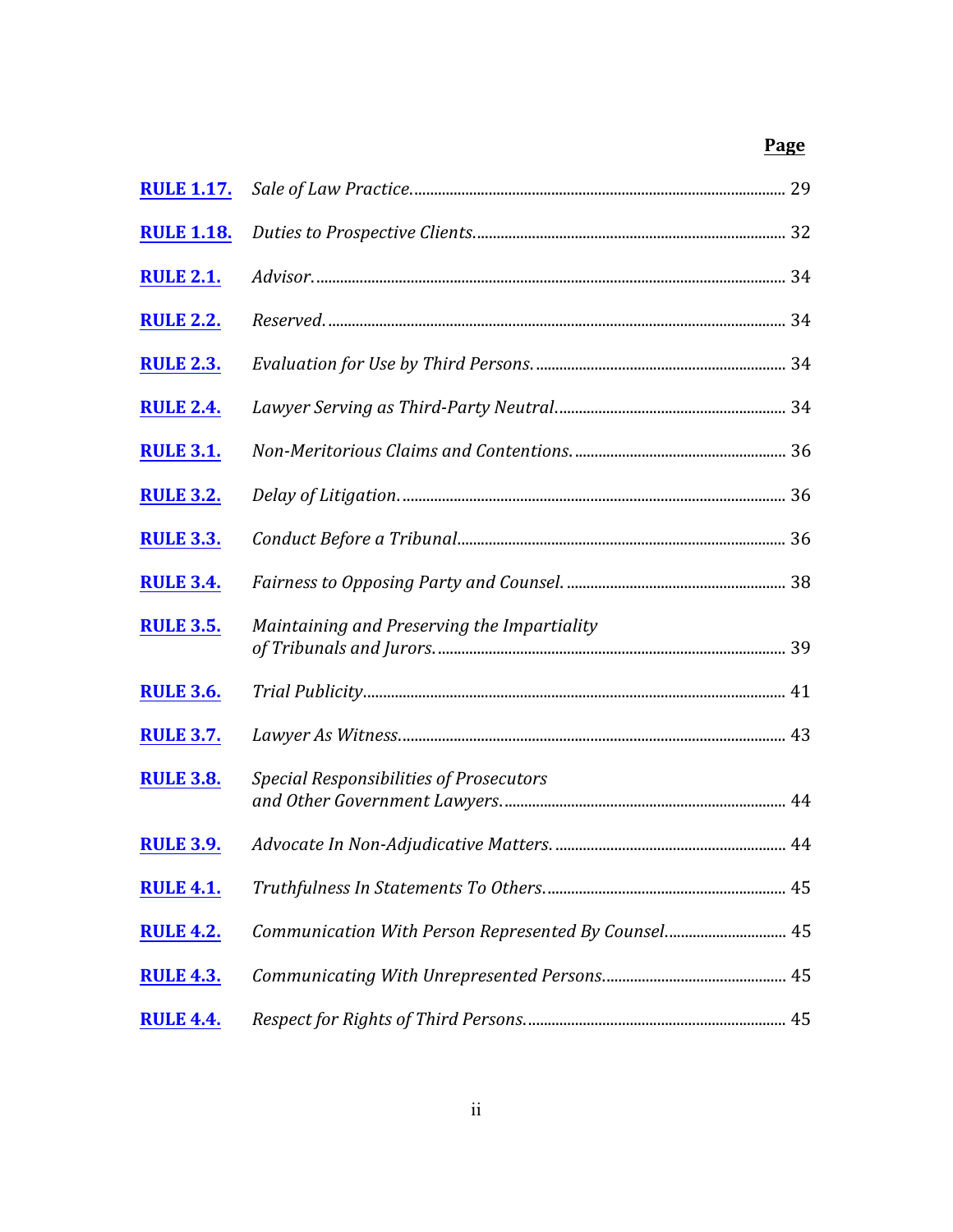| | | Page |
|---|---|---|
| **RULE 1.17.** | *Sale of Law Practice.* | 29 |
| **RULE 1.18.** | *Duties to Prospective Clients.* | 32 |
| **RULE 2.1.** | *Advisor.* | 34 |
| **RULE 2.2.** | *Reserved.* | 34 |
| **RULE 2.3.** | *Evaluation for Use by Third Persons.* | 34 |
| **RULE 2.4.** | *Lawyer Serving as Third-Party Neutral.* | 34 |
| **RULE 3.1.** | *Non-Meritorious Claims and Contentions.* | 36 |
| **RULE 3.2.** | *Delay of Litigation.* | 36 |
| **RULE 3.3.** | *Conduct Before a Tribunal* | 36 |
| **RULE 3.4.** | *Fairness to Opposing Party and Counsel.* | 38 |
| **RULE 3.5.** | *Maintaining and Preserving the Impartiality of Tribunals and Jurors.* | 39 |
| **RULE 3.6.** | *Trial Publicity* | 41 |
| **RULE 3.7.** | *Lawyer As Witness.* | 43 |
| **RULE 3.8.** | *Special Responsibilities of Prosecutors and Other Government Lawyers.* | 44 |
| **RULE 3.9.** | *Advocate In Non-Adjudicative Matters.* | 44 |
| **RULE 4.1.** | *Truthfulness In Statements To Others.* | 45 |
| **RULE 4.2.** | *Communication With Person Represented By Counsel.* | 45 |
| **RULE 4.3.** | *Communicating With Unrepresented Persons.* | 45 |
| **RULE 4.4.** | *Respect for Rights of Third Persons.* | 45 |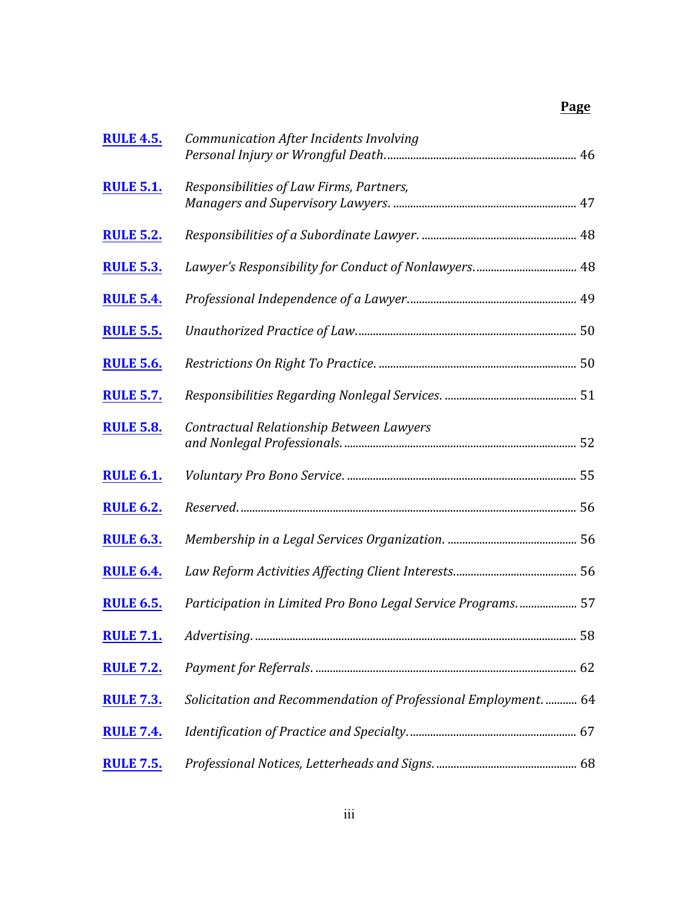| | | Page |
|---|---|---|
| **RULE 4.5.** | *Communication After Incidents Involving Personal Injury or Wrongful Death.* | 46 |
| **RULE 5.1.** | *Responsibilities of Law Firms, Partners, Managers and Supervisory Lawyers.* | 47 |
| **RULE 5.2.** | *Responsibilities of a Subordinate Lawyer.* | 48 |
| **RULE 5.3.** | *Lawyer's Responsibility for Conduct of Nonlawyers.* | 48 |
| **RULE 5.4.** | *Professional Independence of a Lawyer.* | 49 |
| **RULE 5.5.** | *Unauthorized Practice of Law.* | 50 |
| **RULE 5.6.** | *Restrictions On Right To Practice.* | 50 |
| **RULE 5.7.** | *Responsibilities Regarding Nonlegal Services.* | 51 |
| **RULE 5.8.** | *Contractual Relationship Between Lawyers and Nonlegal Professionals.* | 52 |
| **RULE 6.1.** | *Voluntary Pro Bono Service.* | 55 |
| **RULE 6.2.** | *Reserved.* | 56 |
| **RULE 6.3.** | *Membership in a Legal Services Organization.* | 56 |
| **RULE 6.4.** | *Law Reform Activities Affecting Client Interests.* | 56 |
| **RULE 6.5.** | *Participation in Limited Pro Bono Legal Service Programs.* | 57 |
| **RULE 7.1.** | *Advertising.* | 58 |
| **RULE 7.2.** | *Payment for Referrals.* | 62 |
| **RULE 7.3.** | *Solicitation and Recommendation of Professional Employment.* | 64 |
| **RULE 7.4.** | *Identification of Practice and Specialty.* | 67 |
| **RULE 7.5.** | *Professional Notices, Letterheads and Signs.* | 68 |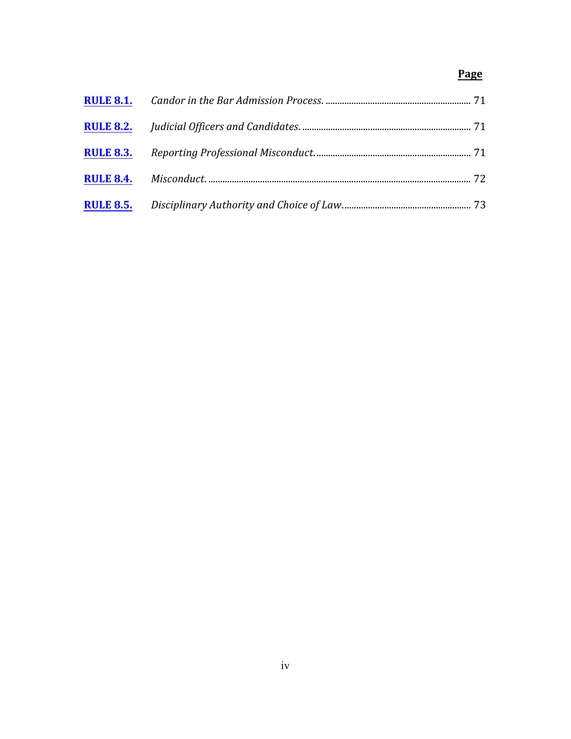| | | Page |
|---|---|---|
| **RULE 8.1.** | *Candor in the Bar Admission Process.* | 71 |
| **RULE 8.2.** | *Judicial Officers and Candidates.* | 71 |
| **RULE 8.3.** | *Reporting Professional Misconduct.* | 71 |
| **RULE 8.4.** | *Misconduct.* | 72 |
| **RULE 8.5.** | *Disciplinary Authority and Choice of Law.* | 73 |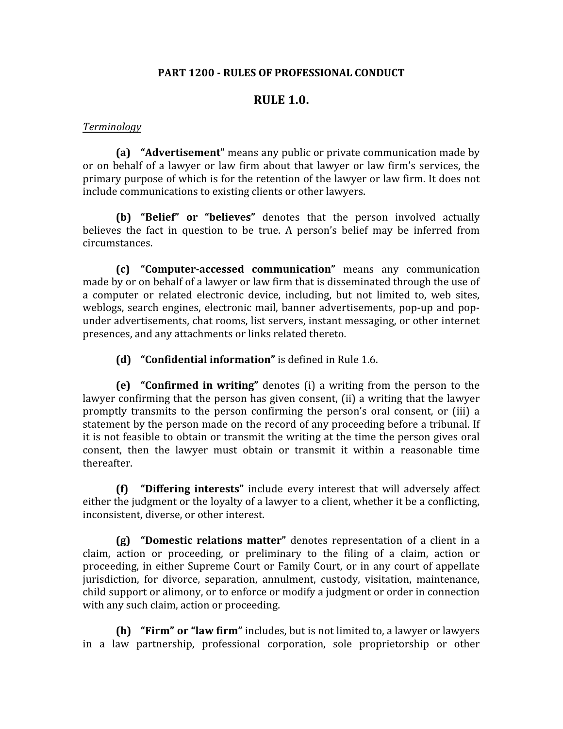**PART 1200 - RULES OF PROFESSIONAL CONDUCT**

# RULE 1.0.

*Terminology*

**(a) "Advertisement"** means any public or private communication made by or on behalf of a lawyer or law firm about that lawyer or law firm's services, the primary purpose of which is for the retention of the lawyer or law firm. It does not include communications to existing clients or other lawyers.

**(b) "Belief" or "believes"** denotes that the person involved actually believes the fact in question to be true. A person's belief may be inferred from circumstances.

**(c) "Computer-accessed communication"** means any communication made by or on behalf of a lawyer or law firm that is disseminated through the use of a computer or related electronic device, including, but not limited to, web sites, weblogs, search engines, electronic mail, banner advertisements, pop-up and pop-under advertisements, chat rooms, list servers, instant messaging, or other internet presences, and any attachments or links related thereto.

**(d) "Confidential information"** is defined in Rule 1.6.

**(e) "Confirmed in writing"** denotes (i) a writing from the person to the lawyer confirming that the person has given consent, (ii) a writing that the lawyer promptly transmits to the person confirming the person's oral consent, or (iii) a statement by the person made on the record of any proceeding before a tribunal. If it is not feasible to obtain or transmit the writing at the time the person gives oral consent, then the lawyer must obtain or transmit it within a reasonable time thereafter.

**(f) "Differing interests"** include every interest that will adversely affect either the judgment or the loyalty of a lawyer to a client, whether it be a conflicting, inconsistent, diverse, or other interest.

**(g) "Domestic relations matter"** denotes representation of a client in a claim, action or proceeding, or preliminary to the filing of a claim, action or proceeding, in either Supreme Court or Family Court, or in any court of appellate jurisdiction, for divorce, separation, annulment, custody, visitation, maintenance, child support or alimony, or to enforce or modify a judgment or order in connection with any such claim, action or proceeding.

**(h) "Firm" or "law firm"** includes, but is not limited to, a lawyer or lawyers in a law partnership, professional corporation, sole proprietorship or other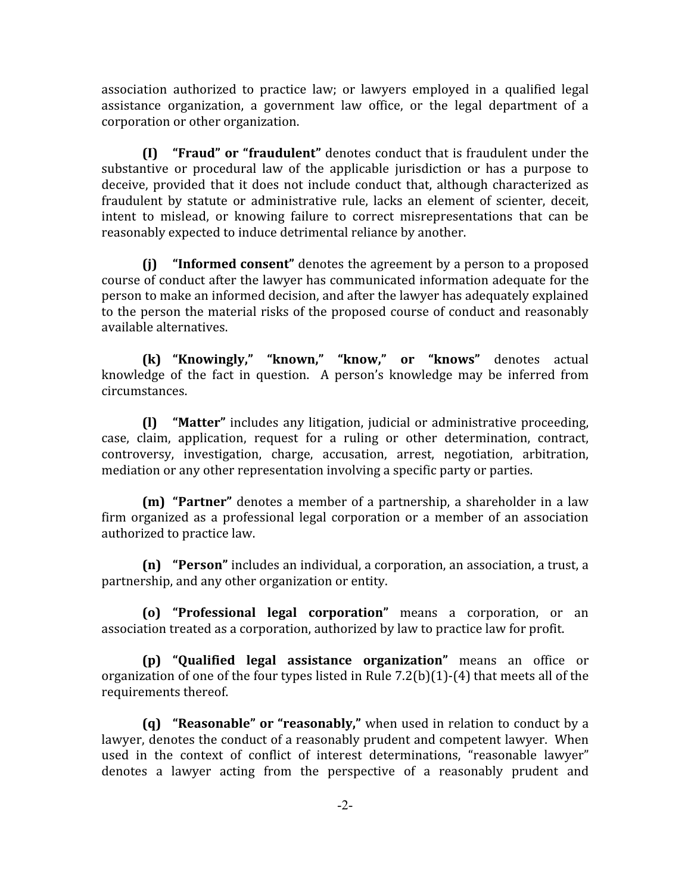association authorized to practice law; or lawyers employed in a qualified legal assistance organization, a government law office, or the legal department of a corporation or other organization.

**(I) "Fraud" or "fraudulent"** denotes conduct that is fraudulent under the substantive or procedural law of the applicable jurisdiction or has a purpose to deceive, provided that it does not include conduct that, although characterized as fraudulent by statute or administrative rule, lacks an element of scienter, deceit, intent to mislead, or knowing failure to correct misrepresentations that can be reasonably expected to induce detrimental reliance by another.

**(j) "Informed consent"** denotes the agreement by a person to a proposed course of conduct after the lawyer has communicated information adequate for the person to make an informed decision, and after the lawyer has adequately explained to the person the material risks of the proposed course of conduct and reasonably available alternatives.

**(k) "Knowingly," "known," "know," or "knows"** denotes actual knowledge of the fact in question. A person's knowledge may be inferred from circumstances.

**(l) "Matter"** includes any litigation, judicial or administrative proceeding, case, claim, application, request for a ruling or other determination, contract, controversy, investigation, charge, accusation, arrest, negotiation, arbitration, mediation or any other representation involving a specific party or parties.

**(m) "Partner"** denotes a member of a partnership, a shareholder in a law firm organized as a professional legal corporation or a member of an association authorized to practice law.

**(n) "Person"** includes an individual, a corporation, an association, a trust, a partnership, and any other organization or entity.

**(o) "Professional legal corporation"** means a corporation, or an association treated as a corporation, authorized by law to practice law for profit.

**(p) "Qualified legal assistance organization"** means an office or organization of one of the four types listed in Rule 7.2(b)(1)-(4) that meets all of the requirements thereof.

**(q) "Reasonable" or "reasonably,"** when used in relation to conduct by a lawyer, denotes the conduct of a reasonably prudent and competent lawyer. When used in the context of conflict of interest determinations, "reasonable lawyer" denotes a lawyer acting from the perspective of a reasonably prudent and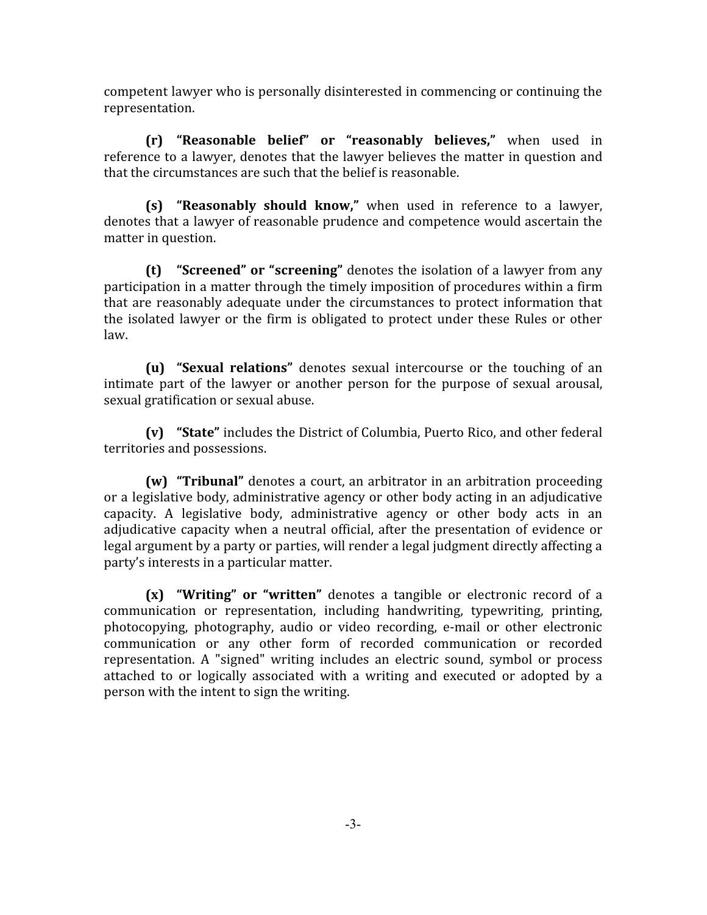competent lawyer who is personally disinterested in commencing or continuing the representation.

**(r) "Reasonable belief" or "reasonably believes,"** when used in reference to a lawyer, denotes that the lawyer believes the matter in question and that the circumstances are such that the belief is reasonable.

**(s) "Reasonably should know,"** when used in reference to a lawyer, denotes that a lawyer of reasonable prudence and competence would ascertain the matter in question.

**(t) "Screened" or "screening"** denotes the isolation of a lawyer from any participation in a matter through the timely imposition of procedures within a firm that are reasonably adequate under the circumstances to protect information that the isolated lawyer or the firm is obligated to protect under these Rules or other law.

**(u) "Sexual relations"** denotes sexual intercourse or the touching of an intimate part of the lawyer or another person for the purpose of sexual arousal, sexual gratification or sexual abuse.

**(v) "State"** includes the District of Columbia, Puerto Rico, and other federal territories and possessions.

**(w) "Tribunal"** denotes a court, an arbitrator in an arbitration proceeding or a legislative body, administrative agency or other body acting in an adjudicative capacity. A legislative body, administrative agency or other body acts in an adjudicative capacity when a neutral official, after the presentation of evidence or legal argument by a party or parties, will render a legal judgment directly affecting a party's interests in a particular matter.

**(x) "Writing" or "written"** denotes a tangible or electronic record of a communication or representation, including handwriting, typewriting, printing, photocopying, photography, audio or video recording, e-mail or other electronic communication or any other form of recorded communication or recorded representation. A "signed" writing includes an electric sound, symbol or process attached to or logically associated with a writing and executed or adopted by a person with the intent to sign the writing.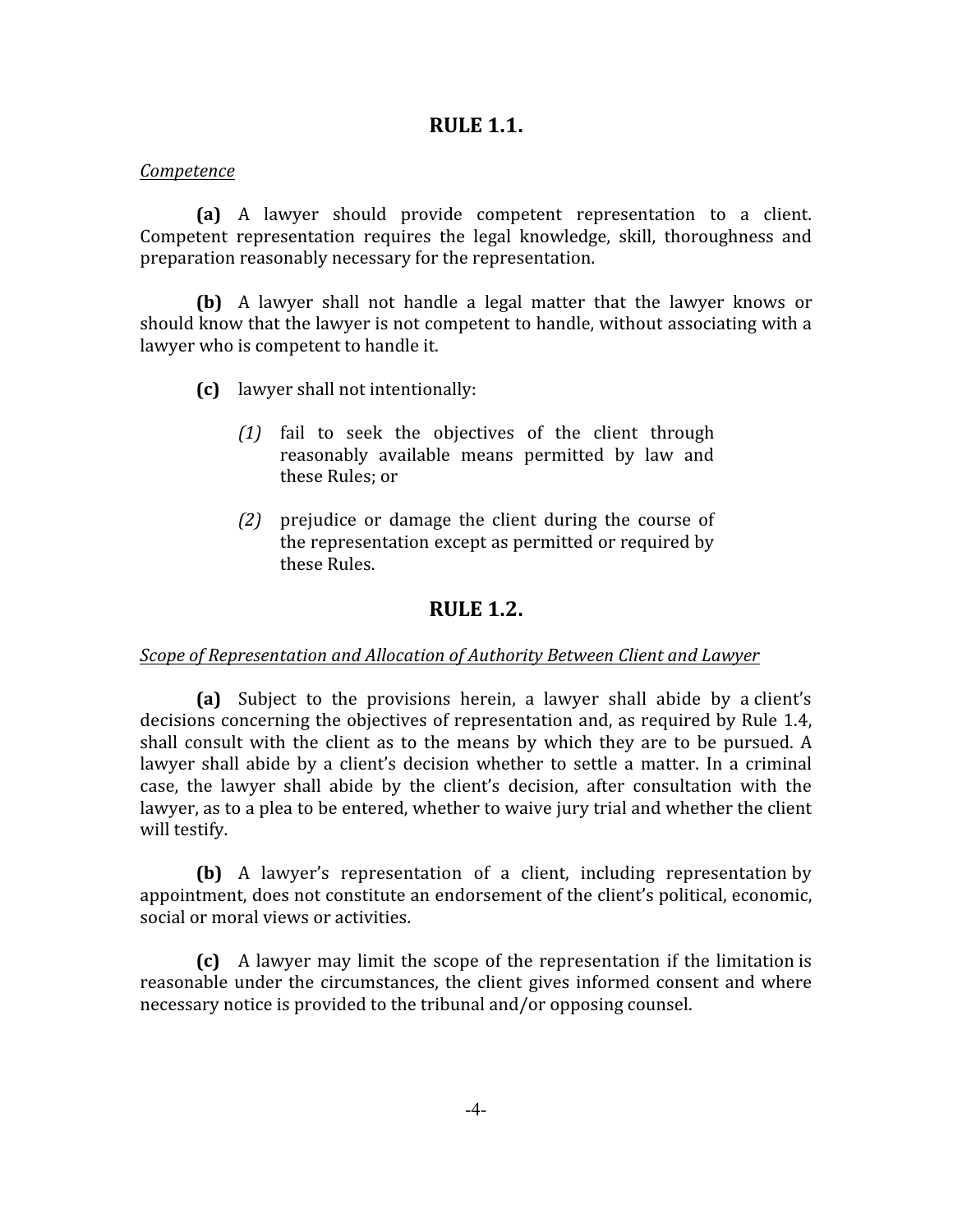## RULE 1.1.

*Competence*

**(a)** A lawyer should provide competent representation to a client. Competent representation requires the legal knowledge, skill, thoroughness and preparation reasonably necessary for the representation.

**(b)** A lawyer shall not handle a legal matter that the lawyer knows or should know that the lawyer is not competent to handle, without associating with a lawyer who is competent to handle it.

**(c)** lawyer shall not intentionally:

> *(1)* fail to seek the objectives of the client through reasonably available means permitted by law and these Rules; or
>
> *(2)* prejudice or damage the client during the course of the representation except as permitted or required by these Rules.

## RULE 1.2.

*Scope of Representation and Allocation of Authority Between Client and Lawyer*

**(a)** Subject to the provisions herein, a lawyer shall abide by a client's decisions concerning the objectives of representation and, as required by Rule 1.4, shall consult with the client as to the means by which they are to be pursued. A lawyer shall abide by a client's decision whether to settle a matter. In a criminal case, the lawyer shall abide by the client's decision, after consultation with the lawyer, as to a plea to be entered, whether to waive jury trial and whether the client will testify.

**(b)** A lawyer's representation of a client, including representation by appointment, does not constitute an endorsement of the client's political, economic, social or moral views or activities.

**(c)** A lawyer may limit the scope of the representation if the limitation is reasonable under the circumstances, the client gives informed consent and where necessary notice is provided to the tribunal and/or opposing counsel.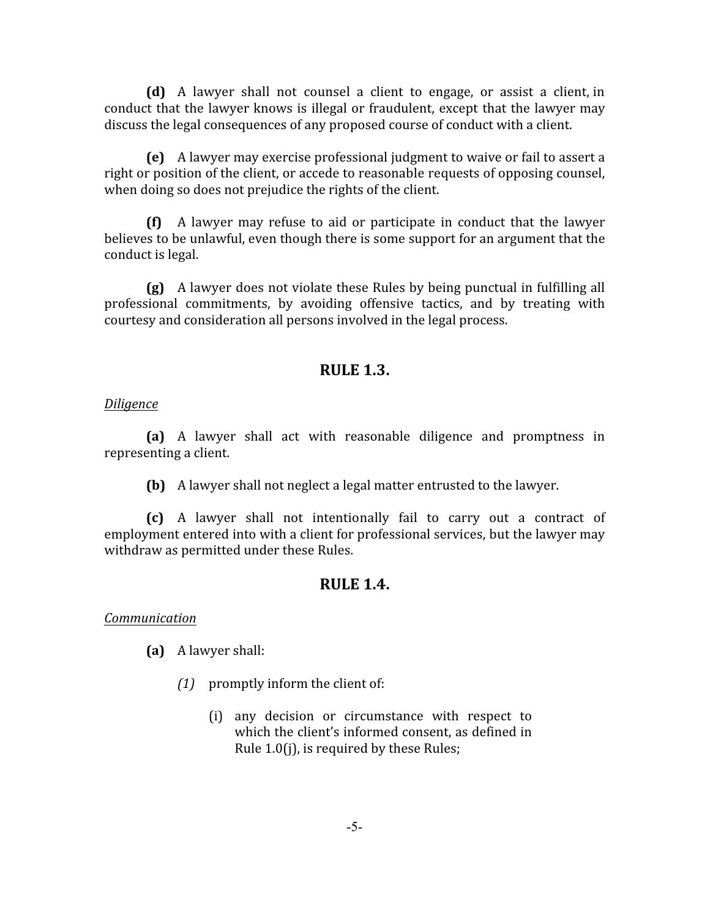**(d)** A lawyer shall not counsel a client to engage, or assist a client, in conduct that the lawyer knows is illegal or fraudulent, except that the lawyer may discuss the legal consequences of any proposed course of conduct with a client.

**(e)** A lawyer may exercise professional judgment to waive or fail to assert a right or position of the client, or accede to reasonable requests of opposing counsel, when doing so does not prejudice the rights of the client.

**(f)** A lawyer may refuse to aid or participate in conduct that the lawyer believes to be unlawful, even though there is some support for an argument that the conduct is legal.

**(g)** A lawyer does not violate these Rules by being punctual in fulfilling all professional commitments, by avoiding offensive tactics, and by treating with courtesy and consideration all persons involved in the legal process.

## RULE 1.3.

*Diligence*

**(a)** A lawyer shall act with reasonable diligence and promptness in representing a client.

**(b)** A lawyer shall not neglect a legal matter entrusted to the lawyer.

**(c)** A lawyer shall not intentionally fail to carry out a contract of employment entered into with a client for professional services, but the lawyer may withdraw as permitted under these Rules.

## RULE 1.4.

*Communication*

**(a)** A lawyer shall:

*(1)* promptly inform the client of:

(i) any decision or circumstance with respect to which the client's informed consent, as defined in Rule 1.0(j), is required by these Rules;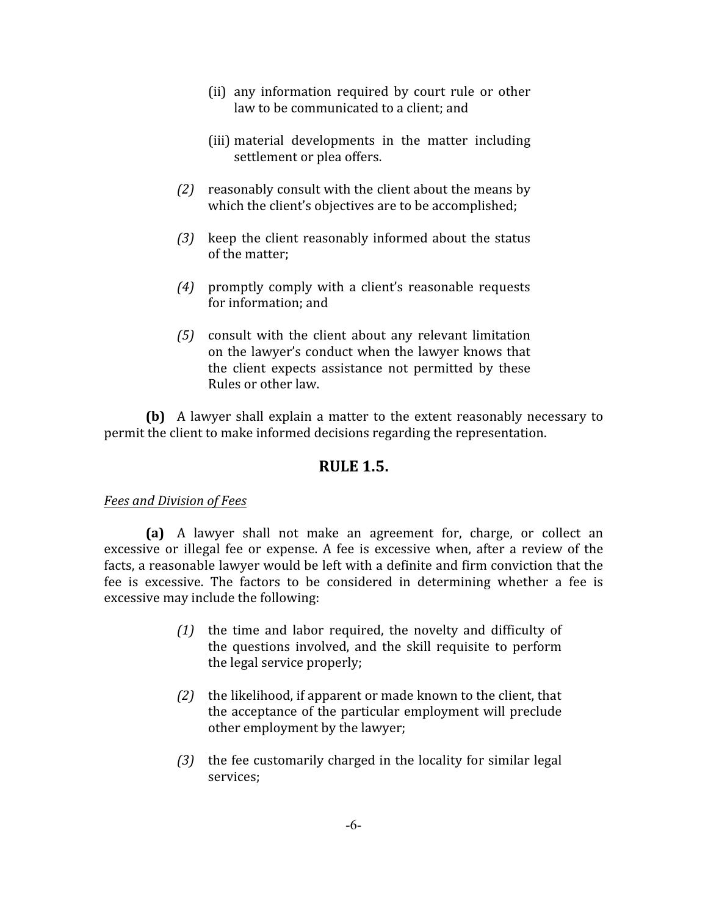(ii) any information required by court rule or other law to be communicated to a client; and

(iii) material developments in the matter including settlement or plea offers.

*(2)* reasonably consult with the client about the means by which the client's objectives are to be accomplished;

*(3)* keep the client reasonably informed about the status of the matter;

*(4)* promptly comply with a client's reasonable requests for information; and

*(5)* consult with the client about any relevant limitation on the lawyer's conduct when the lawyer knows that the client expects assistance not permitted by these Rules or other law.

**(b)** A lawyer shall explain a matter to the extent reasonably necessary to permit the client to make informed decisions regarding the representation.

## RULE 1.5.

*Fees and Division of Fees*

**(a)** A lawyer shall not make an agreement for, charge, or collect an excessive or illegal fee or expense. A fee is excessive when, after a review of the facts, a reasonable lawyer would be left with a definite and firm conviction that the fee is excessive. The factors to be considered in determining whether a fee is excessive may include the following:

*(1)* the time and labor required, the novelty and difficulty of the questions involved, and the skill requisite to perform the legal service properly;

*(2)* the likelihood, if apparent or made known to the client, that the acceptance of the particular employment will preclude other employment by the lawyer;

*(3)* the fee customarily charged in the locality for similar legal services;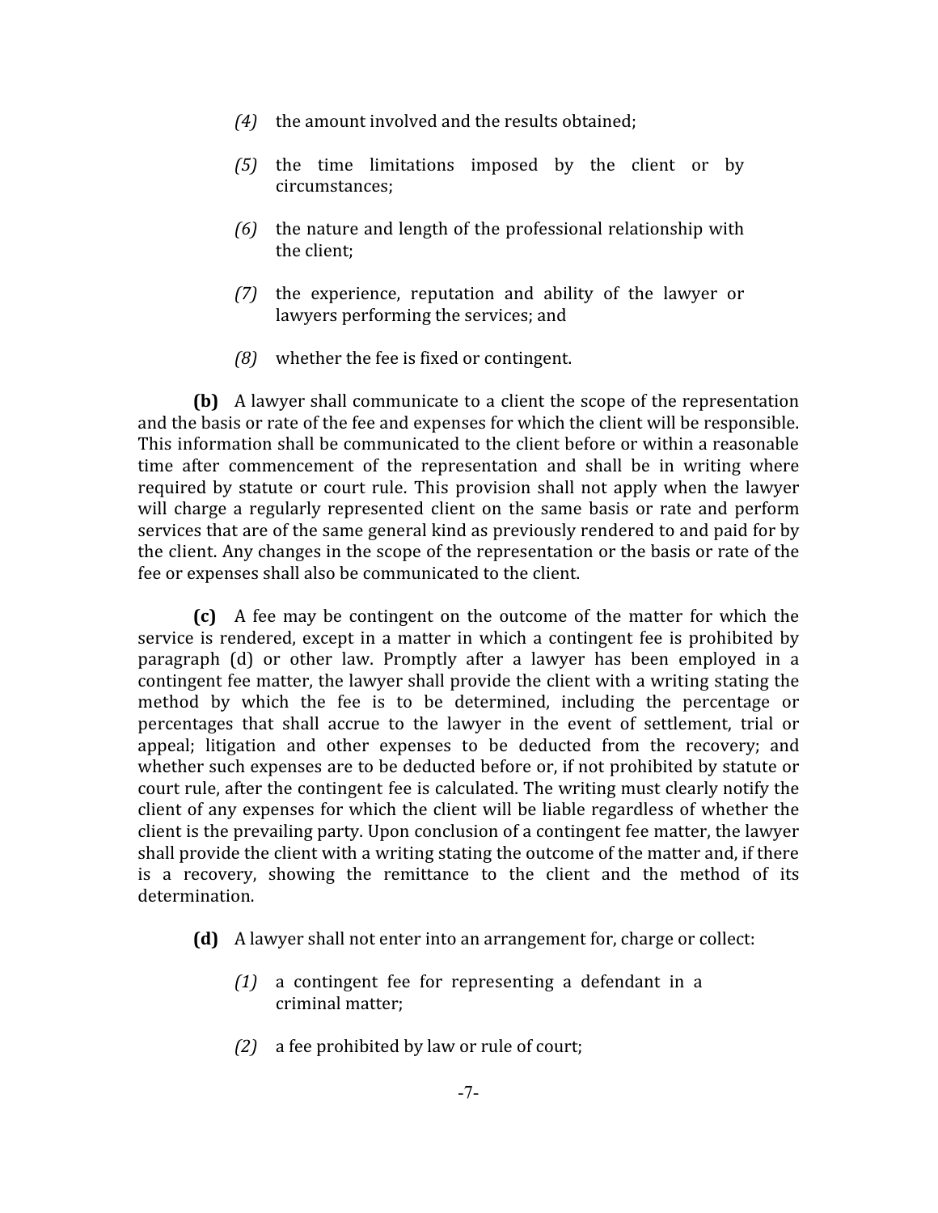*(4)* the amount involved and the results obtained;

*(5)* the time limitations imposed by the client or by circumstances;

*(6)* the nature and length of the professional relationship with the client;

*(7)* the experience, reputation and ability of the lawyer or lawyers performing the services; and

*(8)* whether the fee is fixed or contingent.

**(b)** A lawyer shall communicate to a client the scope of the representation and the basis or rate of the fee and expenses for which the client will be responsible. This information shall be communicated to the client before or within a reasonable time after commencement of the representation and shall be in writing where required by statute or court rule. This provision shall not apply when the lawyer will charge a regularly represented client on the same basis or rate and perform services that are of the same general kind as previously rendered to and paid for by the client. Any changes in the scope of the representation or the basis or rate of the fee or expenses shall also be communicated to the client.

**(c)** A fee may be contingent on the outcome of the matter for which the service is rendered, except in a matter in which a contingent fee is prohibited by paragraph (d) or other law. Promptly after a lawyer has been employed in a contingent fee matter, the lawyer shall provide the client with a writing stating the method by which the fee is to be determined, including the percentage or percentages that shall accrue to the lawyer in the event of settlement, trial or appeal; litigation and other expenses to be deducted from the recovery; and whether such expenses are to be deducted before or, if not prohibited by statute or court rule, after the contingent fee is calculated. The writing must clearly notify the client of any expenses for which the client will be liable regardless of whether the client is the prevailing party. Upon conclusion of a contingent fee matter, the lawyer shall provide the client with a writing stating the outcome of the matter and, if there is a recovery, showing the remittance to the client and the method of its determination.

**(d)** A lawyer shall not enter into an arrangement for, charge or collect:

*(1)* a contingent fee for representing a defendant in a criminal matter;

*(2)* a fee prohibited by law or rule of court;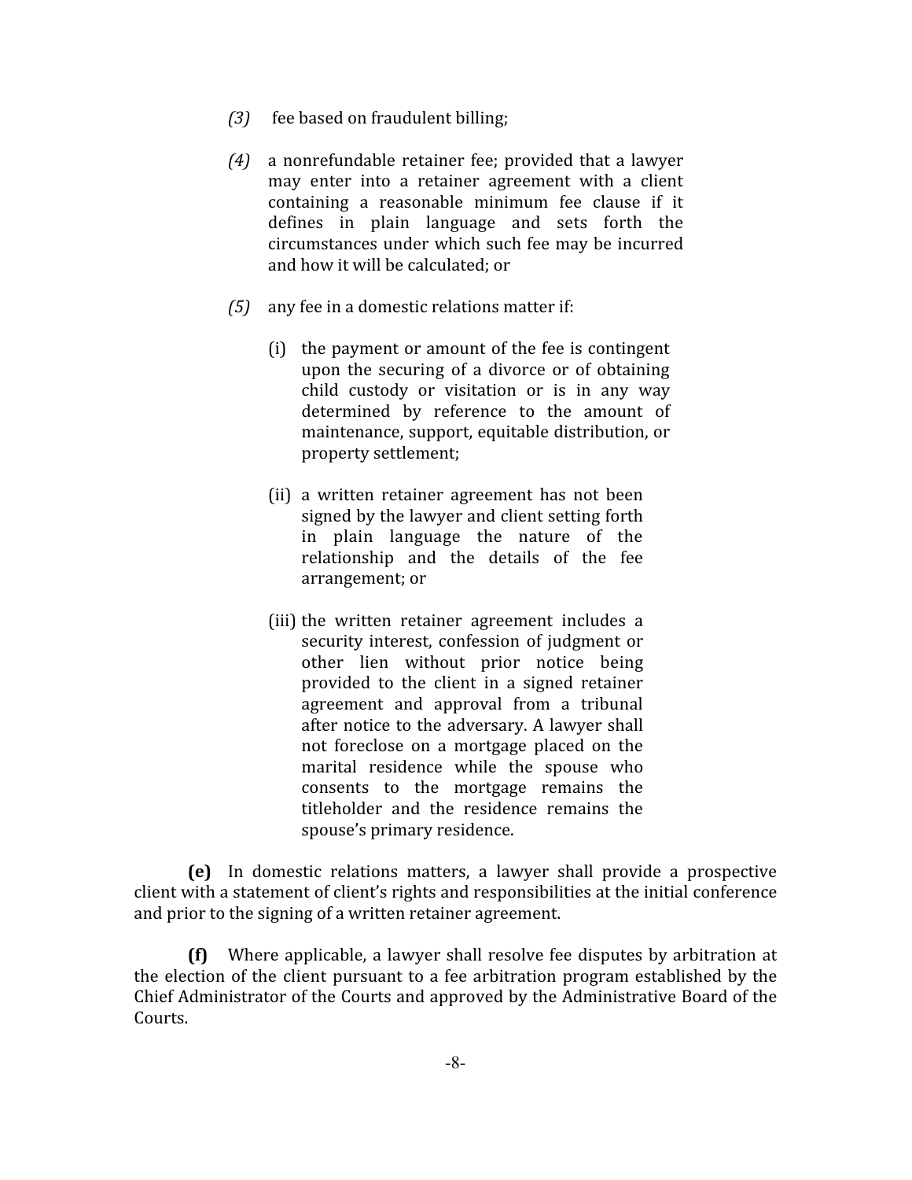*(3)* fee based on fraudulent billing;

*(4)* a nonrefundable retainer fee; provided that a lawyer may enter into a retainer agreement with a client containing a reasonable minimum fee clause if it defines in plain language and sets forth the circumstances under which such fee may be incurred and how it will be calculated; or

*(5)* any fee in a domestic relations matter if:

(i) the payment or amount of the fee is contingent upon the securing of a divorce or of obtaining child custody or visitation or is in any way determined by reference to the amount of maintenance, support, equitable distribution, or property settlement;

(ii) a written retainer agreement has not been signed by the lawyer and client setting forth in plain language the nature of the relationship and the details of the fee arrangement; or

(iii) the written retainer agreement includes a security interest, confession of judgment or other lien without prior notice being provided to the client in a signed retainer agreement and approval from a tribunal after notice to the adversary. A lawyer shall not foreclose on a mortgage placed on the marital residence while the spouse who consents to the mortgage remains the titleholder and the residence remains the spouse's primary residence.

**(e)** In domestic relations matters, a lawyer shall provide a prospective client with a statement of client's rights and responsibilities at the initial conference and prior to the signing of a written retainer agreement.

**(f)** Where applicable, a lawyer shall resolve fee disputes by arbitration at the election of the client pursuant to a fee arbitration program established by the Chief Administrator of the Courts and approved by the Administrative Board of the Courts.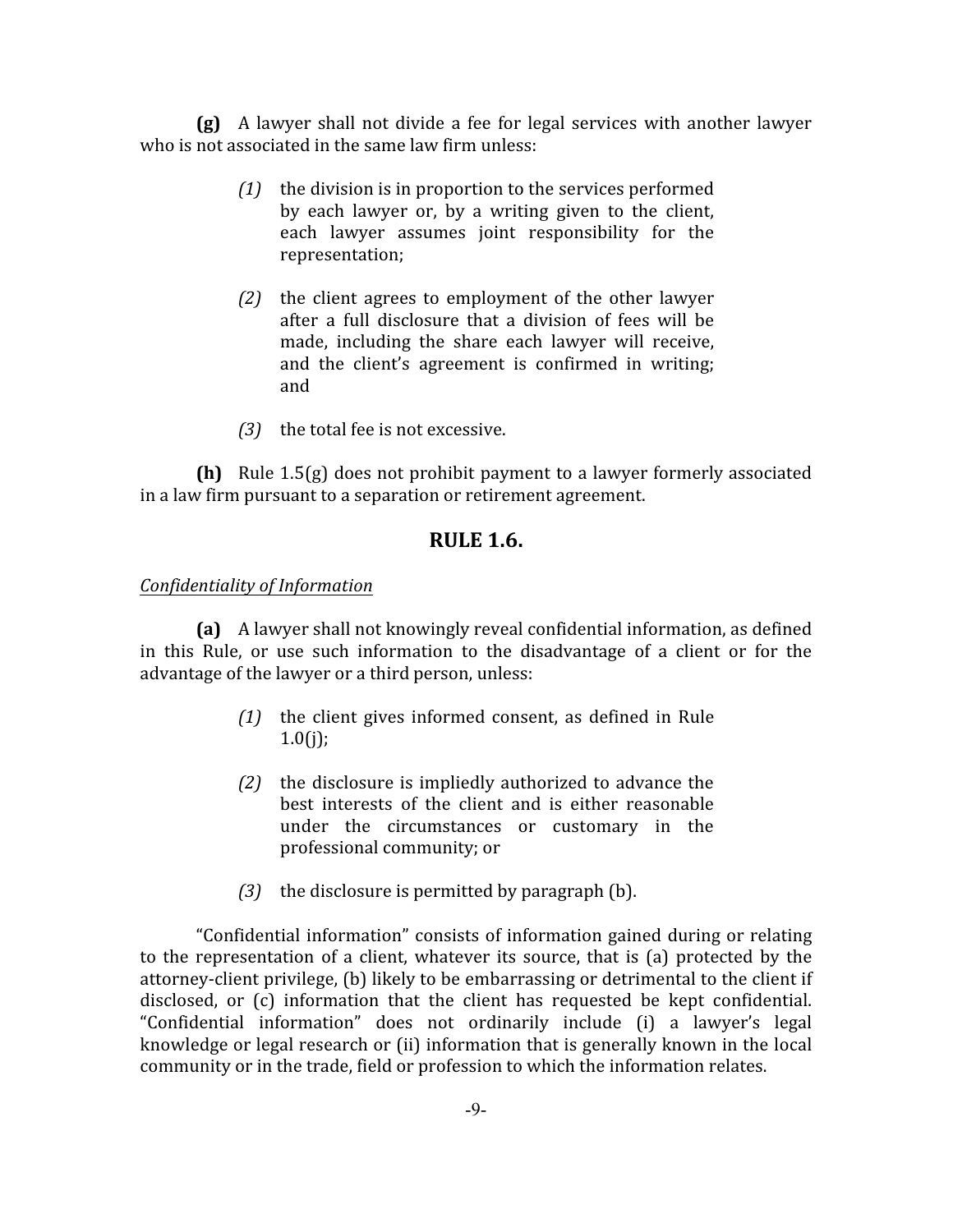**(g)** A lawyer shall not divide a fee for legal services with another lawyer who is not associated in the same law firm unless:

> *(1)* the division is in proportion to the services performed by each lawyer or, by a writing given to the client, each lawyer assumes joint responsibility for the representation;
>
> *(2)* the client agrees to employment of the other lawyer after a full disclosure that a division of fees will be made, including the share each lawyer will receive, and the client's agreement is confirmed in writing; and
>
> *(3)* the total fee is not excessive.

**(h)** Rule 1.5(g) does not prohibit payment to a lawyer formerly associated in a law firm pursuant to a separation or retirement agreement.

## RULE 1.6.

*Confidentiality of Information*

**(a)** A lawyer shall not knowingly reveal confidential information, as defined in this Rule, or use such information to the disadvantage of a client or for the advantage of the lawyer or a third person, unless:

> *(1)* the client gives informed consent, as defined in Rule 1.0(j);
>
> *(2)* the disclosure is impliedly authorized to advance the best interests of the client and is either reasonable under the circumstances or customary in the professional community; or
>
> *(3)* the disclosure is permitted by paragraph (b).

"Confidential information" consists of information gained during or relating to the representation of a client, whatever its source, that is (a) protected by the attorney-client privilege, (b) likely to be embarrassing or detrimental to the client if disclosed, or (c) information that the client has requested be kept confidential. "Confidential information" does not ordinarily include (i) a lawyer's legal knowledge or legal research or (ii) information that is generally known in the local community or in the trade, field or profession to which the information relates.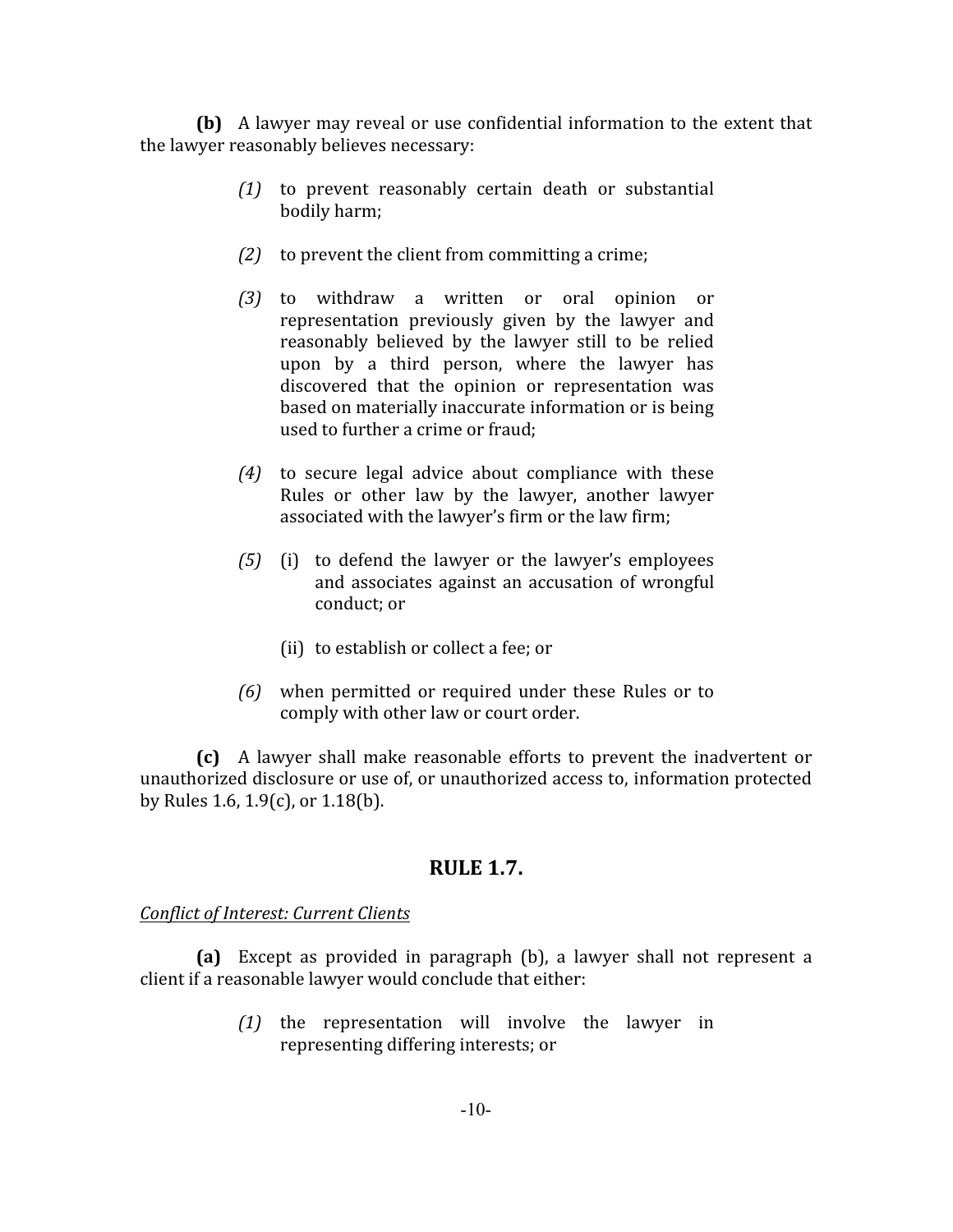**(b)** A lawyer may reveal or use confidential information to the extent that the lawyer reasonably believes necessary:

> *(1)* to prevent reasonably certain death or substantial bodily harm;
>
> *(2)* to prevent the client from committing a crime;
>
> *(3)* to withdraw a written or oral opinion or representation previously given by the lawyer and reasonably believed by the lawyer still to be relied upon by a third person, where the lawyer has discovered that the opinion or representation was based on materially inaccurate information or is being used to further a crime or fraud;
>
> *(4)* to secure legal advice about compliance with these Rules or other law by the lawyer, another lawyer associated with the lawyer's firm or the law firm;
>
> *(5)* (i) to defend the lawyer or the lawyer's employees and associates against an accusation of wrongful conduct; or
>
> (ii) to establish or collect a fee; or
>
> *(6)* when permitted or required under these Rules or to comply with other law or court order.

**(c)** A lawyer shall make reasonable efforts to prevent the inadvertent or unauthorized disclosure or use of, or unauthorized access to, information protected by Rules 1.6, 1.9(c), or 1.18(b).

## RULE 1.7.

*Conflict of Interest: Current Clients*

**(a)** Except as provided in paragraph (b), a lawyer shall not represent a client if a reasonable lawyer would conclude that either:

> *(1)* the representation will involve the lawyer in representing differing interests; or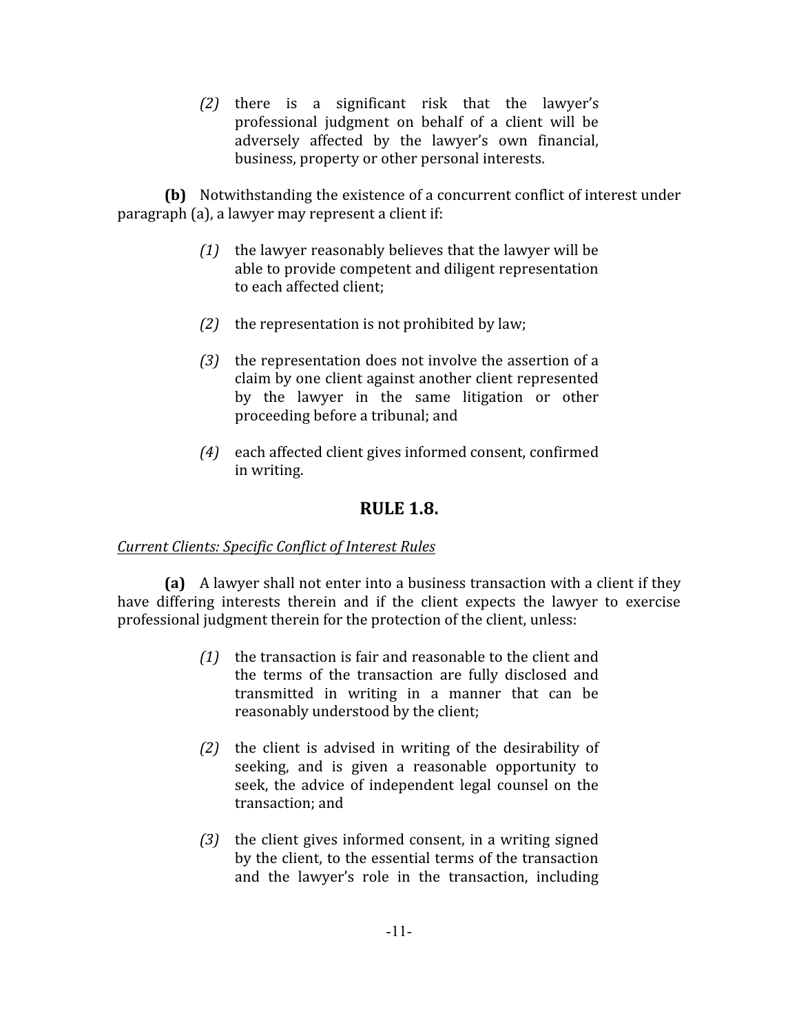*(2)* there is a significant risk that the lawyer's professional judgment on behalf of a client will be adversely affected by the lawyer's own financial, business, property or other personal interests.

**(b)** Notwithstanding the existence of a concurrent conflict of interest under paragraph (a), a lawyer may represent a client if:

*(1)* the lawyer reasonably believes that the lawyer will be able to provide competent and diligent representation to each affected client;

*(2)* the representation is not prohibited by law;

*(3)* the representation does not involve the assertion of a claim by one client against another client represented by the lawyer in the same litigation or other proceeding before a tribunal; and

*(4)* each affected client gives informed consent, confirmed in writing.

## RULE 1.8.

*Current Clients: Specific Conflict of Interest Rules*

**(a)** A lawyer shall not enter into a business transaction with a client if they have differing interests therein and if the client expects the lawyer to exercise professional judgment therein for the protection of the client, unless:

*(1)* the transaction is fair and reasonable to the client and the terms of the transaction are fully disclosed and transmitted in writing in a manner that can be reasonably understood by the client;

*(2)* the client is advised in writing of the desirability of seeking, and is given a reasonable opportunity to seek, the advice of independent legal counsel on the transaction; and

*(3)* the client gives informed consent, in a writing signed by the client, to the essential terms of the transaction and the lawyer's role in the transaction, including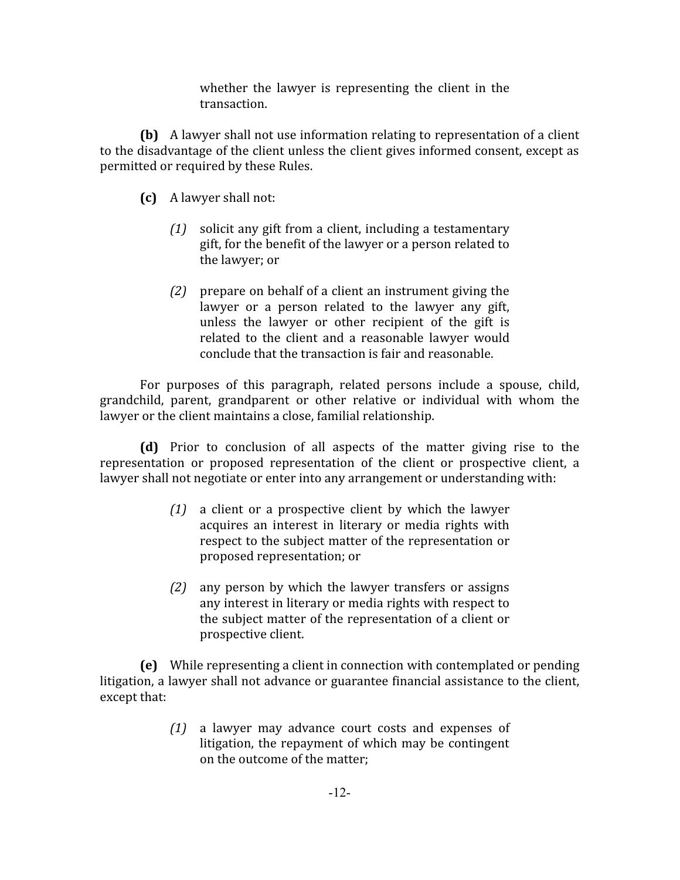whether the lawyer is representing the client in the transaction.

**(b)** A lawyer shall not use information relating to representation of a client to the disadvantage of the client unless the client gives informed consent, except as permitted or required by these Rules.

**(c)** A lawyer shall not:

> *(1)* solicit any gift from a client, including a testamentary gift, for the benefit of the lawyer or a person related to the lawyer; or
>
> *(2)* prepare on behalf of a client an instrument giving the lawyer or a person related to the lawyer any gift, unless the lawyer or other recipient of the gift is related to the client and a reasonable lawyer would conclude that the transaction is fair and reasonable.

For purposes of this paragraph, related persons include a spouse, child, grandchild, parent, grandparent or other relative or individual with whom the lawyer or the client maintains a close, familial relationship.

**(d)** Prior to conclusion of all aspects of the matter giving rise to the representation or proposed representation of the client or prospective client, a lawyer shall not negotiate or enter into any arrangement or understanding with:

> *(1)* a client or a prospective client by which the lawyer acquires an interest in literary or media rights with respect to the subject matter of the representation or proposed representation; or
>
> *(2)* any person by which the lawyer transfers or assigns any interest in literary or media rights with respect to the subject matter of the representation of a client or prospective client.

**(e)** While representing a client in connection with contemplated or pending litigation, a lawyer shall not advance or guarantee financial assistance to the client, except that:

> *(1)* a lawyer may advance court costs and expenses of litigation, the repayment of which may be contingent on the outcome of the matter;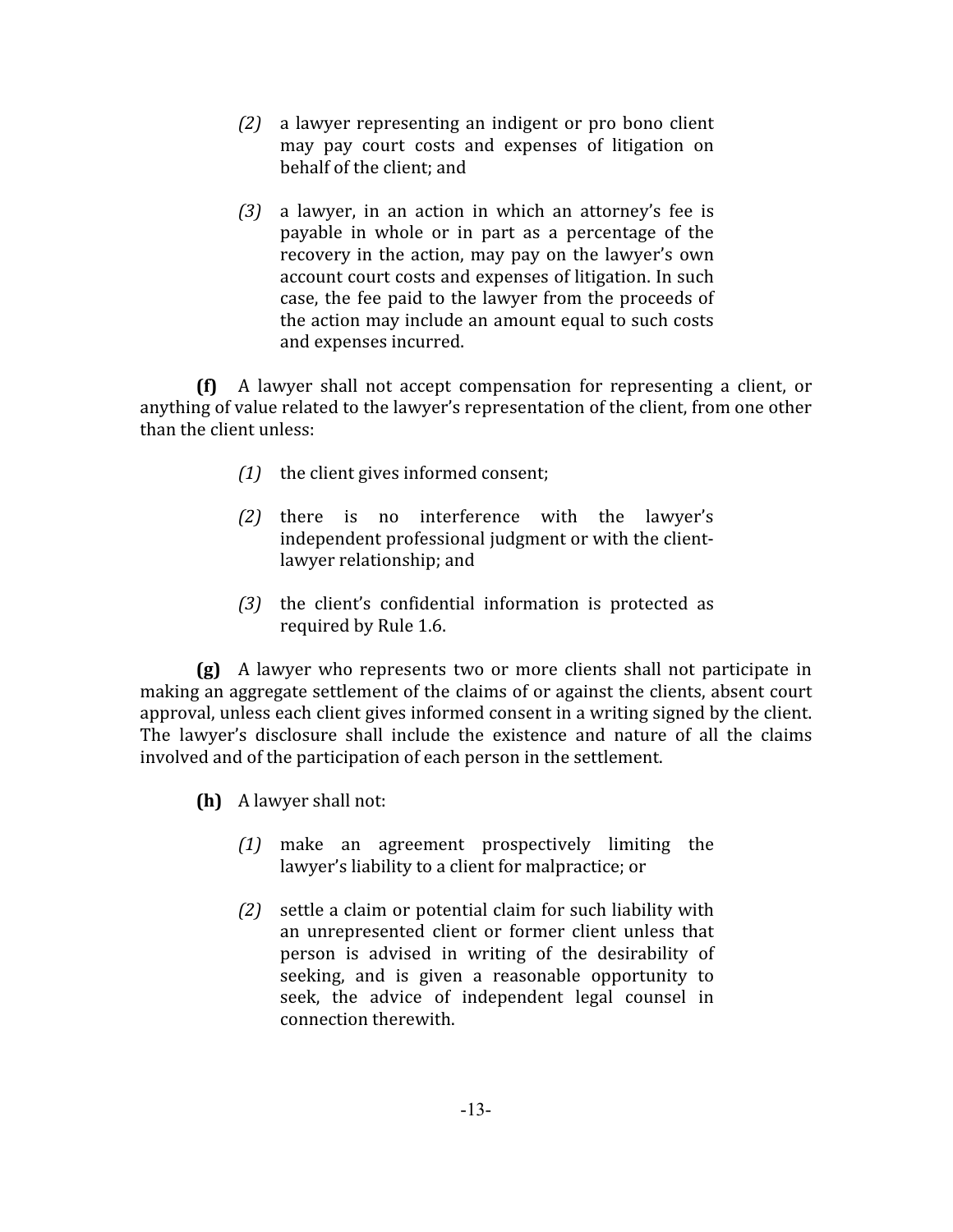*(2)* a lawyer representing an indigent or pro bono client may pay court costs and expenses of litigation on behalf of the client; and

*(3)* a lawyer, in an action in which an attorney's fee is payable in whole or in part as a percentage of the recovery in the action, may pay on the lawyer's own account court costs and expenses of litigation. In such case, the fee paid to the lawyer from the proceeds of the action may include an amount equal to such costs and expenses incurred.

**(f)** A lawyer shall not accept compensation for representing a client, or anything of value related to the lawyer's representation of the client, from one other than the client unless:

*(1)* the client gives informed consent;

*(2)* there is no interference with the lawyer's independent professional judgment or with the client-lawyer relationship; and

*(3)* the client's confidential information is protected as required by Rule 1.6.

**(g)** A lawyer who represents two or more clients shall not participate in making an aggregate settlement of the claims of or against the clients, absent court approval, unless each client gives informed consent in a writing signed by the client. The lawyer's disclosure shall include the existence and nature of all the claims involved and of the participation of each person in the settlement.

**(h)** A lawyer shall not:

*(1)* make an agreement prospectively limiting the lawyer's liability to a client for malpractice; or

*(2)* settle a claim or potential claim for such liability with an unrepresented client or former client unless that person is advised in writing of the desirability of seeking, and is given a reasonable opportunity to seek, the advice of independent legal counsel in connection therewith.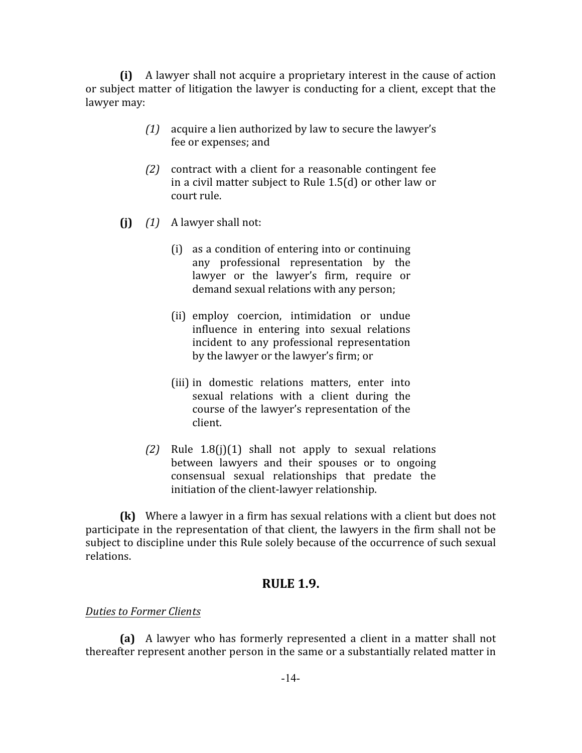**(i)** A lawyer shall not acquire a proprietary interest in the cause of action or subject matter of litigation the lawyer is conducting for a client, except that the lawyer may:

> *(1)* acquire a lien authorized by law to secure the lawyer's fee or expenses; and
>
> *(2)* contract with a client for a reasonable contingent fee in a civil matter subject to Rule 1.5(d) or other law or court rule.

**(j)** *(1)* A lawyer shall not:

> (i) as a condition of entering into or continuing any professional representation by the lawyer or the lawyer's firm, require or demand sexual relations with any person;
>
> (ii) employ coercion, intimidation or undue influence in entering into sexual relations incident to any professional representation by the lawyer or the lawyer's firm; or
>
> (iii) in domestic relations matters, enter into sexual relations with a client during the course of the lawyer's representation of the client.

*(2)* Rule 1.8(j)(1) shall not apply to sexual relations between lawyers and their spouses or to ongoing consensual sexual relationships that predate the initiation of the client-lawyer relationship.

**(k)** Where a lawyer in a firm has sexual relations with a client but does not participate in the representation of that client, the lawyers in the firm shall not be subject to discipline under this Rule solely because of the occurrence of such sexual relations.

## RULE 1.9.

*Duties to Former Clients*

**(a)** A lawyer who has formerly represented a client in a matter shall not thereafter represent another person in the same or a substantially related matter in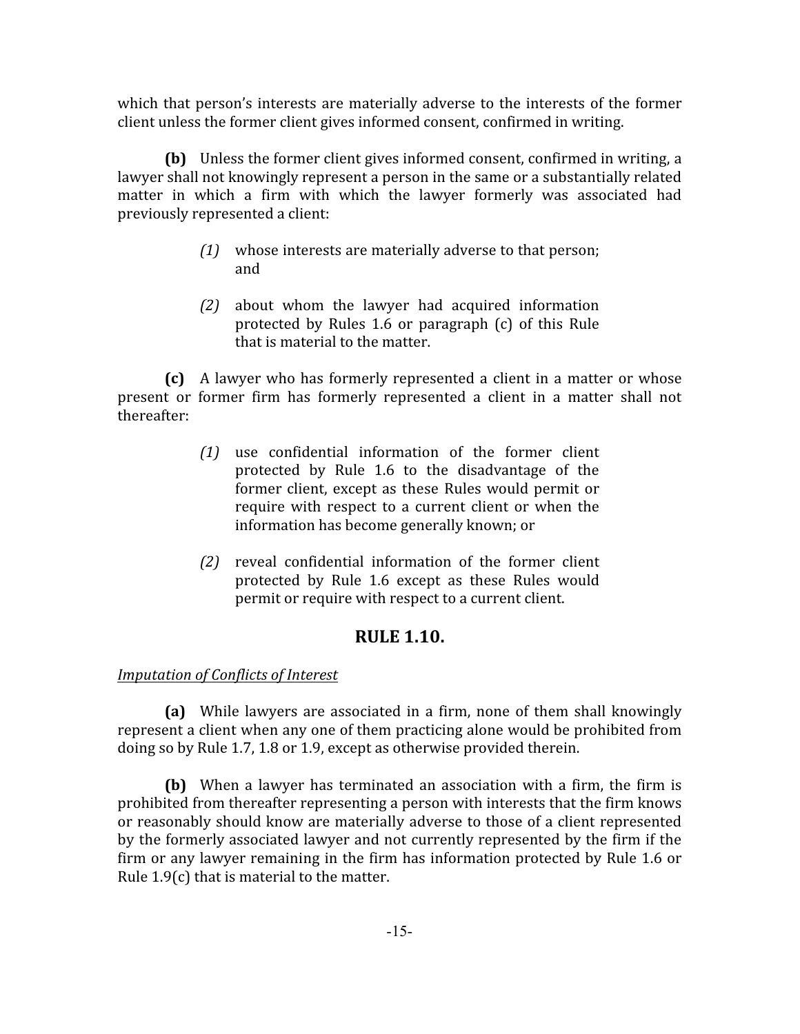which that person's interests are materially adverse to the interests of the former client unless the former client gives informed consent, confirmed in writing.

**(b)** Unless the former client gives informed consent, confirmed in writing, a lawyer shall not knowingly represent a person in the same or a substantially related matter in which a firm with which the lawyer formerly was associated had previously represented a client:

> *(1)* whose interests are materially adverse to that person; and
>
> *(2)* about whom the lawyer had acquired information protected by Rules 1.6 or paragraph (c) of this Rule that is material to the matter.

**(c)** A lawyer who has formerly represented a client in a matter or whose present or former firm has formerly represented a client in a matter shall not thereafter:

> *(1)* use confidential information of the former client protected by Rule 1.6 to the disadvantage of the former client, except as these Rules would permit or require with respect to a current client or when the information has become generally known; or
>
> *(2)* reveal confidential information of the former client protected by Rule 1.6 except as these Rules would permit or require with respect to a current client.

## RULE 1.10.

*Imputation of Conflicts of Interest*

**(a)** While lawyers are associated in a firm, none of them shall knowingly represent a client when any one of them practicing alone would be prohibited from doing so by Rule 1.7, 1.8 or 1.9, except as otherwise provided therein.

**(b)** When a lawyer has terminated an association with a firm, the firm is prohibited from thereafter representing a person with interests that the firm knows or reasonably should know are materially adverse to those of a client represented by the formerly associated lawyer and not currently represented by the firm if the firm or any lawyer remaining in the firm has information protected by Rule 1.6 or Rule 1.9(c) that is material to the matter.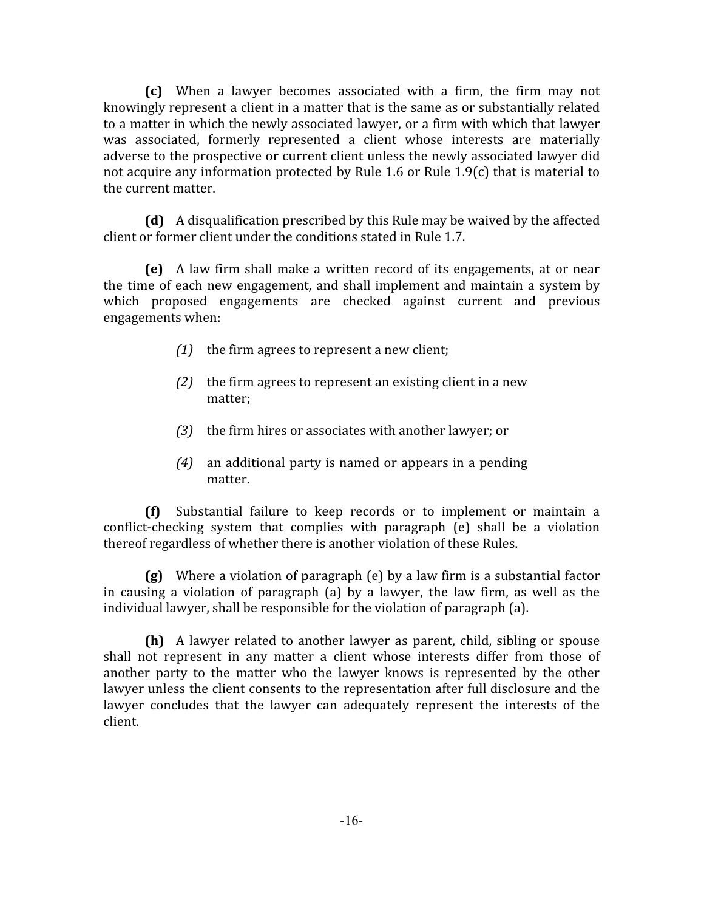**(c)** When a lawyer becomes associated with a firm, the firm may not knowingly represent a client in a matter that is the same as or substantially related to a matter in which the newly associated lawyer, or a firm with which that lawyer was associated, formerly represented a client whose interests are materially adverse to the prospective or current client unless the newly associated lawyer did not acquire any information protected by Rule 1.6 or Rule 1.9(c) that is material to the current matter.

**(d)** A disqualification prescribed by this Rule may be waived by the affected client or former client under the conditions stated in Rule 1.7.

**(e)** A law firm shall make a written record of its engagements, at or near the time of each new engagement, and shall implement and maintain a system by which proposed engagements are checked against current and previous engagements when:

> *(1)* the firm agrees to represent a new client;
>
> *(2)* the firm agrees to represent an existing client in a new matter;
>
> *(3)* the firm hires or associates with another lawyer; or
>
> *(4)* an additional party is named or appears in a pending matter.

**(f)** Substantial failure to keep records or to implement or maintain a conflict-checking system that complies with paragraph (e) shall be a violation thereof regardless of whether there is another violation of these Rules.

**(g)** Where a violation of paragraph (e) by a law firm is a substantial factor in causing a violation of paragraph (a) by a lawyer, the law firm, as well as the individual lawyer, shall be responsible for the violation of paragraph (a).

**(h)** A lawyer related to another lawyer as parent, child, sibling or spouse shall not represent in any matter a client whose interests differ from those of another party to the matter who the lawyer knows is represented by the other lawyer unless the client consents to the representation after full disclosure and the lawyer concludes that the lawyer can adequately represent the interests of the client.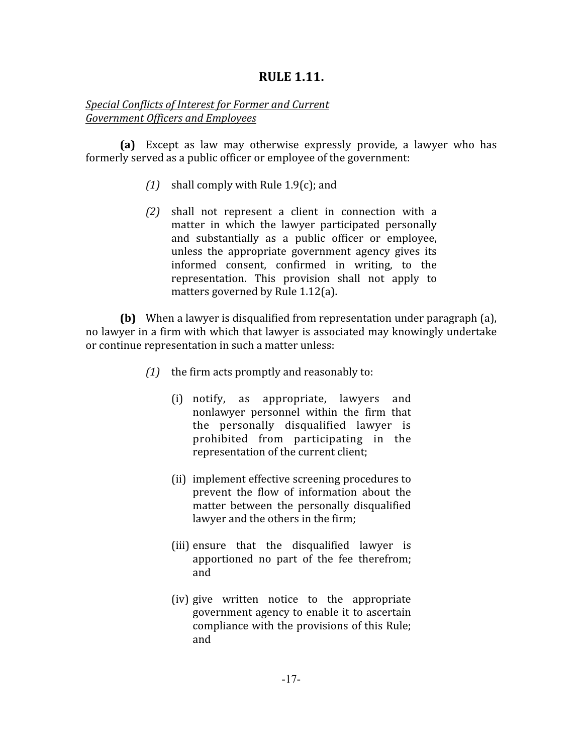# RULE 1.11.

*Special Conflicts of Interest for Former and Current Government Officers and Employees*

**(a)** Except as law may otherwise expressly provide, a lawyer who has formerly served as a public officer or employee of the government:

*(1)* shall comply with Rule 1.9(c); and

*(2)* shall not represent a client in connection with a matter in which the lawyer participated personally and substantially as a public officer or employee, unless the appropriate government agency gives its informed consent, confirmed in writing, to the representation. This provision shall not apply to matters governed by Rule 1.12(a).

**(b)** When a lawyer is disqualified from representation under paragraph (a), no lawyer in a firm with which that lawyer is associated may knowingly undertake or continue representation in such a matter unless:

*(1)* the firm acts promptly and reasonably to:

(i) notify, as appropriate, lawyers and nonlawyer personnel within the firm that the personally disqualified lawyer is prohibited from participating in the representation of the current client;

(ii) implement effective screening procedures to prevent the flow of information about the matter between the personally disqualified lawyer and the others in the firm;

(iii) ensure that the disqualified lawyer is apportioned no part of the fee therefrom; and

(iv) give written notice to the appropriate government agency to enable it to ascertain compliance with the provisions of this Rule; and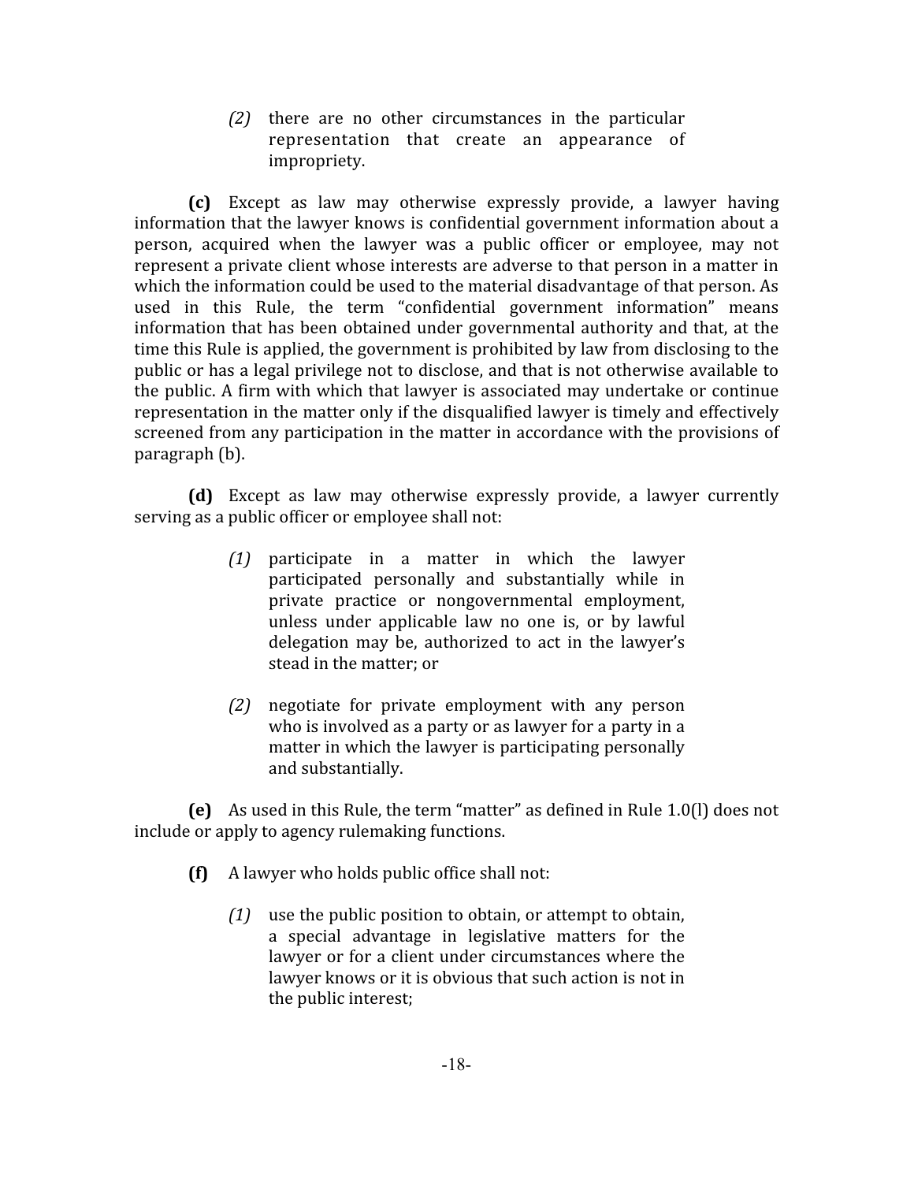*(2)* there are no other circumstances in the particular representation that create an appearance of impropriety.

**(c)** Except as law may otherwise expressly provide, a lawyer having information that the lawyer knows is confidential government information about a person, acquired when the lawyer was a public officer or employee, may not represent a private client whose interests are adverse to that person in a matter in which the information could be used to the material disadvantage of that person. As used in this Rule, the term "confidential government information" means information that has been obtained under governmental authority and that, at the time this Rule is applied, the government is prohibited by law from disclosing to the public or has a legal privilege not to disclose, and that is not otherwise available to the public. A firm with which that lawyer is associated may undertake or continue representation in the matter only if the disqualified lawyer is timely and effectively screened from any participation in the matter in accordance with the provisions of paragraph (b).

**(d)** Except as law may otherwise expressly provide, a lawyer currently serving as a public officer or employee shall not:

*(1)* participate in a matter in which the lawyer participated personally and substantially while in private practice or nongovernmental employment, unless under applicable law no one is, or by lawful delegation may be, authorized to act in the lawyer's stead in the matter; or

*(2)* negotiate for private employment with any person who is involved as a party or as lawyer for a party in a matter in which the lawyer is participating personally and substantially.

**(e)** As used in this Rule, the term "matter" as defined in Rule 1.0(l) does not include or apply to agency rulemaking functions.

**(f)** A lawyer who holds public office shall not:

*(1)* use the public position to obtain, or attempt to obtain, a special advantage in legislative matters for the lawyer or for a client under circumstances where the lawyer knows or it is obvious that such action is not in the public interest;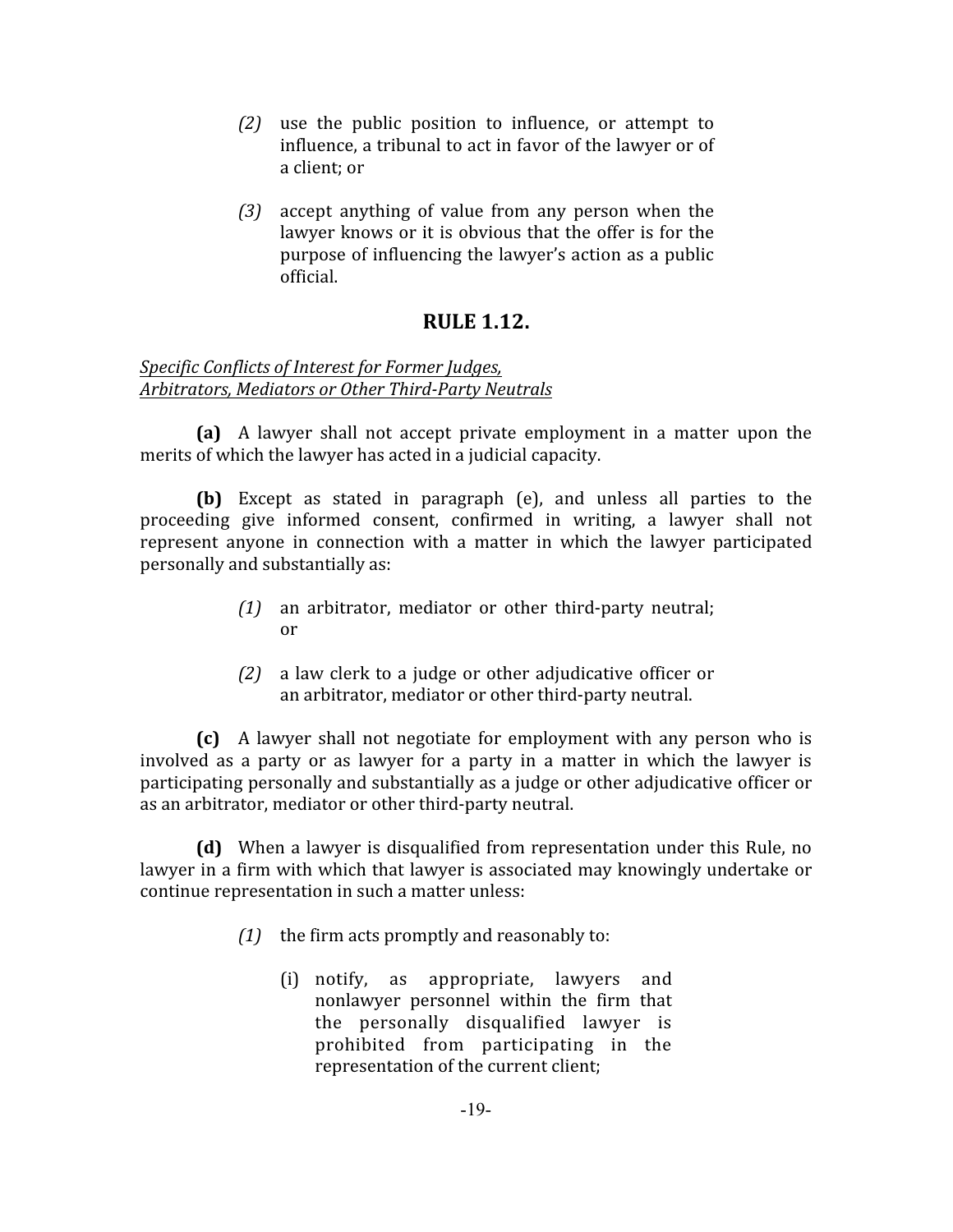*(2)* use the public position to influence, or attempt to influence, a tribunal to act in favor of the lawyer or of a client; or

*(3)* accept anything of value from any person when the lawyer knows or it is obvious that the offer is for the purpose of influencing the lawyer's action as a public official.

## RULE 1.12.

*Specific Conflicts of Interest for Former Judges, Arbitrators, Mediators or Other Third-Party Neutrals*

**(a)** A lawyer shall not accept private employment in a matter upon the merits of which the lawyer has acted in a judicial capacity.

**(b)** Except as stated in paragraph (e), and unless all parties to the proceeding give informed consent, confirmed in writing, a lawyer shall not represent anyone in connection with a matter in which the lawyer participated personally and substantially as:

*(1)* an arbitrator, mediator or other third-party neutral; or

*(2)* a law clerk to a judge or other adjudicative officer or an arbitrator, mediator or other third-party neutral.

**(c)** A lawyer shall not negotiate for employment with any person who is involved as a party or as lawyer for a party in a matter in which the lawyer is participating personally and substantially as a judge or other adjudicative officer or as an arbitrator, mediator or other third-party neutral.

**(d)** When a lawyer is disqualified from representation under this Rule, no lawyer in a firm with which that lawyer is associated may knowingly undertake or continue representation in such a matter unless:

*(1)* the firm acts promptly and reasonably to:

(i) notify, as appropriate, lawyers and nonlawyer personnel within the firm that the personally disqualified lawyer is prohibited from participating in the representation of the current client;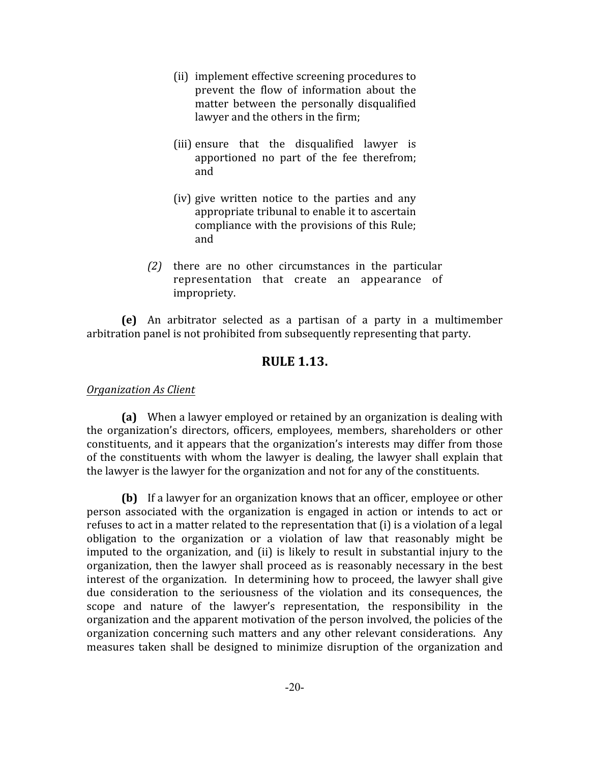(ii) implement effective screening procedures to prevent the flow of information about the matter between the personally disqualified lawyer and the others in the firm;

(iii) ensure that the disqualified lawyer is apportioned no part of the fee therefrom; and

(iv) give written notice to the parties and any appropriate tribunal to enable it to ascertain compliance with the provisions of this Rule; and

*(2)* there are no other circumstances in the particular representation that create an appearance of impropriety.

**(e)** An arbitrator selected as a partisan of a party in a multimember arbitration panel is not prohibited from subsequently representing that party.

## RULE 1.13.

*Organization As Client*

**(a)** When a lawyer employed or retained by an organization is dealing with the organization's directors, officers, employees, members, shareholders or other constituents, and it appears that the organization's interests may differ from those of the constituents with whom the lawyer is dealing, the lawyer shall explain that the lawyer is the lawyer for the organization and not for any of the constituents.

**(b)** If a lawyer for an organization knows that an officer, employee or other person associated with the organization is engaged in action or intends to act or refuses to act in a matter related to the representation that (i) is a violation of a legal obligation to the organization or a violation of law that reasonably might be imputed to the organization, and (ii) is likely to result in substantial injury to the organization, then the lawyer shall proceed as is reasonably necessary in the best interest of the organization. In determining how to proceed, the lawyer shall give due consideration to the seriousness of the violation and its consequences, the scope and nature of the lawyer's representation, the responsibility in the organization and the apparent motivation of the person involved, the policies of the organization concerning such matters and any other relevant considerations. Any measures taken shall be designed to minimize disruption of the organization and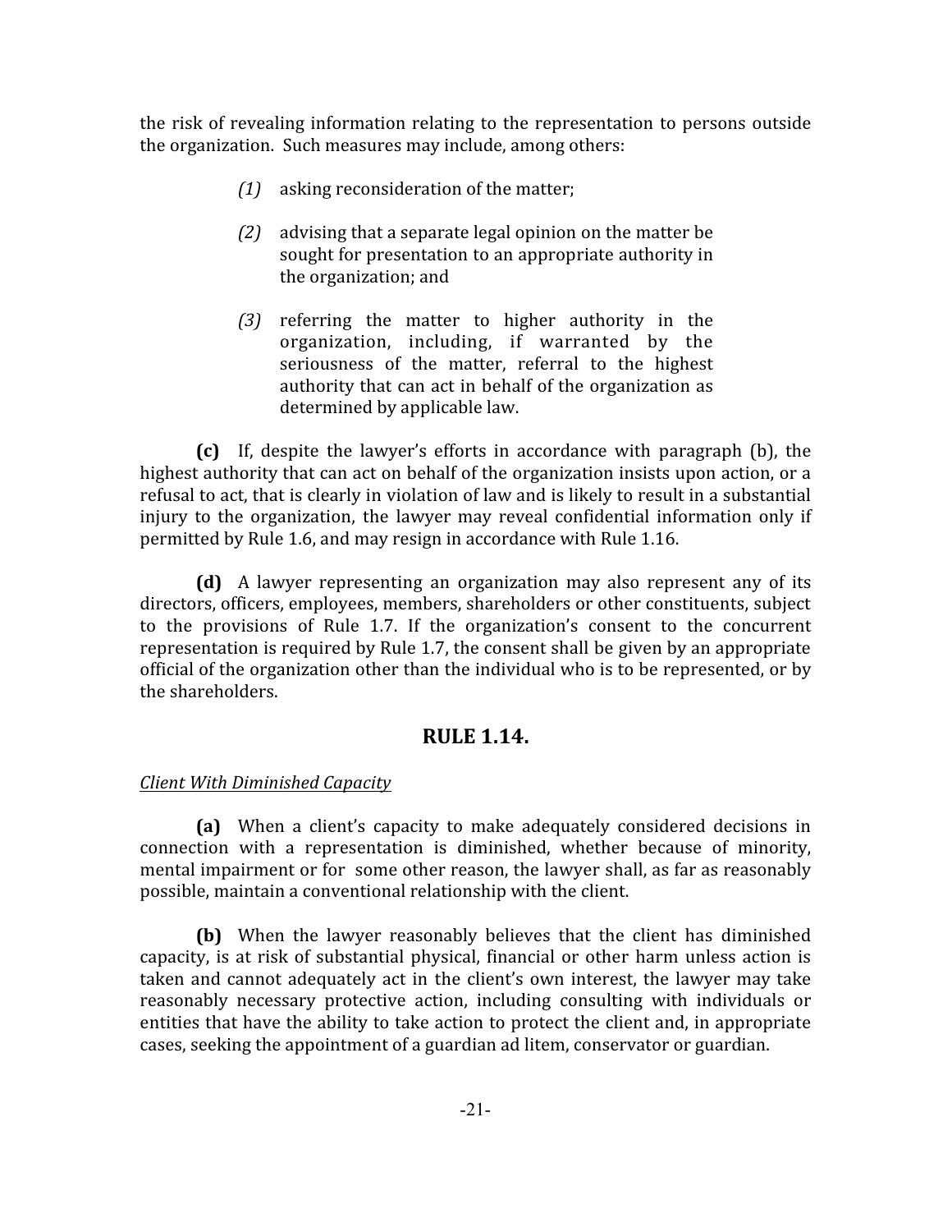the risk of revealing information relating to the representation to persons outside the organization. Such measures may include, among others:

> *(1)* asking reconsideration of the matter;
>
> *(2)* advising that a separate legal opinion on the matter be sought for presentation to an appropriate authority in the organization; and
>
> *(3)* referring the matter to higher authority in the organization, including, if warranted by the seriousness of the matter, referral to the highest authority that can act in behalf of the organization as determined by applicable law.

**(c)** If, despite the lawyer's efforts in accordance with paragraph (b), the highest authority that can act on behalf of the organization insists upon action, or a refusal to act, that is clearly in violation of law and is likely to result in a substantial injury to the organization, the lawyer may reveal confidential information only if permitted by Rule 1.6, and may resign in accordance with Rule 1.16.

**(d)** A lawyer representing an organization may also represent any of its directors, officers, employees, members, shareholders or other constituents, subject to the provisions of Rule 1.7. If the organization's consent to the concurrent representation is required by Rule 1.7, the consent shall be given by an appropriate official of the organization other than the individual who is to be represented, or by the shareholders.

## RULE 1.14.

*Client With Diminished Capacity*

**(a)** When a client's capacity to make adequately considered decisions in connection with a representation is diminished, whether because of minority, mental impairment or for some other reason, the lawyer shall, as far as reasonably possible, maintain a conventional relationship with the client.

**(b)** When the lawyer reasonably believes that the client has diminished capacity, is at risk of substantial physical, financial or other harm unless action is taken and cannot adequately act in the client's own interest, the lawyer may take reasonably necessary protective action, including consulting with individuals or entities that have the ability to take action to protect the client and, in appropriate cases, seeking the appointment of a guardian ad litem, conservator or guardian.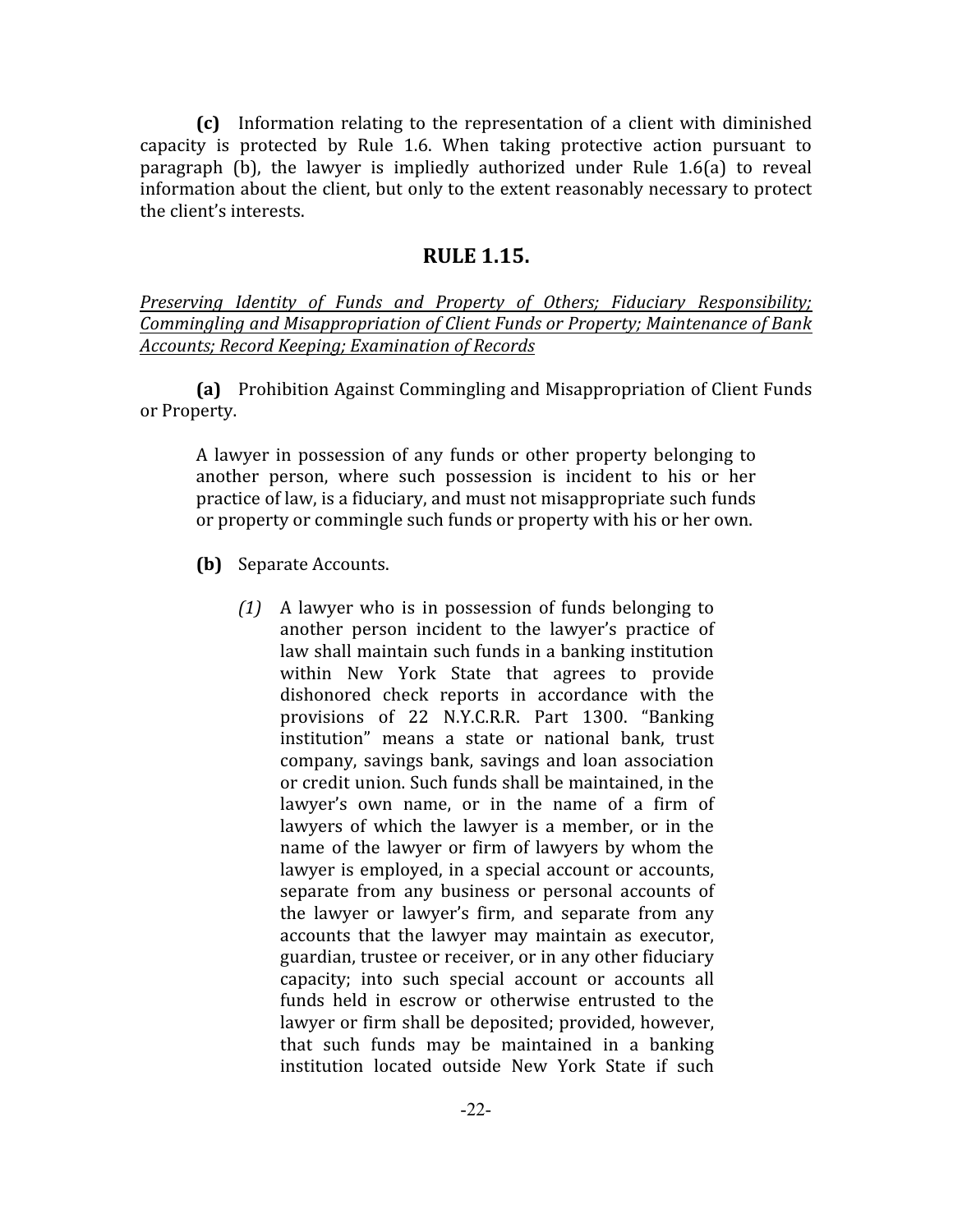**(c)** Information relating to the representation of a client with diminished capacity is protected by Rule 1.6. When taking protective action pursuant to paragraph (b), the lawyer is impliedly authorized under Rule 1.6(a) to reveal information about the client, but only to the extent reasonably necessary to protect the client's interests.

## RULE 1.15.

*Preserving Identity of Funds and Property of Others; Fiduciary Responsibility; Commingling and Misappropriation of Client Funds or Property; Maintenance of Bank Accounts; Record Keeping; Examination of Records*

**(a)** Prohibition Against Commingling and Misappropriation of Client Funds or Property.

> A lawyer in possession of any funds or other property belonging to another person, where such possession is incident to his or her practice of law, is a fiduciary, and must not misappropriate such funds or property or commingle such funds or property with his or her own.

**(b)** Separate Accounts.

> *(1)* A lawyer who is in possession of funds belonging to another person incident to the lawyer's practice of law shall maintain such funds in a banking institution within New York State that agrees to provide dishonored check reports in accordance with the provisions of 22 N.Y.C.R.R. Part 1300. "Banking institution" means a state or national bank, trust company, savings bank, savings and loan association or credit union. Such funds shall be maintained, in the lawyer's own name, or in the name of a firm of lawyers of which the lawyer is a member, or in the name of the lawyer or firm of lawyers by whom the lawyer is employed, in a special account or accounts, separate from any business or personal accounts of the lawyer or lawyer's firm, and separate from any accounts that the lawyer may maintain as executor, guardian, trustee or receiver, or in any other fiduciary capacity; into such special account or accounts all funds held in escrow or otherwise entrusted to the lawyer or firm shall be deposited; provided, however, that such funds may be maintained in a banking institution located outside New York State if such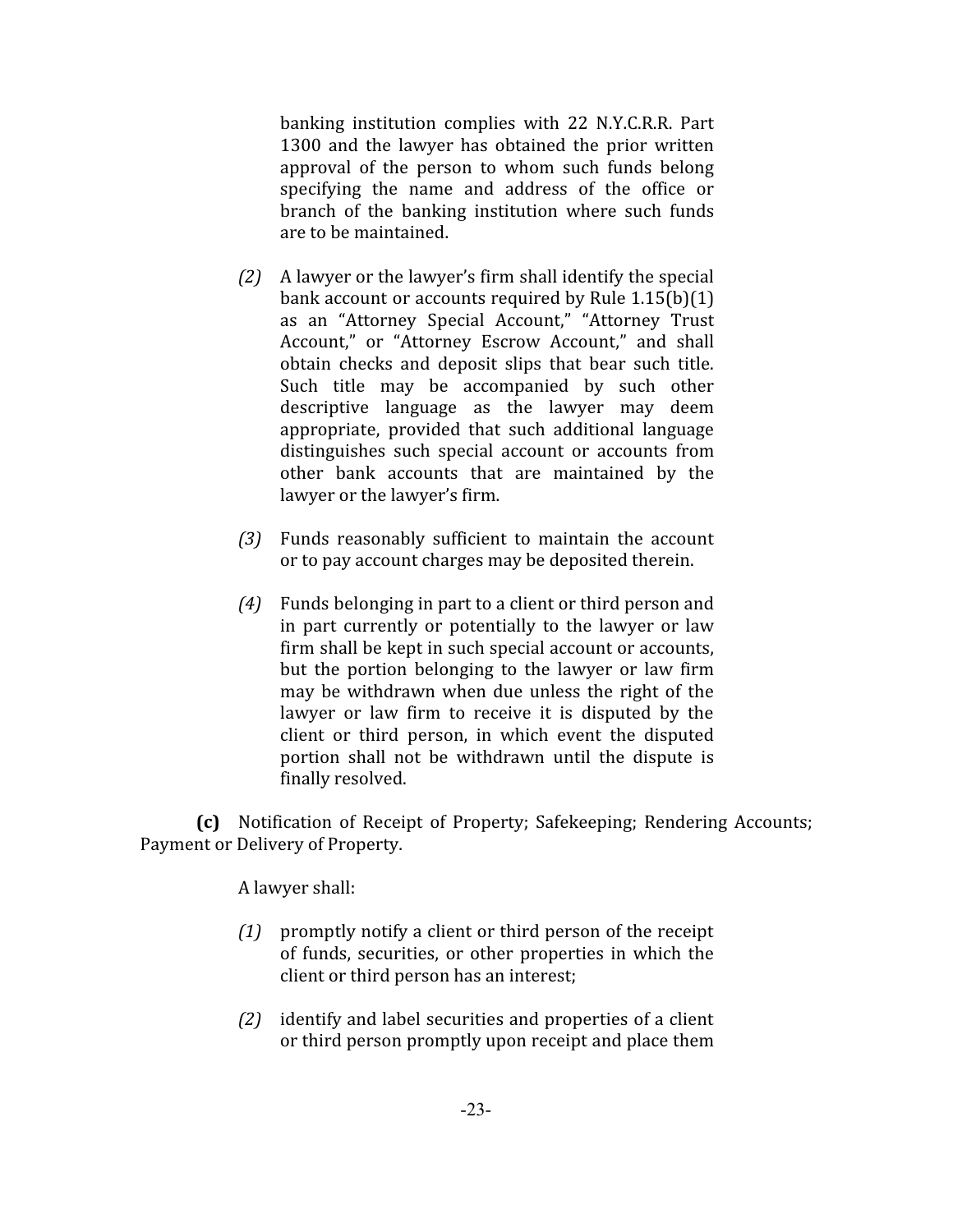banking institution complies with 22 N.Y.C.R.R. Part 1300 and the lawyer has obtained the prior written approval of the person to whom such funds belong specifying the name and address of the office or branch of the banking institution where such funds are to be maintained.

*(2)* A lawyer or the lawyer's firm shall identify the special bank account or accounts required by Rule 1.15(b)(1) as an "Attorney Special Account," "Attorney Trust Account," or "Attorney Escrow Account," and shall obtain checks and deposit slips that bear such title. Such title may be accompanied by such other descriptive language as the lawyer may deem appropriate, provided that such additional language distinguishes such special account or accounts from other bank accounts that are maintained by the lawyer or the lawyer's firm.

*(3)* Funds reasonably sufficient to maintain the account or to pay account charges may be deposited therein.

*(4)* Funds belonging in part to a client or third person and in part currently or potentially to the lawyer or law firm shall be kept in such special account or accounts, but the portion belonging to the lawyer or law firm may be withdrawn when due unless the right of the lawyer or law firm to receive it is disputed by the client or third person, in which event the disputed portion shall not be withdrawn until the dispute is finally resolved.

**(c)** Notification of Receipt of Property; Safekeeping; Rendering Accounts; Payment or Delivery of Property.

A lawyer shall:

*(1)* promptly notify a client or third person of the receipt of funds, securities, or other properties in which the client or third person has an interest;

*(2)* identify and label securities and properties of a client or third person promptly upon receipt and place them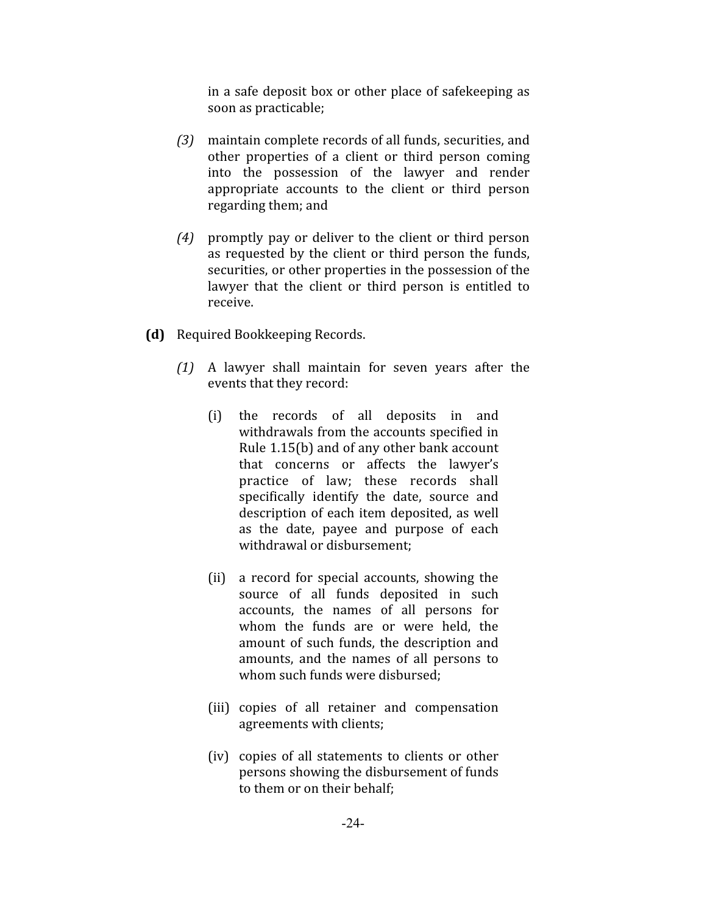in a safe deposit box or other place of safekeeping as soon as practicable;

*(3)* maintain complete records of all funds, securities, and other properties of a client or third person coming into the possession of the lawyer and render appropriate accounts to the client or third person regarding them; and

*(4)* promptly pay or deliver to the client or third person as requested by the client or third person the funds, securities, or other properties in the possession of the lawyer that the client or third person is entitled to receive.

**(d)** Required Bookkeeping Records.

*(1)* A lawyer shall maintain for seven years after the events that they record:

(i) the records of all deposits in and withdrawals from the accounts specified in Rule 1.15(b) and of any other bank account that concerns or affects the lawyer's practice of law; these records shall specifically identify the date, source and description of each item deposited, as well as the date, payee and purpose of each withdrawal or disbursement;

(ii) a record for special accounts, showing the source of all funds deposited in such accounts, the names of all persons for whom the funds are or were held, the amount of such funds, the description and amounts, and the names of all persons to whom such funds were disbursed;

(iii) copies of all retainer and compensation agreements with clients;

(iv) copies of all statements to clients or other persons showing the disbursement of funds to them or on their behalf;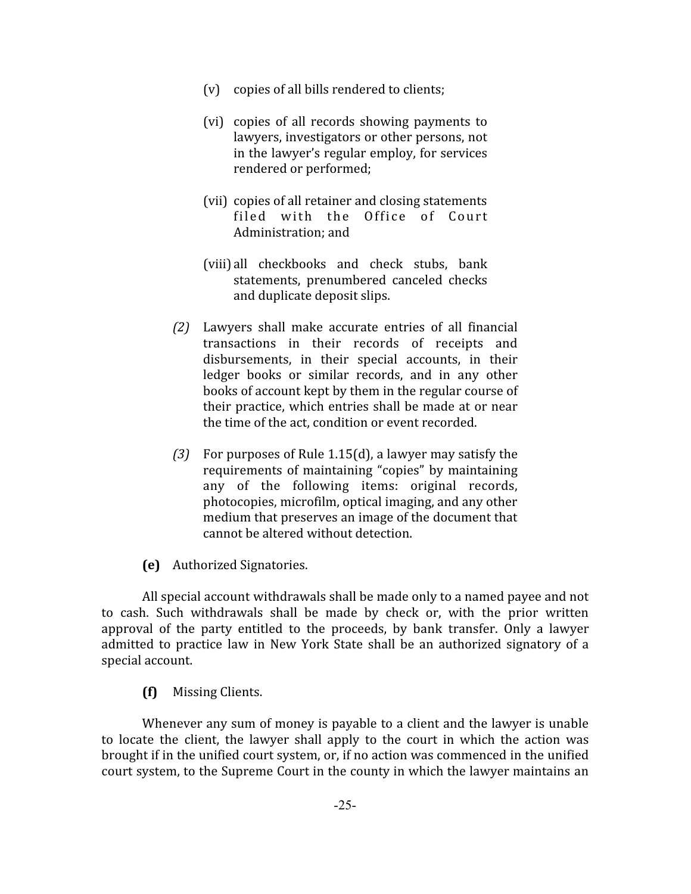(v) copies of all bills rendered to clients;

(vi) copies of all records showing payments to lawyers, investigators or other persons, not in the lawyer's regular employ, for services rendered or performed;

(vii) copies of all retainer and closing statements filed with the Office of Court Administration; and

(viii) all checkbooks and check stubs, bank statements, prenumbered canceled checks and duplicate deposit slips.

*(2)* Lawyers shall make accurate entries of all financial transactions in their records of receipts and disbursements, in their special accounts, in their ledger books or similar records, and in any other books of account kept by them in the regular course of their practice, which entries shall be made at or near the time of the act, condition or event recorded.

*(3)* For purposes of Rule 1.15(d), a lawyer may satisfy the requirements of maintaining "copies" by maintaining any of the following items: original records, photocopies, microfilm, optical imaging, and any other medium that preserves an image of the document that cannot be altered without detection.

**(e)** Authorized Signatories.

All special account withdrawals shall be made only to a named payee and not to cash. Such withdrawals shall be made by check or, with the prior written approval of the party entitled to the proceeds, by bank transfer. Only a lawyer admitted to practice law in New York State shall be an authorized signatory of a special account.

**(f)** Missing Clients.

Whenever any sum of money is payable to a client and the lawyer is unable to locate the client, the lawyer shall apply to the court in which the action was brought if in the unified court system, or, if no action was commenced in the unified court system, to the Supreme Court in the county in which the lawyer maintains an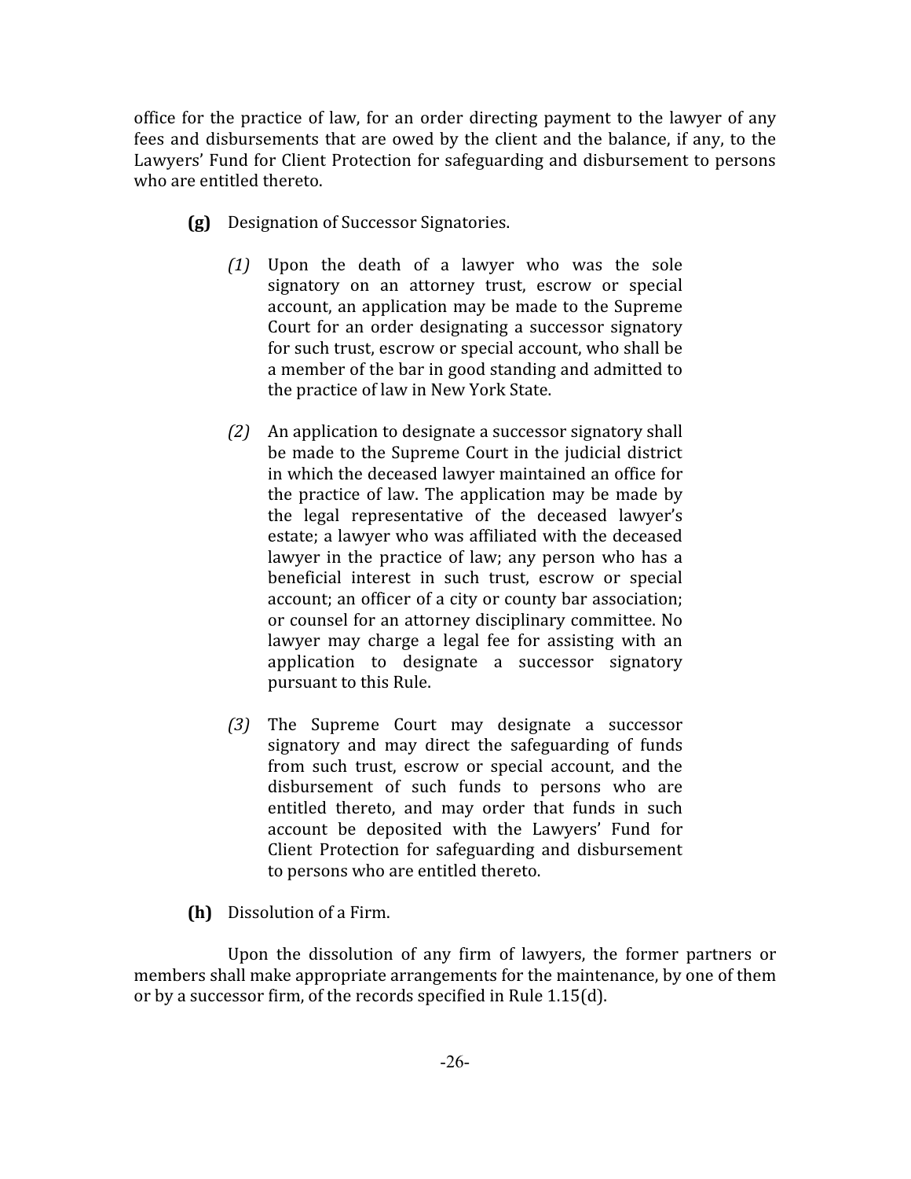office for the practice of law, for an order directing payment to the lawyer of any fees and disbursements that are owed by the client and the balance, if any, to the Lawyers' Fund for Client Protection for safeguarding and disbursement to persons who are entitled thereto.

**(g)** Designation of Successor Signatories.

*(1)* Upon the death of a lawyer who was the sole signatory on an attorney trust, escrow or special account, an application may be made to the Supreme Court for an order designating a successor signatory for such trust, escrow or special account, who shall be a member of the bar in good standing and admitted to the practice of law in New York State.

*(2)* An application to designate a successor signatory shall be made to the Supreme Court in the judicial district in which the deceased lawyer maintained an office for the practice of law. The application may be made by the legal representative of the deceased lawyer's estate; a lawyer who was affiliated with the deceased lawyer in the practice of law; any person who has a beneficial interest in such trust, escrow or special account; an officer of a city or county bar association; or counsel for an attorney disciplinary committee. No lawyer may charge a legal fee for assisting with an application to designate a successor signatory pursuant to this Rule.

*(3)* The Supreme Court may designate a successor signatory and may direct the safeguarding of funds from such trust, escrow or special account, and the disbursement of such funds to persons who are entitled thereto, and may order that funds in such account be deposited with the Lawyers' Fund for Client Protection for safeguarding and disbursement to persons who are entitled thereto.

**(h)** Dissolution of a Firm.

Upon the dissolution of any firm of lawyers, the former partners or members shall make appropriate arrangements for the maintenance, by one of them or by a successor firm, of the records specified in Rule 1.15(d).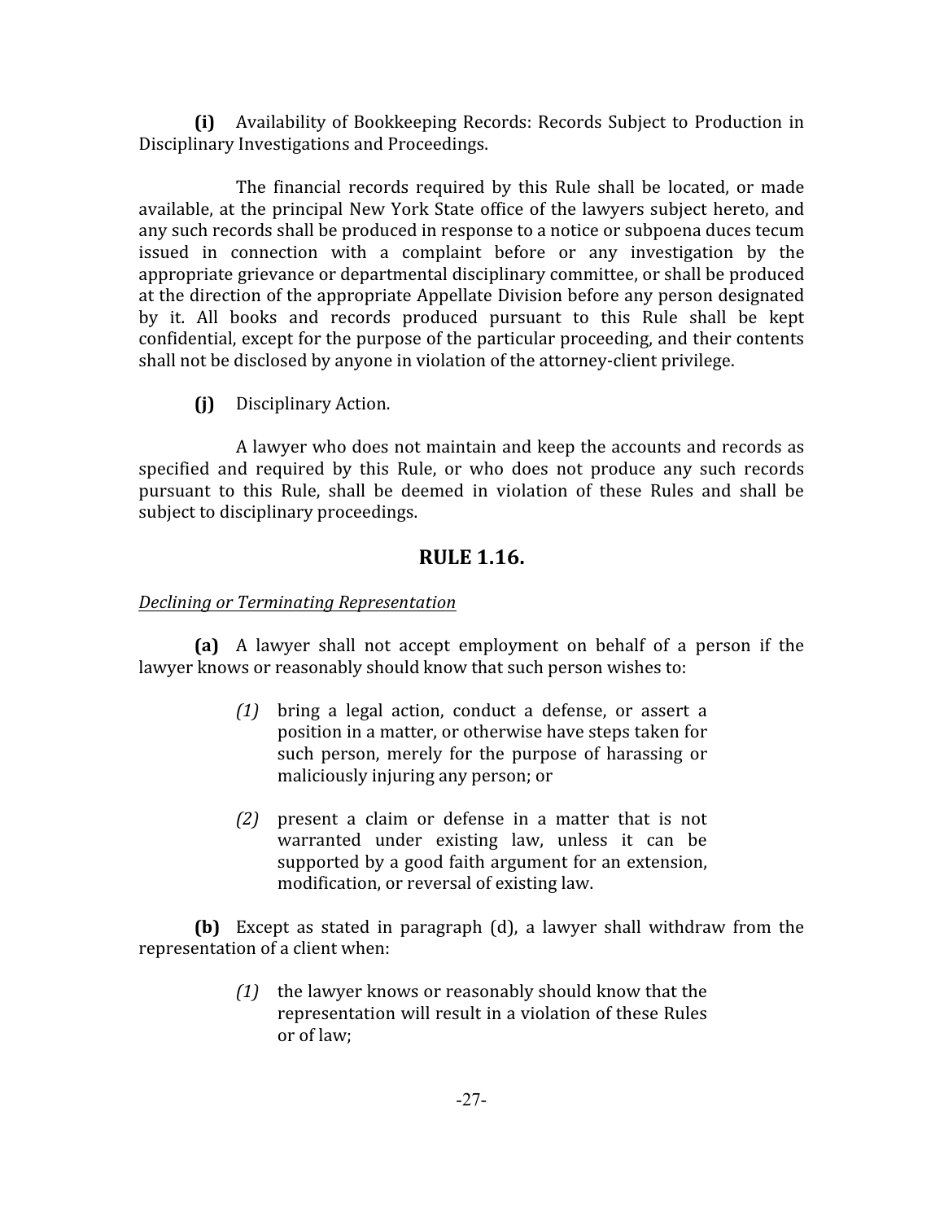**(i)** Availability of Bookkeeping Records: Records Subject to Production in Disciplinary Investigations and Proceedings.

The financial records required by this Rule shall be located, or made available, at the principal New York State office of the lawyers subject hereto, and any such records shall be produced in response to a notice or subpoena duces tecum issued in connection with a complaint before or any investigation by the appropriate grievance or departmental disciplinary committee, or shall be produced at the direction of the appropriate Appellate Division before any person designated by it. All books and records produced pursuant to this Rule shall be kept confidential, except for the purpose of the particular proceeding, and their contents shall not be disclosed by anyone in violation of the attorney-client privilege.

**(j)** Disciplinary Action.

A lawyer who does not maintain and keep the accounts and records as specified and required by this Rule, or who does not produce any such records pursuant to this Rule, shall be deemed in violation of these Rules and shall be subject to disciplinary proceedings.

## RULE 1.16.

*Declining or Terminating Representation*

**(a)** A lawyer shall not accept employment on behalf of a person if the lawyer knows or reasonably should know that such person wishes to:

*(1)* bring a legal action, conduct a defense, or assert a position in a matter, or otherwise have steps taken for such person, merely for the purpose of harassing or maliciously injuring any person; or

*(2)* present a claim or defense in a matter that is not warranted under existing law, unless it can be supported by a good faith argument for an extension, modification, or reversal of existing law.

**(b)** Except as stated in paragraph (d), a lawyer shall withdraw from the representation of a client when:

*(1)* the lawyer knows or reasonably should know that the representation will result in a violation of these Rules or of law;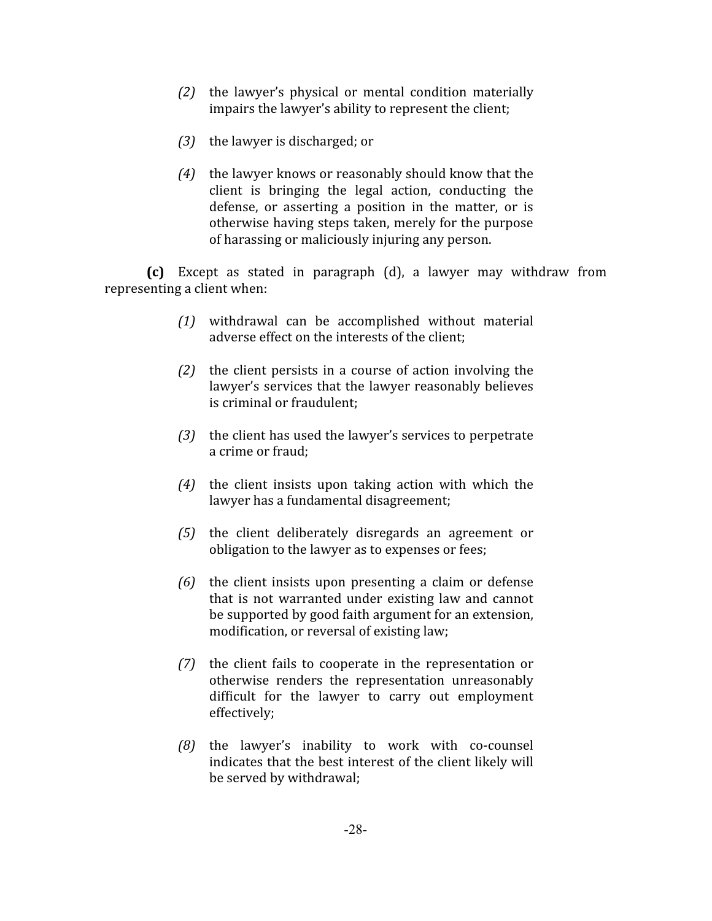*(2)* the lawyer's physical or mental condition materially impairs the lawyer's ability to represent the client;

*(3)* the lawyer is discharged; or

*(4)* the lawyer knows or reasonably should know that the client is bringing the legal action, conducting the defense, or asserting a position in the matter, or is otherwise having steps taken, merely for the purpose of harassing or maliciously injuring any person.

**(c)** Except as stated in paragraph (d), a lawyer may withdraw from representing a client when:

*(1)* withdrawal can be accomplished without material adverse effect on the interests of the client;

*(2)* the client persists in a course of action involving the lawyer's services that the lawyer reasonably believes is criminal or fraudulent;

*(3)* the client has used the lawyer's services to perpetrate a crime or fraud;

*(4)* the client insists upon taking action with which the lawyer has a fundamental disagreement;

*(5)* the client deliberately disregards an agreement or obligation to the lawyer as to expenses or fees;

*(6)* the client insists upon presenting a claim or defense that is not warranted under existing law and cannot be supported by good faith argument for an extension, modification, or reversal of existing law;

*(7)* the client fails to cooperate in the representation or otherwise renders the representation unreasonably difficult for the lawyer to carry out employment effectively;

*(8)* the lawyer's inability to work with co-counsel indicates that the best interest of the client likely will be served by withdrawal;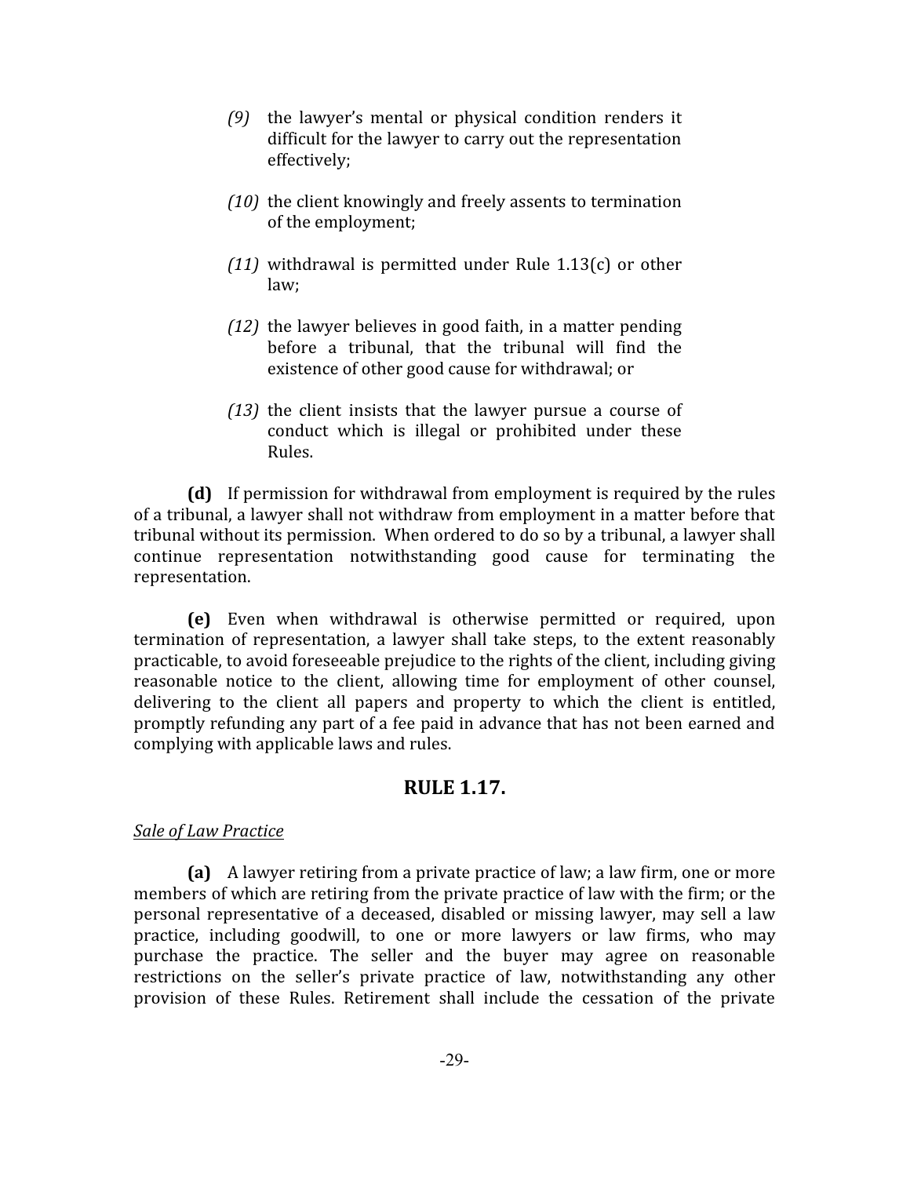*(9)* the lawyer's mental or physical condition renders it difficult for the lawyer to carry out the representation effectively;

*(10)* the client knowingly and freely assents to termination of the employment;

*(11)* withdrawal is permitted under Rule 1.13(c) or other law;

*(12)* the lawyer believes in good faith, in a matter pending before a tribunal, that the tribunal will find the existence of other good cause for withdrawal; or

*(13)* the client insists that the lawyer pursue a course of conduct which is illegal or prohibited under these Rules.

**(d)** If permission for withdrawal from employment is required by the rules of a tribunal, a lawyer shall not withdraw from employment in a matter before that tribunal without its permission. When ordered to do so by a tribunal, a lawyer shall continue representation notwithstanding good cause for terminating the representation.

**(e)** Even when withdrawal is otherwise permitted or required, upon termination of representation, a lawyer shall take steps, to the extent reasonably practicable, to avoid foreseeable prejudice to the rights of the client, including giving reasonable notice to the client, allowing time for employment of other counsel, delivering to the client all papers and property to which the client is entitled, promptly refunding any part of a fee paid in advance that has not been earned and complying with applicable laws and rules.

## RULE 1.17.

*Sale of Law Practice*

**(a)** A lawyer retiring from a private practice of law; a law firm, one or more members of which are retiring from the private practice of law with the firm; or the personal representative of a deceased, disabled or missing lawyer, may sell a law practice, including goodwill, to one or more lawyers or law firms, who may purchase the practice. The seller and the buyer may agree on reasonable restrictions on the seller's private practice of law, notwithstanding any other provision of these Rules. Retirement shall include the cessation of the private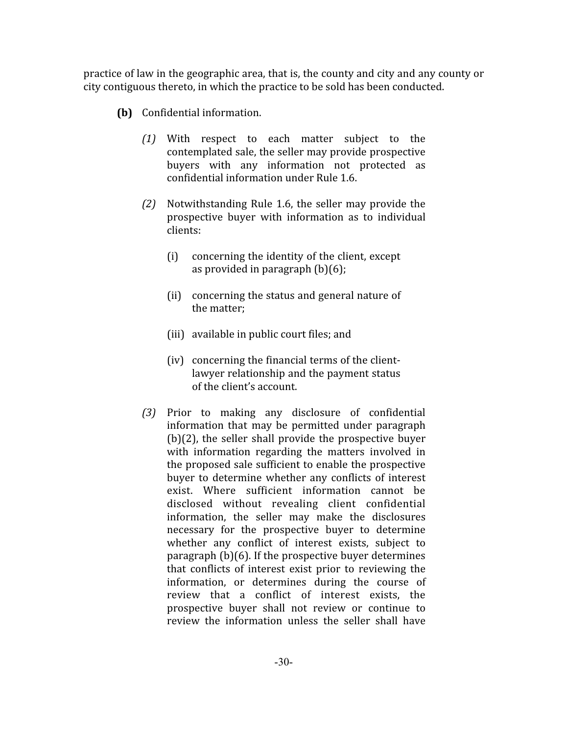practice of law in the geographic area, that is, the county and city and any county or city contiguous thereto, in which the practice to be sold has been conducted.

**(b)** Confidential information.

*(1)* With respect to each matter subject to the contemplated sale, the seller may provide prospective buyers with any information not protected as confidential information under Rule 1.6.

*(2)* Notwithstanding Rule 1.6, the seller may provide the prospective buyer with information as to individual clients:

(i) concerning the identity of the client, except as provided in paragraph (b)(6);

(ii) concerning the status and general nature of the matter;

(iii) available in public court files; and

(iv) concerning the financial terms of the client-lawyer relationship and the payment status of the client's account.

*(3)* Prior to making any disclosure of confidential information that may be permitted under paragraph (b)(2), the seller shall provide the prospective buyer with information regarding the matters involved in the proposed sale sufficient to enable the prospective buyer to determine whether any conflicts of interest exist. Where sufficient information cannot be disclosed without revealing client confidential information, the seller may make the disclosures necessary for the prospective buyer to determine whether any conflict of interest exists, subject to paragraph (b)(6). If the prospective buyer determines that conflicts of interest exist prior to reviewing the information, or determines during the course of review that a conflict of interest exists, the prospective buyer shall not review or continue to review the information unless the seller shall have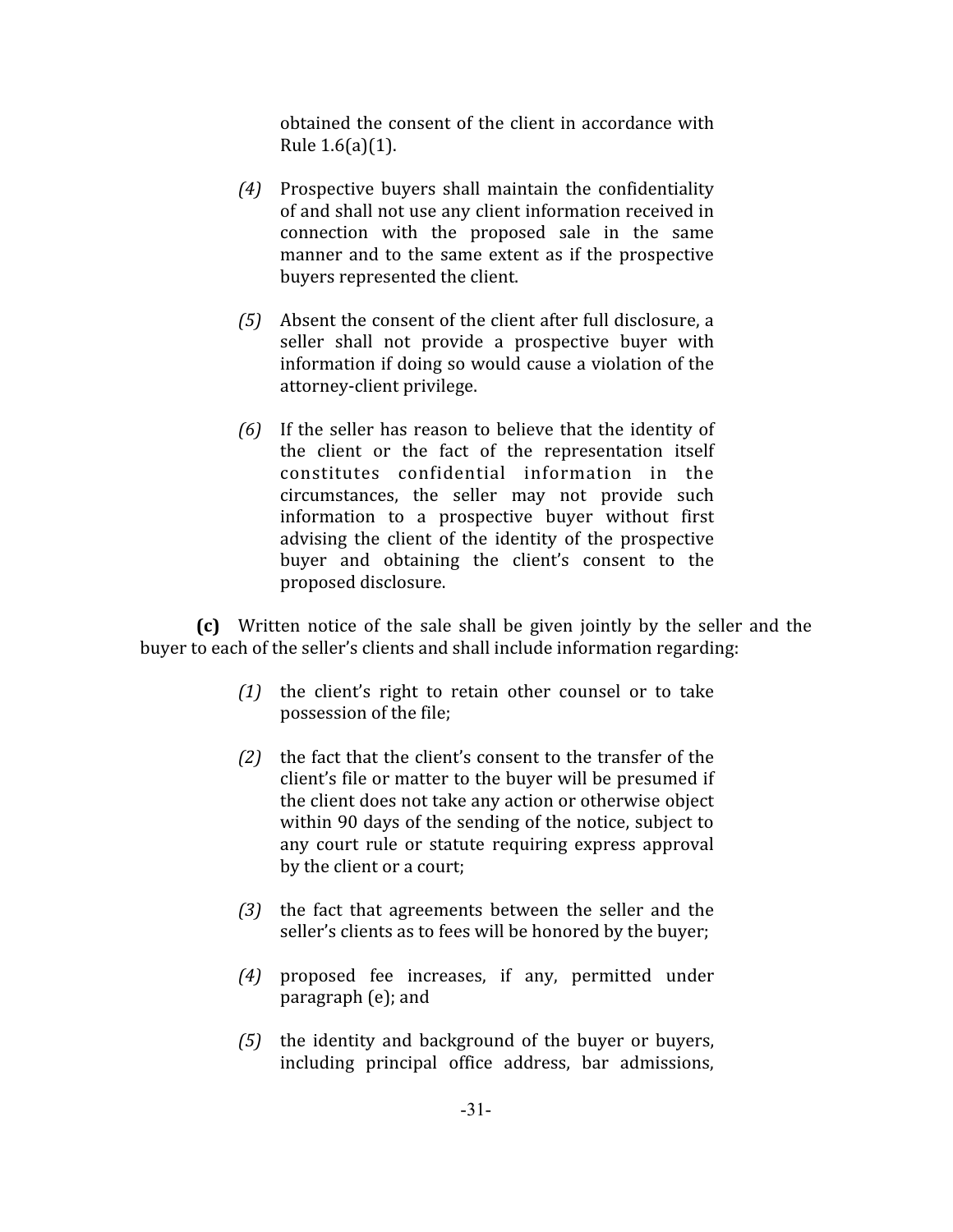obtained the consent of the client in accordance with Rule 1.6(a)(1).

*(4)* Prospective buyers shall maintain the confidentiality of and shall not use any client information received in connection with the proposed sale in the same manner and to the same extent as if the prospective buyers represented the client.

*(5)* Absent the consent of the client after full disclosure, a seller shall not provide a prospective buyer with information if doing so would cause a violation of the attorney-client privilege.

*(6)* If the seller has reason to believe that the identity of the client or the fact of the representation itself constitutes confidential information in the circumstances, the seller may not provide such information to a prospective buyer without first advising the client of the identity of the prospective buyer and obtaining the client's consent to the proposed disclosure.

**(c)** Written notice of the sale shall be given jointly by the seller and the buyer to each of the seller's clients and shall include information regarding:

*(1)* the client's right to retain other counsel or to take possession of the file;

*(2)* the fact that the client's consent to the transfer of the client's file or matter to the buyer will be presumed if the client does not take any action or otherwise object within 90 days of the sending of the notice, subject to any court rule or statute requiring express approval by the client or a court;

*(3)* the fact that agreements between the seller and the seller's clients as to fees will be honored by the buyer;

*(4)* proposed fee increases, if any, permitted under paragraph (e); and

*(5)* the identity and background of the buyer or buyers, including principal office address, bar admissions,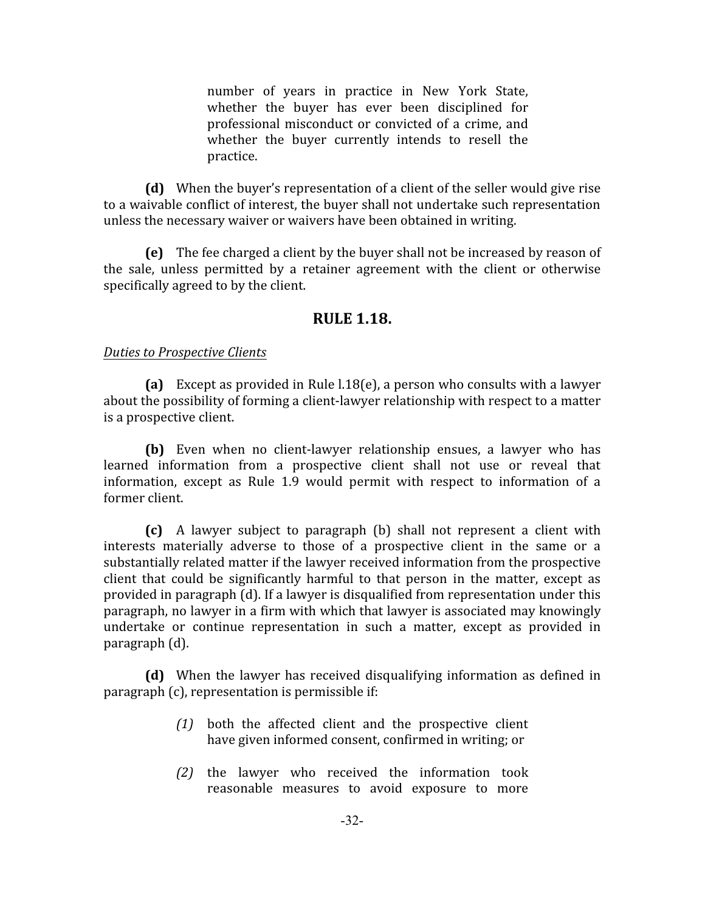number of years in practice in New York State, whether the buyer has ever been disciplined for professional misconduct or convicted of a crime, and whether the buyer currently intends to resell the practice.

**(d)** When the buyer's representation of a client of the seller would give rise to a waivable conflict of interest, the buyer shall not undertake such representation unless the necessary waiver or waivers have been obtained in writing.

**(e)** The fee charged a client by the buyer shall not be increased by reason of the sale, unless permitted by a retainer agreement with the client or otherwise specifically agreed to by the client.

## RULE 1.18.

*Duties to Prospective Clients*

**(a)** Except as provided in Rule l.18(e), a person who consults with a lawyer about the possibility of forming a client-lawyer relationship with respect to a matter is a prospective client.

**(b)** Even when no client-lawyer relationship ensues, a lawyer who has learned information from a prospective client shall not use or reveal that information, except as Rule 1.9 would permit with respect to information of a former client.

**(c)** A lawyer subject to paragraph (b) shall not represent a client with interests materially adverse to those of a prospective client in the same or a substantially related matter if the lawyer received information from the prospective client that could be significantly harmful to that person in the matter, except as provided in paragraph (d). If a lawyer is disqualified from representation under this paragraph, no lawyer in a firm with which that lawyer is associated may knowingly undertake or continue representation in such a matter, except as provided in paragraph (d).

**(d)** When the lawyer has received disqualifying information as defined in paragraph (c), representation is permissible if:

*(1)* both the affected client and the prospective client have given informed consent, confirmed in writing; or

*(2)* the lawyer who received the information took reasonable measures to avoid exposure to more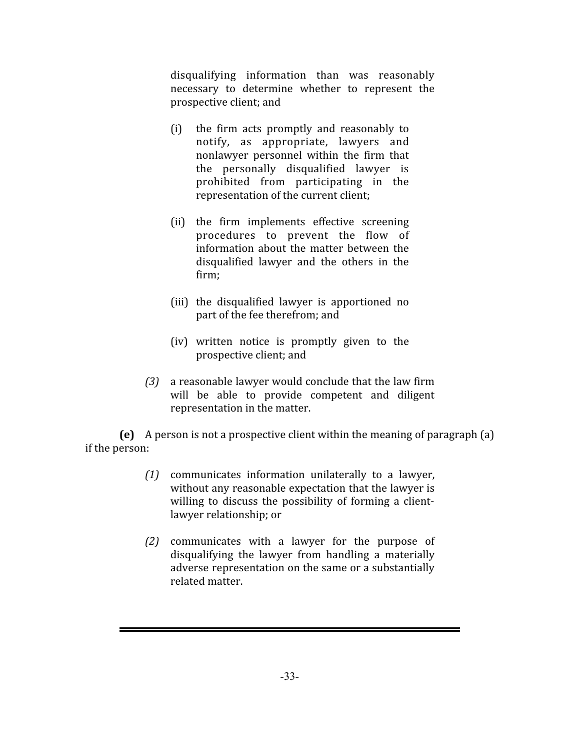disqualifying information than was reasonably necessary to determine whether to represent the prospective client; and

(i) the firm acts promptly and reasonably to notify, as appropriate, lawyers and nonlawyer personnel within the firm that the personally disqualified lawyer is prohibited from participating in the representation of the current client;

(ii) the firm implements effective screening procedures to prevent the flow of information about the matter between the disqualified lawyer and the others in the firm;

(iii) the disqualified lawyer is apportioned no part of the fee therefrom; and

(iv) written notice is promptly given to the prospective client; and

*(3)* a reasonable lawyer would conclude that the law firm will be able to provide competent and diligent representation in the matter.

**(e)** A person is not a prospective client within the meaning of paragraph (a) if the person:

*(1)* communicates information unilaterally to a lawyer, without any reasonable expectation that the lawyer is willing to discuss the possibility of forming a client-lawyer relationship; or

*(2)* communicates with a lawyer for the purpose of disqualifying the lawyer from handling a materially adverse representation on the same or a substantially related matter.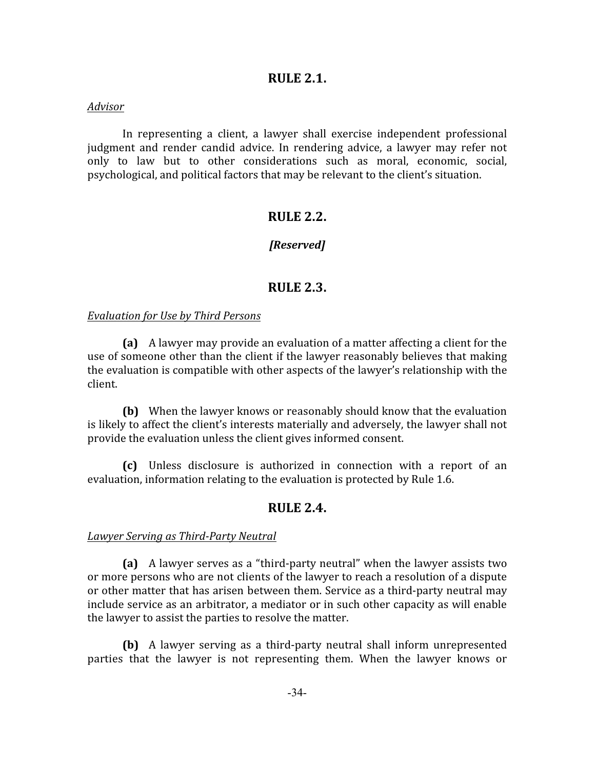## RULE 2.1.

*Advisor*

In representing a client, a lawyer shall exercise independent professional judgment and render candid advice. In rendering advice, a lawyer may refer not only to law but to other considerations such as moral, economic, social, psychological, and political factors that may be relevant to the client's situation.

## RULE 2.2.

***[Reserved]***

## RULE 2.3.

*Evaluation for Use by Third Persons*

**(a)** A lawyer may provide an evaluation of a matter affecting a client for the use of someone other than the client if the lawyer reasonably believes that making the evaluation is compatible with other aspects of the lawyer's relationship with the client.

**(b)** When the lawyer knows or reasonably should know that the evaluation is likely to affect the client's interests materially and adversely, the lawyer shall not provide the evaluation unless the client gives informed consent.

**(c)** Unless disclosure is authorized in connection with a report of an evaluation, information relating to the evaluation is protected by Rule 1.6.

## RULE 2.4.

*Lawyer Serving as Third-Party Neutral*

**(a)** A lawyer serves as a "third-party neutral" when the lawyer assists two or more persons who are not clients of the lawyer to reach a resolution of a dispute or other matter that has arisen between them. Service as a third-party neutral may include service as an arbitrator, a mediator or in such other capacity as will enable the lawyer to assist the parties to resolve the matter.

**(b)** A lawyer serving as a third-party neutral shall inform unrepresented parties that the lawyer is not representing them. When the lawyer knows or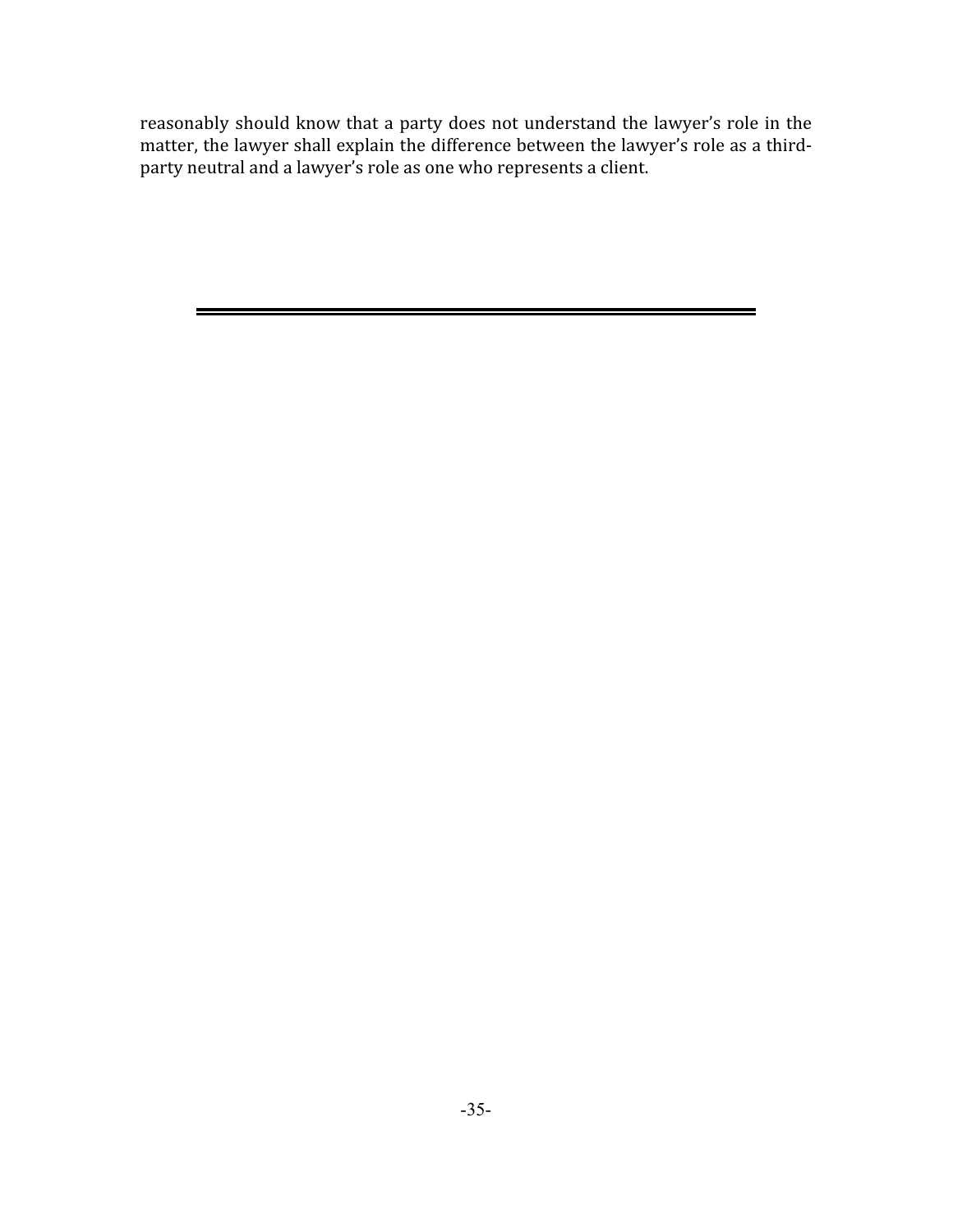reasonably should know that a party does not understand the lawyer's role in the matter, the lawyer shall explain the difference between the lawyer's role as a third-party neutral and a lawyer's role as one who represents a client.

---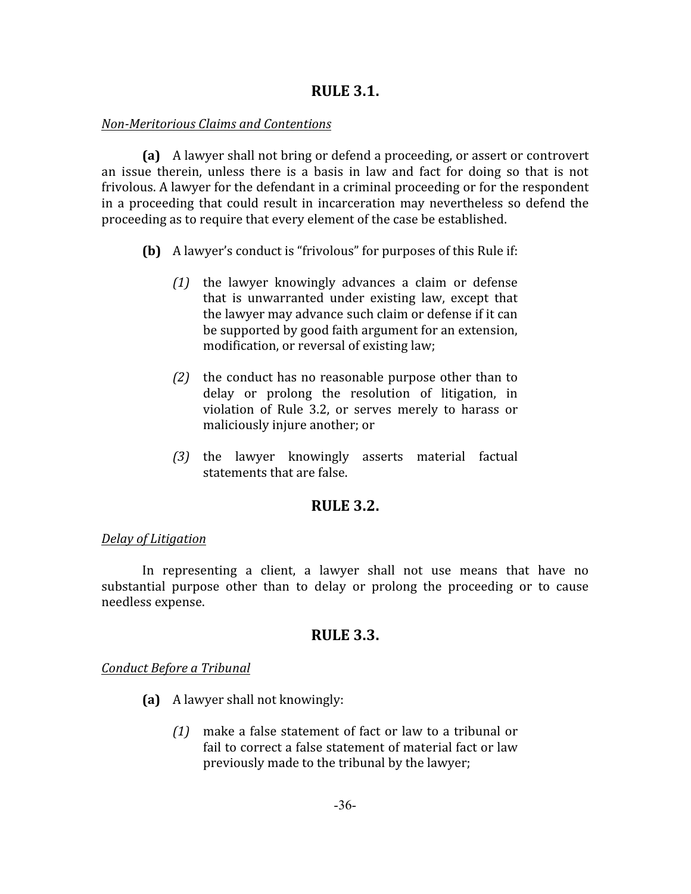## RULE 3.1.

*Non-Meritorious Claims and Contentions*

**(a)** A lawyer shall not bring or defend a proceeding, or assert or controvert an issue therein, unless there is a basis in law and fact for doing so that is not frivolous. A lawyer for the defendant in a criminal proceeding or for the respondent in a proceeding that could result in incarceration may nevertheless so defend the proceeding as to require that every element of the case be established.

**(b)** A lawyer's conduct is "frivolous" for purposes of this Rule if:

*(1)* the lawyer knowingly advances a claim or defense that is unwarranted under existing law, except that the lawyer may advance such claim or defense if it can be supported by good faith argument for an extension, modification, or reversal of existing law;

*(2)* the conduct has no reasonable purpose other than to delay or prolong the resolution of litigation, in violation of Rule 3.2, or serves merely to harass or maliciously injure another; or

*(3)* the lawyer knowingly asserts material factual statements that are false.

## RULE 3.2.

*Delay of Litigation*

In representing a client, a lawyer shall not use means that have no substantial purpose other than to delay or prolong the proceeding or to cause needless expense.

## RULE 3.3.

*Conduct Before a Tribunal*

**(a)** A lawyer shall not knowingly:

*(1)* make a false statement of fact or law to a tribunal or fail to correct a false statement of material fact or law previously made to the tribunal by the lawyer;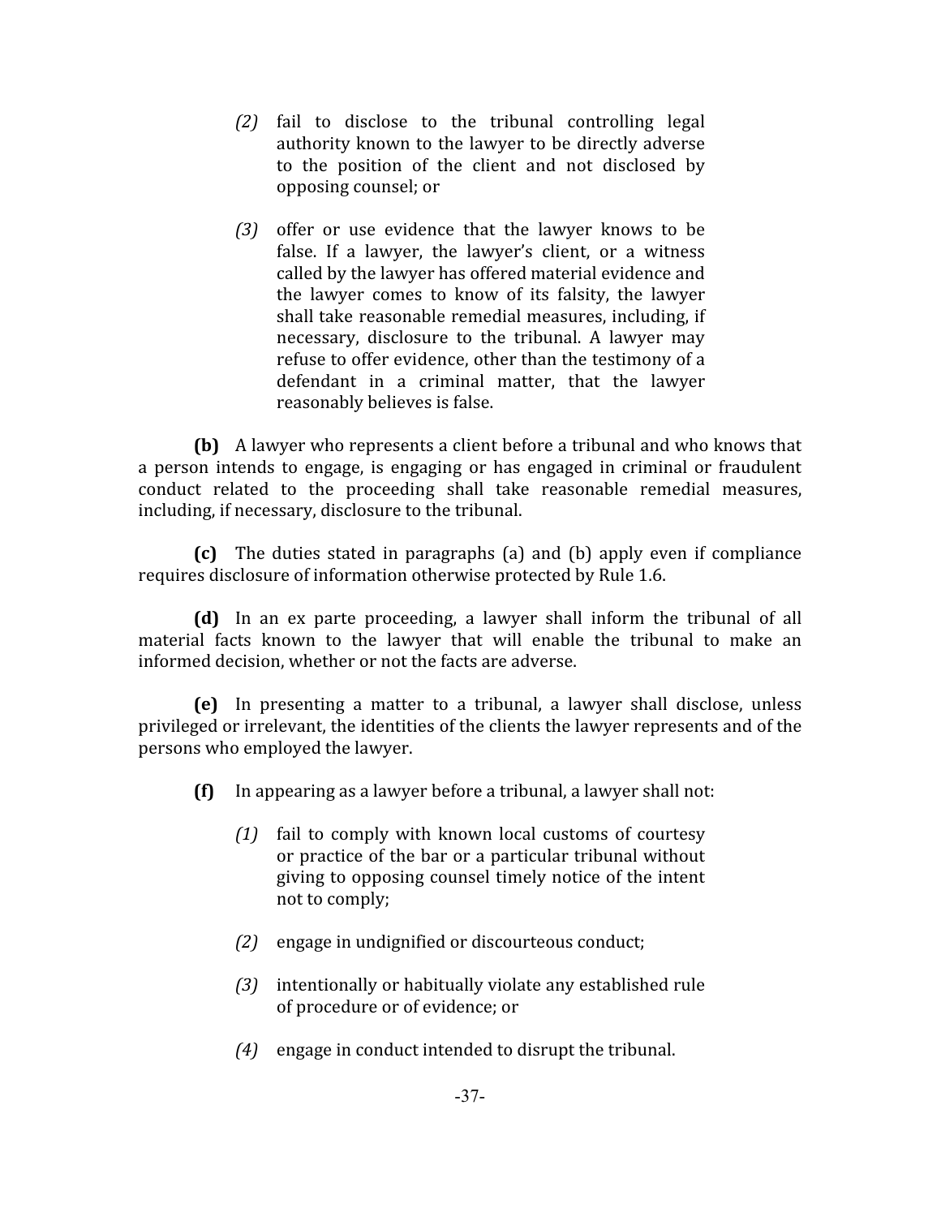*(2)* fail to disclose to the tribunal controlling legal authority known to the lawyer to be directly adverse to the position of the client and not disclosed by opposing counsel; or

*(3)* offer or use evidence that the lawyer knows to be false. If a lawyer, the lawyer's client, or a witness called by the lawyer has offered material evidence and the lawyer comes to know of its falsity, the lawyer shall take reasonable remedial measures, including, if necessary, disclosure to the tribunal. A lawyer may refuse to offer evidence, other than the testimony of a defendant in a criminal matter, that the lawyer reasonably believes is false.

**(b)** A lawyer who represents a client before a tribunal and who knows that a person intends to engage, is engaging or has engaged in criminal or fraudulent conduct related to the proceeding shall take reasonable remedial measures, including, if necessary, disclosure to the tribunal.

**(c)** The duties stated in paragraphs (a) and (b) apply even if compliance requires disclosure of information otherwise protected by Rule 1.6.

**(d)** In an ex parte proceeding, a lawyer shall inform the tribunal of all material facts known to the lawyer that will enable the tribunal to make an informed decision, whether or not the facts are adverse.

**(e)** In presenting a matter to a tribunal, a lawyer shall disclose, unless privileged or irrelevant, the identities of the clients the lawyer represents and of the persons who employed the lawyer.

**(f)** In appearing as a lawyer before a tribunal, a lawyer shall not:

*(1)* fail to comply with known local customs of courtesy or practice of the bar or a particular tribunal without giving to opposing counsel timely notice of the intent not to comply;

*(2)* engage in undignified or discourteous conduct;

*(3)* intentionally or habitually violate any established rule of procedure or of evidence; or

*(4)* engage in conduct intended to disrupt the tribunal.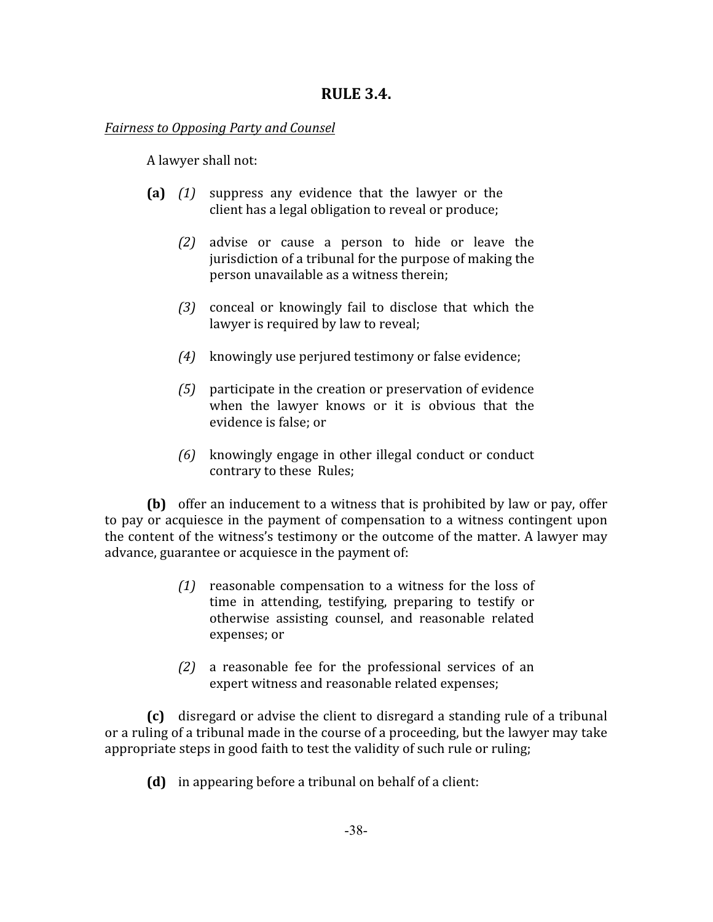## RULE 3.4.

*Fairness to Opposing Party and Counsel*

A lawyer shall not:

**(a)** *(1)* suppress any evidence that the lawyer or the client has a legal obligation to reveal or produce;

*(2)* advise or cause a person to hide or leave the jurisdiction of a tribunal for the purpose of making the person unavailable as a witness therein;

*(3)* conceal or knowingly fail to disclose that which the lawyer is required by law to reveal;

*(4)* knowingly use perjured testimony or false evidence;

*(5)* participate in the creation or preservation of evidence when the lawyer knows or it is obvious that the evidence is false; or

*(6)* knowingly engage in other illegal conduct or conduct contrary to these Rules;

**(b)** offer an inducement to a witness that is prohibited by law or pay, offer to pay or acquiesce in the payment of compensation to a witness contingent upon the content of the witness's testimony or the outcome of the matter. A lawyer may advance, guarantee or acquiesce in the payment of:

*(1)* reasonable compensation to a witness for the loss of time in attending, testifying, preparing to testify or otherwise assisting counsel, and reasonable related expenses; or

*(2)* a reasonable fee for the professional services of an expert witness and reasonable related expenses;

**(c)** disregard or advise the client to disregard a standing rule of a tribunal or a ruling of a tribunal made in the course of a proceeding, but the lawyer may take appropriate steps in good faith to test the validity of such rule or ruling;

**(d)** in appearing before a tribunal on behalf of a client: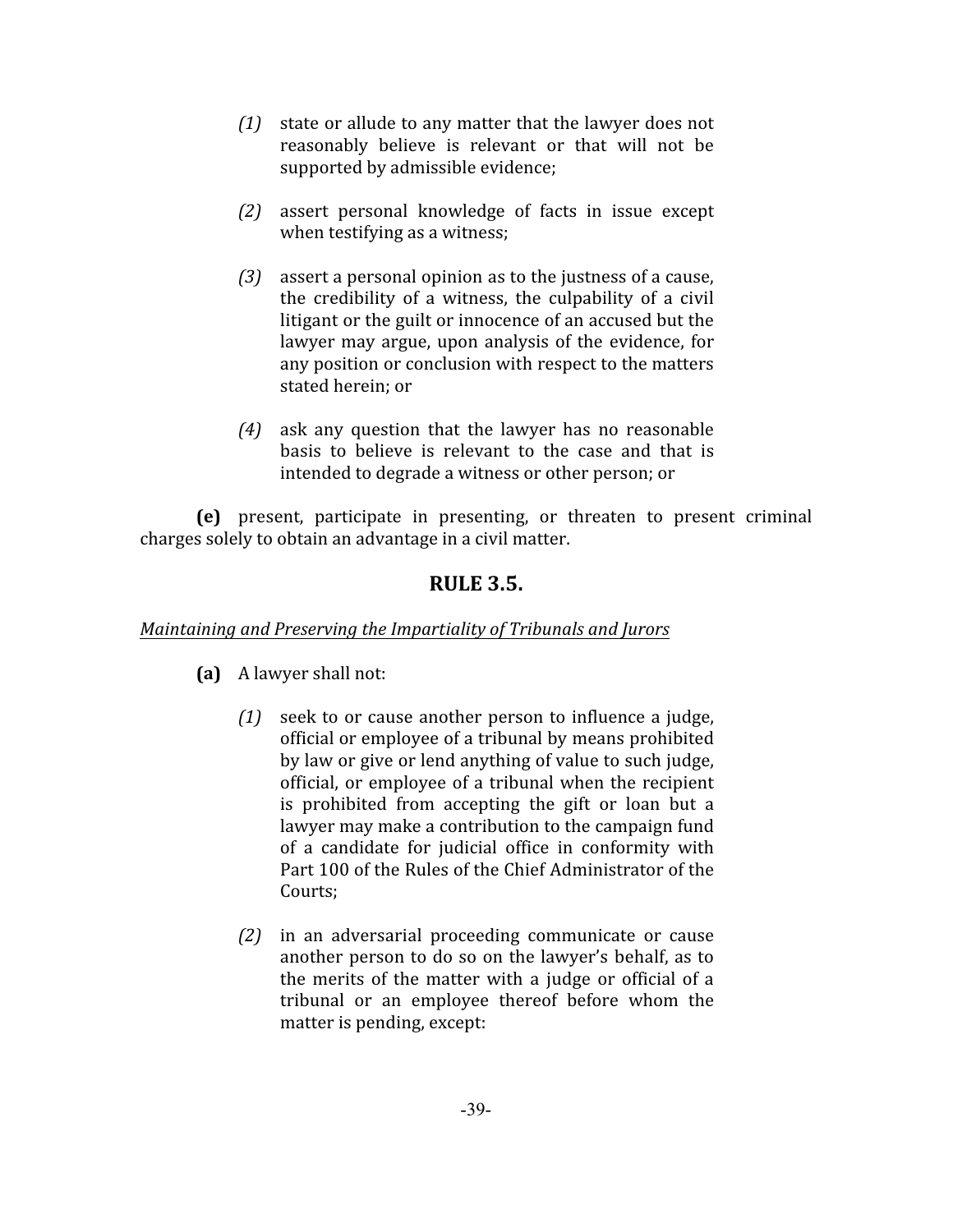*(1)* state or allude to any matter that the lawyer does not reasonably believe is relevant or that will not be supported by admissible evidence;

*(2)* assert personal knowledge of facts in issue except when testifying as a witness;

*(3)* assert a personal opinion as to the justness of a cause, the credibility of a witness, the culpability of a civil litigant or the guilt or innocence of an accused but the lawyer may argue, upon analysis of the evidence, for any position or conclusion with respect to the matters stated herein; or

*(4)* ask any question that the lawyer has no reasonable basis to believe is relevant to the case and that is intended to degrade a witness or other person; or

**(e)** present, participate in presenting, or threaten to present criminal charges solely to obtain an advantage in a civil matter.

## RULE 3.5.

*Maintaining and Preserving the Impartiality of Tribunals and Jurors*

**(a)** A lawyer shall not:

*(1)* seek to or cause another person to influence a judge, official or employee of a tribunal by means prohibited by law or give or lend anything of value to such judge, official, or employee of a tribunal when the recipient is prohibited from accepting the gift or loan but a lawyer may make a contribution to the campaign fund of a candidate for judicial office in conformity with Part 100 of the Rules of the Chief Administrator of the Courts;

*(2)* in an adversarial proceeding communicate or cause another person to do so on the lawyer's behalf, as to the merits of the matter with a judge or official of a tribunal or an employee thereof before whom the matter is pending, except: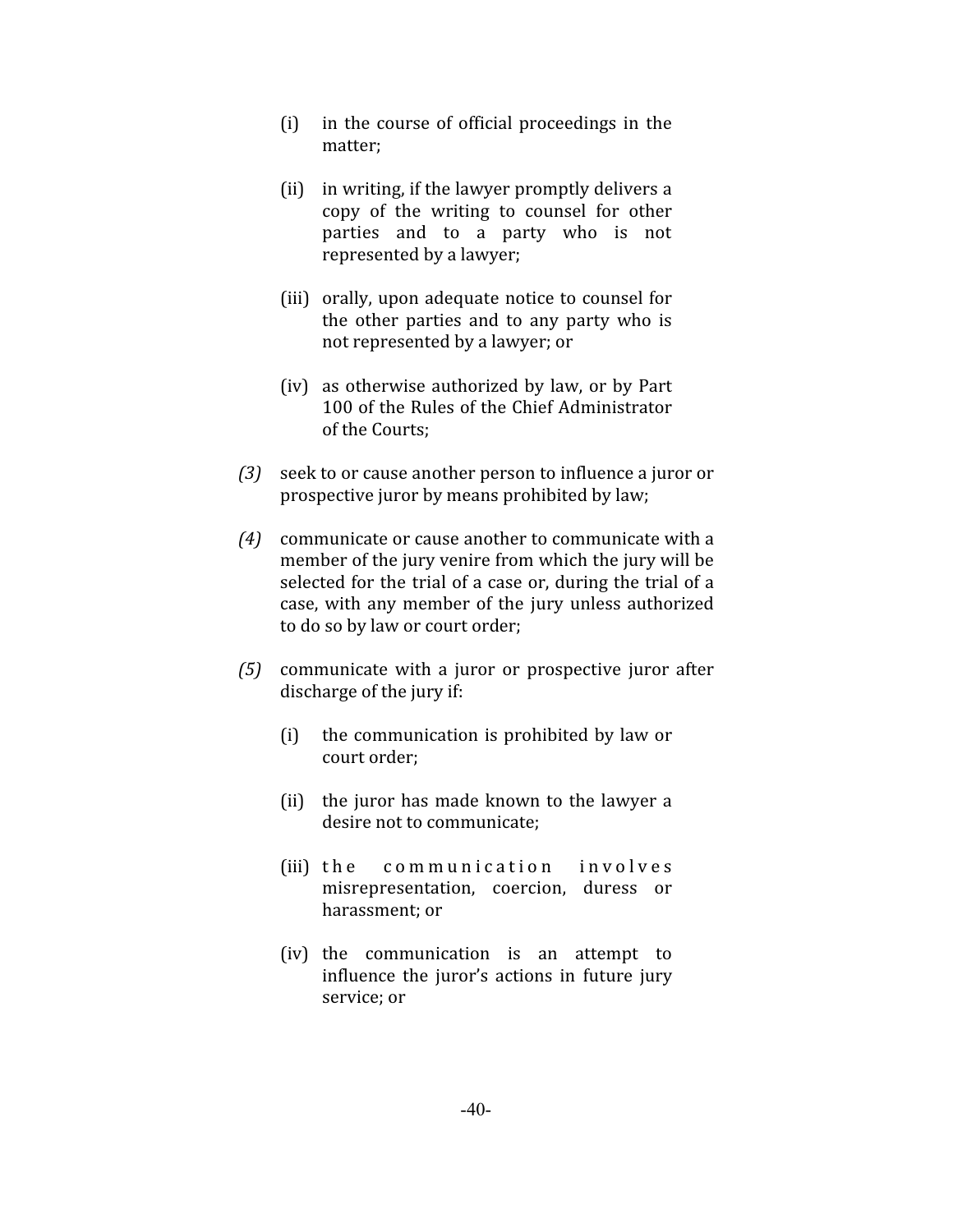(i) in the course of official proceedings in the matter;

(ii) in writing, if the lawyer promptly delivers a copy of the writing to counsel for other parties and to a party who is not represented by a lawyer;

(iii) orally, upon adequate notice to counsel for the other parties and to any party who is not represented by a lawyer; or

(iv) as otherwise authorized by law, or by Part 100 of the Rules of the Chief Administrator of the Courts;

*(3)* seek to or cause another person to influence a juror or prospective juror by means prohibited by law;

*(4)* communicate or cause another to communicate with a member of the jury venire from which the jury will be selected for the trial of a case or, during the trial of a case, with any member of the jury unless authorized to do so by law or court order;

*(5)* communicate with a juror or prospective juror after discharge of the jury if:

(i) the communication is prohibited by law or court order;

(ii) the juror has made known to the lawyer a desire not to communicate;

(iii) the communication involves misrepresentation, coercion, duress or harassment; or

(iv) the communication is an attempt to influence the juror's actions in future jury service; or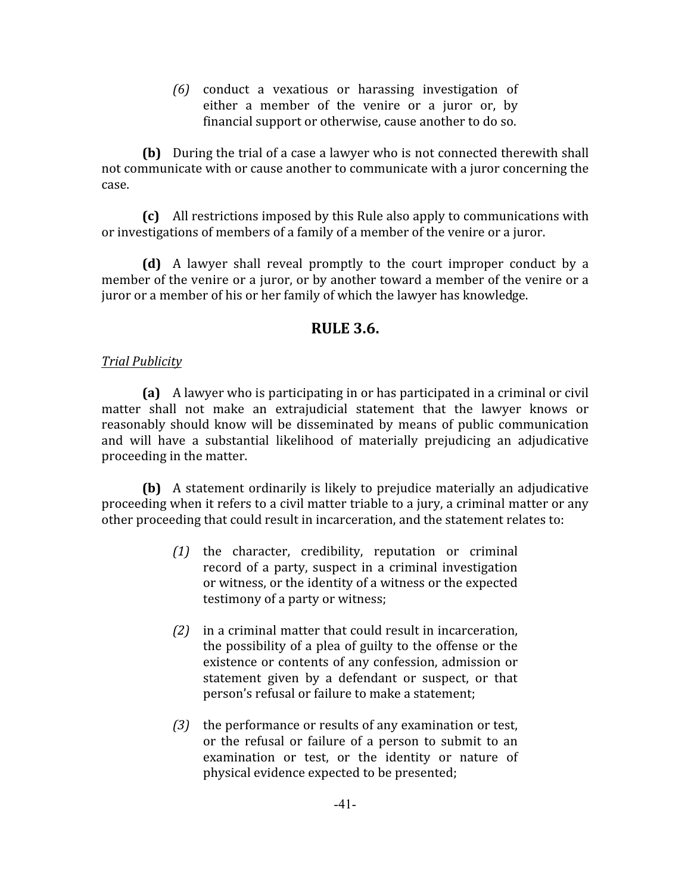*(6)* conduct a vexatious or harassing investigation of either a member of the venire or a juror or, by financial support or otherwise, cause another to do so.

**(b)** During the trial of a case a lawyer who is not connected therewith shall not communicate with or cause another to communicate with a juror concerning the case.

**(c)** All restrictions imposed by this Rule also apply to communications with or investigations of members of a family of a member of the venire or a juror.

**(d)** A lawyer shall reveal promptly to the court improper conduct by a member of the venire or a juror, or by another toward a member of the venire or a juror or a member of his or her family of which the lawyer has knowledge.

## RULE 3.6.

*Trial Publicity*

**(a)** A lawyer who is participating in or has participated in a criminal or civil matter shall not make an extrajudicial statement that the lawyer knows or reasonably should know will be disseminated by means of public communication and will have a substantial likelihood of materially prejudicing an adjudicative proceeding in the matter.

**(b)** A statement ordinarily is likely to prejudice materially an adjudicative proceeding when it refers to a civil matter triable to a jury, a criminal matter or any other proceeding that could result in incarceration, and the statement relates to:

*(1)* the character, credibility, reputation or criminal record of a party, suspect in a criminal investigation or witness, or the identity of a witness or the expected testimony of a party or witness;

*(2)* in a criminal matter that could result in incarceration, the possibility of a plea of guilty to the offense or the existence or contents of any confession, admission or statement given by a defendant or suspect, or that person's refusal or failure to make a statement;

*(3)* the performance or results of any examination or test, or the refusal or failure of a person to submit to an examination or test, or the identity or nature of physical evidence expected to be presented;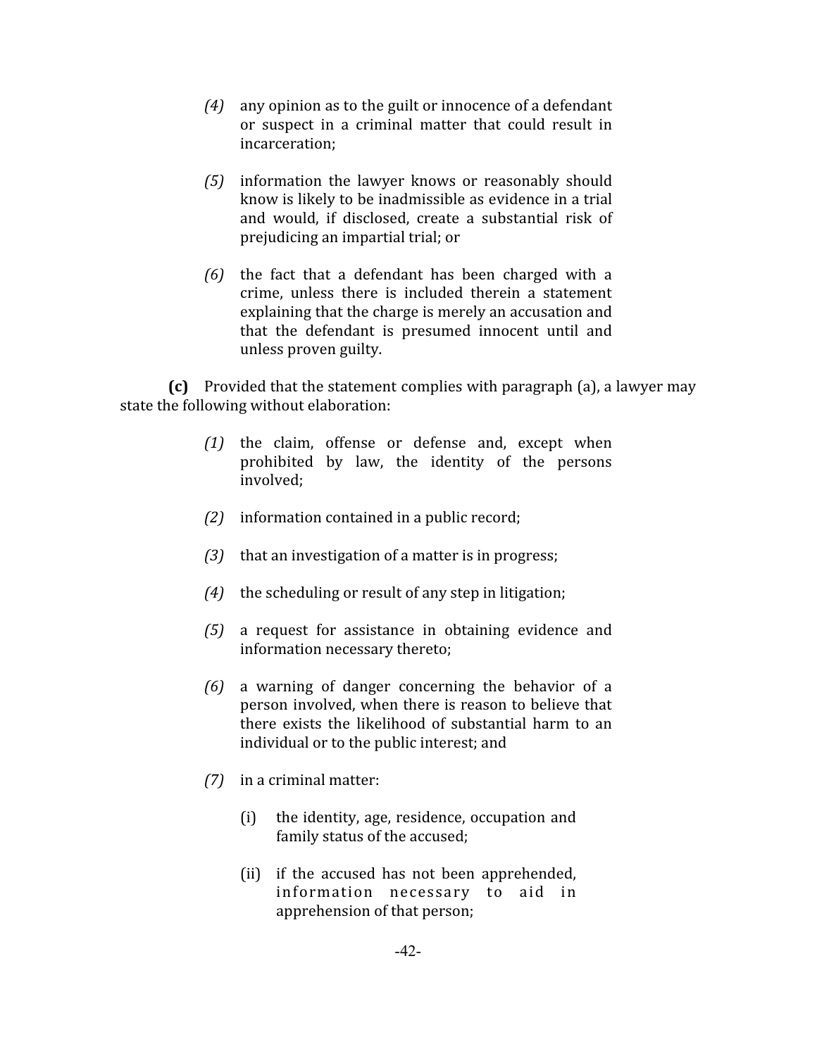*(4)* any opinion as to the guilt or innocence of a defendant or suspect in a criminal matter that could result in incarceration;

*(5)* information the lawyer knows or reasonably should know is likely to be inadmissible as evidence in a trial and would, if disclosed, create a substantial risk of prejudicing an impartial trial; or

*(6)* the fact that a defendant has been charged with a crime, unless there is included therein a statement explaining that the charge is merely an accusation and that the defendant is presumed innocent until and unless proven guilty.

**(c)** Provided that the statement complies with paragraph (a), a lawyer may state the following without elaboration:

*(1)* the claim, offense or defense and, except when prohibited by law, the identity of the persons involved;

*(2)* information contained in a public record;

*(3)* that an investigation of a matter is in progress;

*(4)* the scheduling or result of any step in litigation;

*(5)* a request for assistance in obtaining evidence and information necessary thereto;

*(6)* a warning of danger concerning the behavior of a person involved, when there is reason to believe that there exists the likelihood of substantial harm to an individual or to the public interest; and

*(7)* in a criminal matter:

(i) the identity, age, residence, occupation and family status of the accused;

(ii) if the accused has not been apprehended, information necessary to aid in apprehension of that person;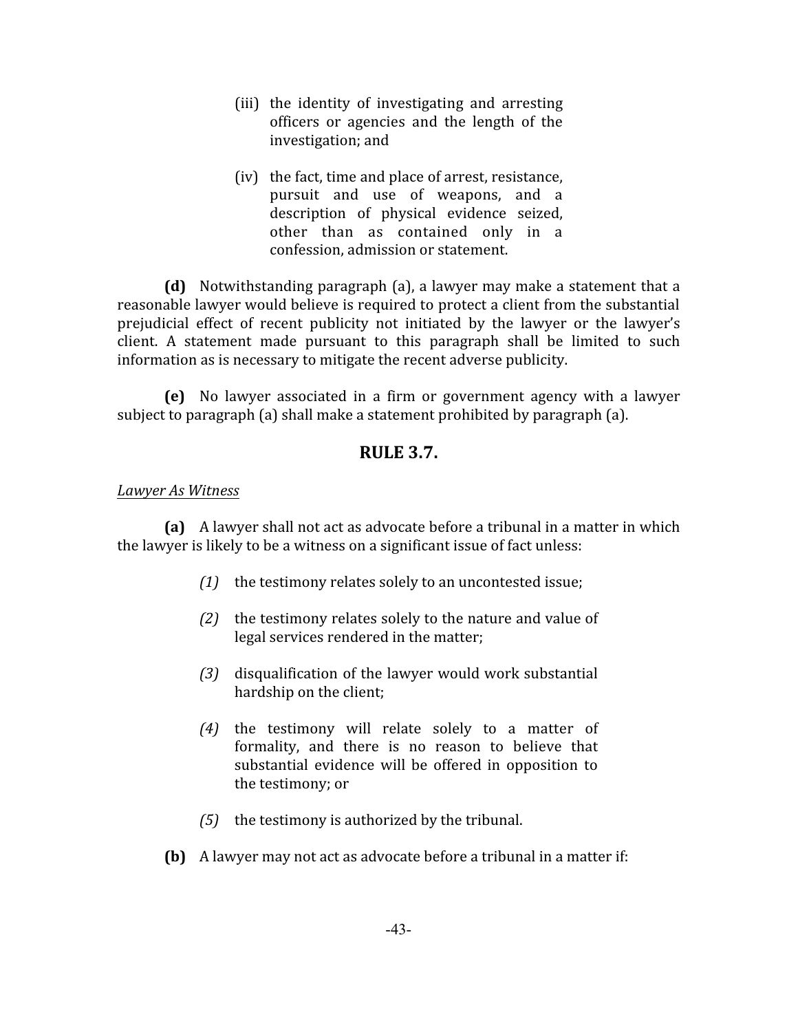(iii) the identity of investigating and arresting officers or agencies and the length of the investigation; and

(iv) the fact, time and place of arrest, resistance, pursuit and use of weapons, and a description of physical evidence seized, other than as contained only in a confession, admission or statement.

**(d)** Notwithstanding paragraph (a), a lawyer may make a statement that a reasonable lawyer would believe is required to protect a client from the substantial prejudicial effect of recent publicity not initiated by the lawyer or the lawyer's client. A statement made pursuant to this paragraph shall be limited to such information as is necessary to mitigate the recent adverse publicity.

**(e)** No lawyer associated in a firm or government agency with a lawyer subject to paragraph (a) shall make a statement prohibited by paragraph (a).

## RULE 3.7.

*Lawyer As Witness*

**(a)** A lawyer shall not act as advocate before a tribunal in a matter in which the lawyer is likely to be a witness on a significant issue of fact unless:

*(1)* the testimony relates solely to an uncontested issue;

*(2)* the testimony relates solely to the nature and value of legal services rendered in the matter;

*(3)* disqualification of the lawyer would work substantial hardship on the client;

*(4)* the testimony will relate solely to a matter of formality, and there is no reason to believe that substantial evidence will be offered in opposition to the testimony; or

*(5)* the testimony is authorized by the tribunal.

**(b)** A lawyer may not act as advocate before a tribunal in a matter if: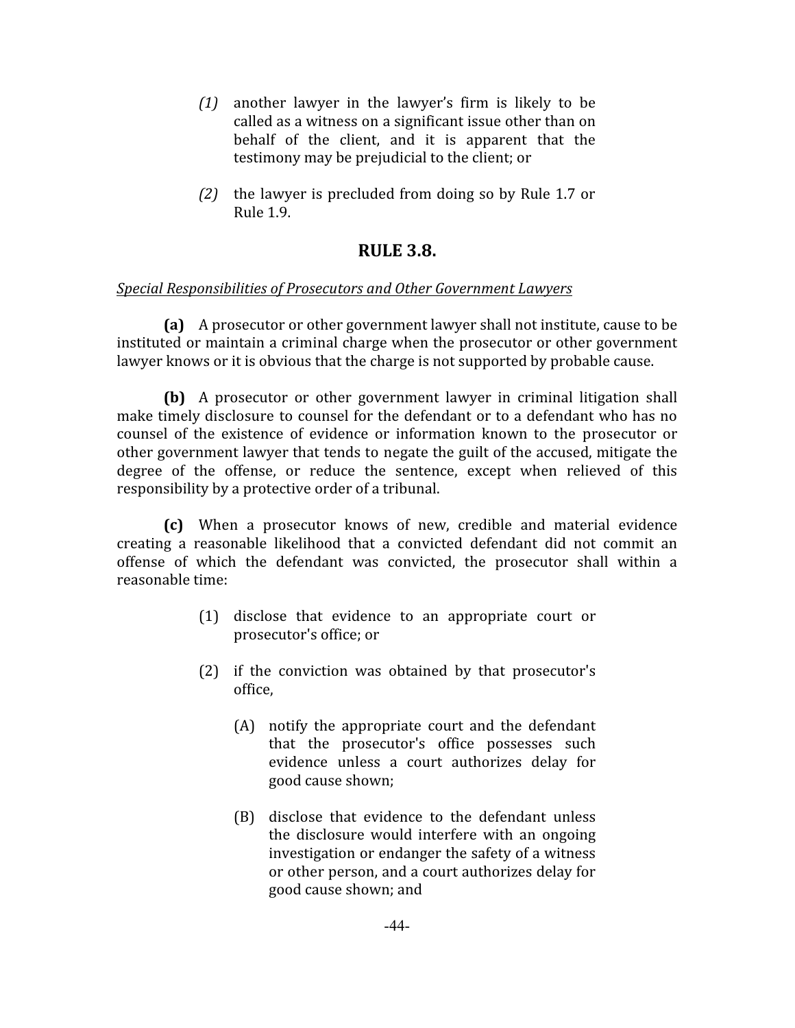*(1)* another lawyer in the lawyer's firm is likely to be called as a witness on a significant issue other than on behalf of the client, and it is apparent that the testimony may be prejudicial to the client; or

*(2)* the lawyer is precluded from doing so by Rule 1.7 or Rule 1.9.

## RULE 3.8.

*Special Responsibilities of Prosecutors and Other Government Lawyers*

**(a)** A prosecutor or other government lawyer shall not institute, cause to be instituted or maintain a criminal charge when the prosecutor or other government lawyer knows or it is obvious that the charge is not supported by probable cause.

**(b)** A prosecutor or other government lawyer in criminal litigation shall make timely disclosure to counsel for the defendant or to a defendant who has no counsel of the existence of evidence or information known to the prosecutor or other government lawyer that tends to negate the guilt of the accused, mitigate the degree of the offense, or reduce the sentence, except when relieved of this responsibility by a protective order of a tribunal.

**(c)** When a prosecutor knows of new, credible and material evidence creating a reasonable likelihood that a convicted defendant did not commit an offense of which the defendant was convicted, the prosecutor shall within a reasonable time:

(1) disclose that evidence to an appropriate court or prosecutor's office; or

(2) if the conviction was obtained by that prosecutor's office,

(A) notify the appropriate court and the defendant that the prosecutor's office possesses such evidence unless a court authorizes delay for good cause shown;

(B) disclose that evidence to the defendant unless the disclosure would interfere with an ongoing investigation or endanger the safety of a witness or other person, and a court authorizes delay for good cause shown; and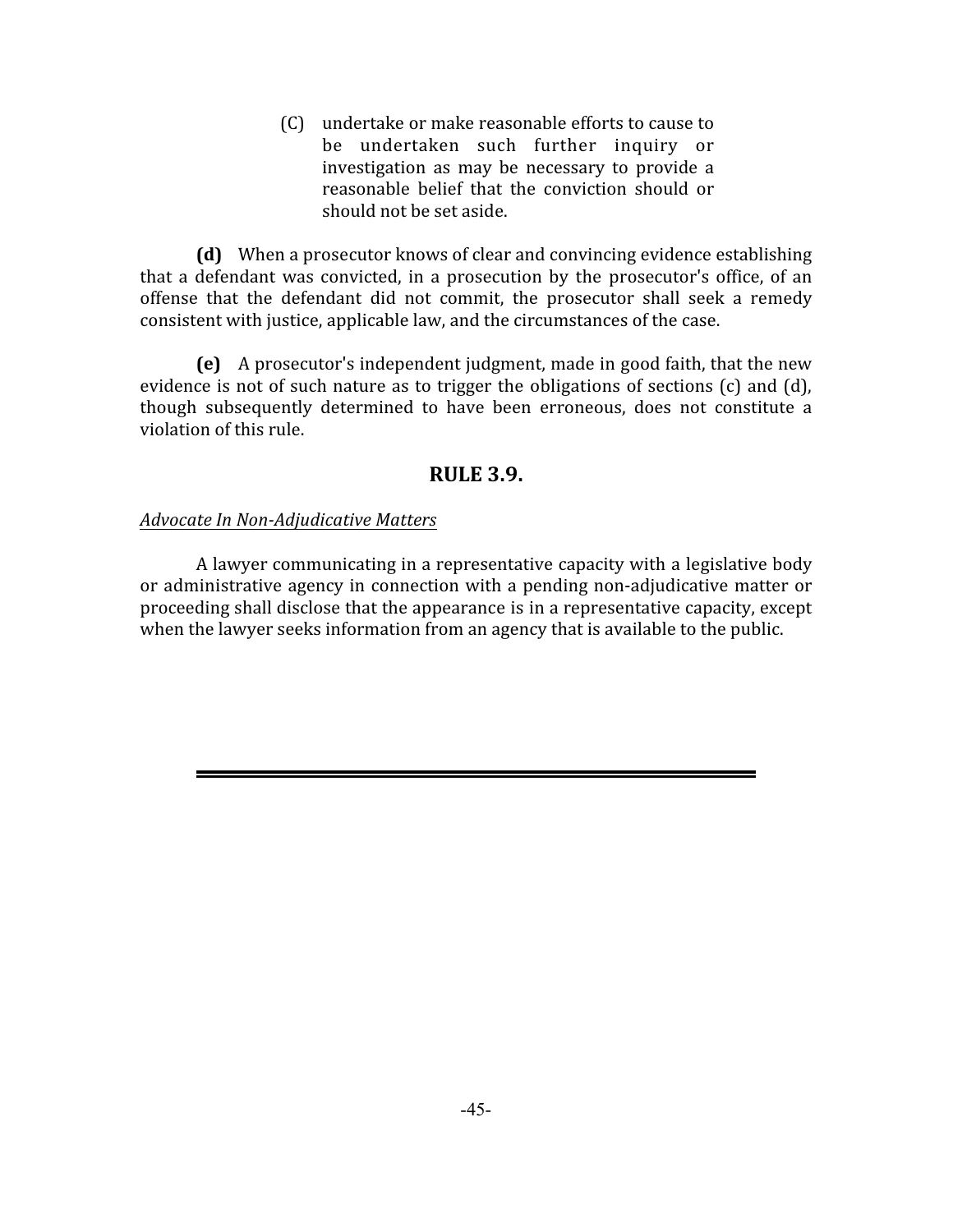(C) undertake or make reasonable efforts to cause to be undertaken such further inquiry or investigation as may be necessary to provide a reasonable belief that the conviction should or should not be set aside.

**(d)** When a prosecutor knows of clear and convincing evidence establishing that a defendant was convicted, in a prosecution by the prosecutor's office, of an offense that the defendant did not commit, the prosecutor shall seek a remedy consistent with justice, applicable law, and the circumstances of the case.

**(e)** A prosecutor's independent judgment, made in good faith, that the new evidence is not of such nature as to trigger the obligations of sections (c) and (d), though subsequently determined to have been erroneous, does not constitute a violation of this rule.

## RULE 3.9.

*Advocate In Non-Adjudicative Matters*

A lawyer communicating in a representative capacity with a legislative body or administrative agency in connection with a pending non-adjudicative matter or proceeding shall disclose that the appearance is in a representative capacity, except when the lawyer seeks information from an agency that is available to the public.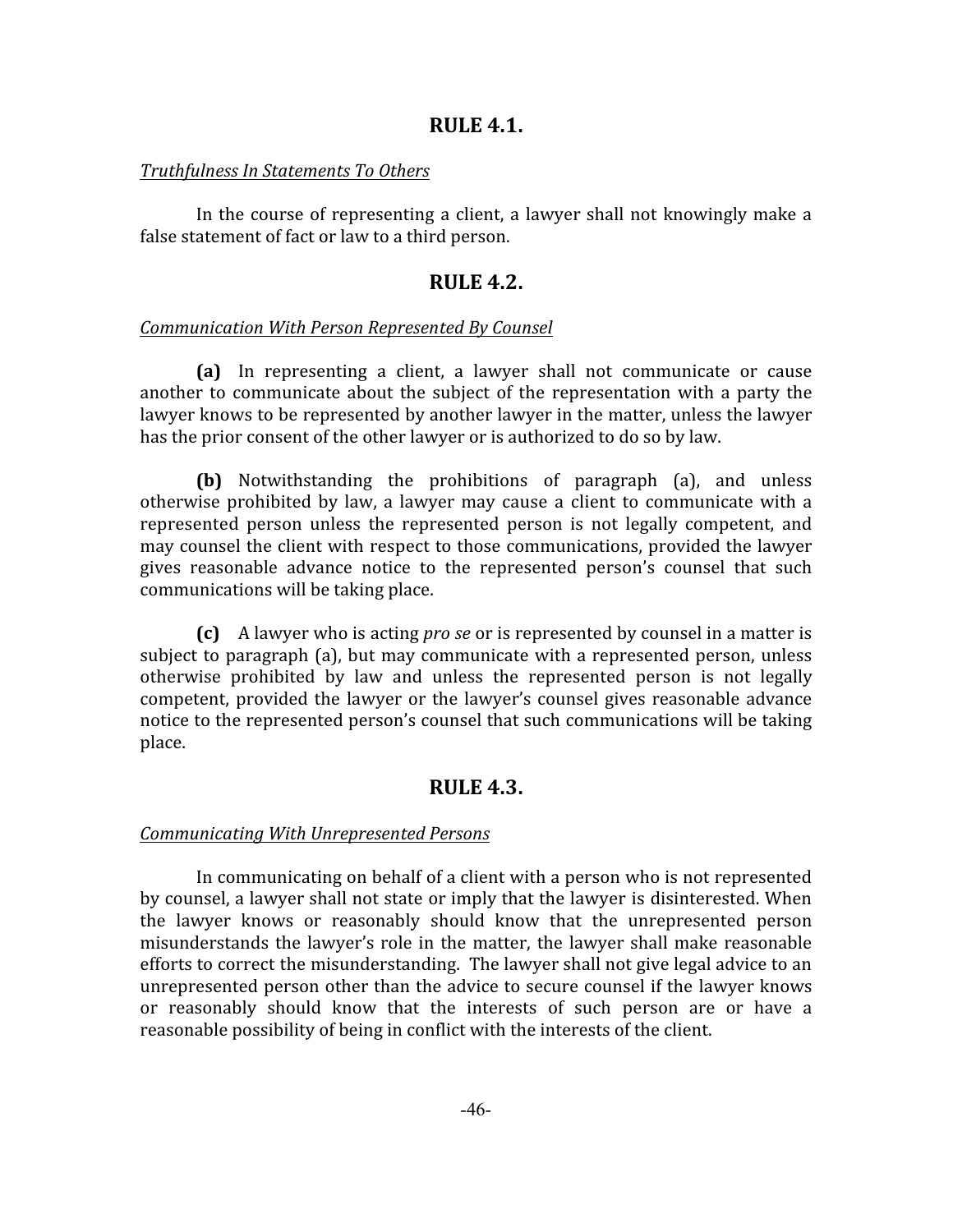## RULE 4.1.

*Truthfulness In Statements To Others*

In the course of representing a client, a lawyer shall not knowingly make a false statement of fact or law to a third person.

## RULE 4.2.

*Communication With Person Represented By Counsel*

**(a)** In representing a client, a lawyer shall not communicate or cause another to communicate about the subject of the representation with a party the lawyer knows to be represented by another lawyer in the matter, unless the lawyer has the prior consent of the other lawyer or is authorized to do so by law.

**(b)** Notwithstanding the prohibitions of paragraph (a), and unless otherwise prohibited by law, a lawyer may cause a client to communicate with a represented person unless the represented person is not legally competent, and may counsel the client with respect to those communications, provided the lawyer gives reasonable advance notice to the represented person's counsel that such communications will be taking place.

**(c)** A lawyer who is acting *pro se* or is represented by counsel in a matter is subject to paragraph (a), but may communicate with a represented person, unless otherwise prohibited by law and unless the represented person is not legally competent, provided the lawyer or the lawyer's counsel gives reasonable advance notice to the represented person's counsel that such communications will be taking place.

## RULE 4.3.

*Communicating With Unrepresented Persons*

In communicating on behalf of a client with a person who is not represented by counsel, a lawyer shall not state or imply that the lawyer is disinterested. When the lawyer knows or reasonably should know that the unrepresented person misunderstands the lawyer's role in the matter, the lawyer shall make reasonable efforts to correct the misunderstanding. The lawyer shall not give legal advice to an unrepresented person other than the advice to secure counsel if the lawyer knows or reasonably should know that the interests of such person are or have a reasonable possibility of being in conflict with the interests of the client.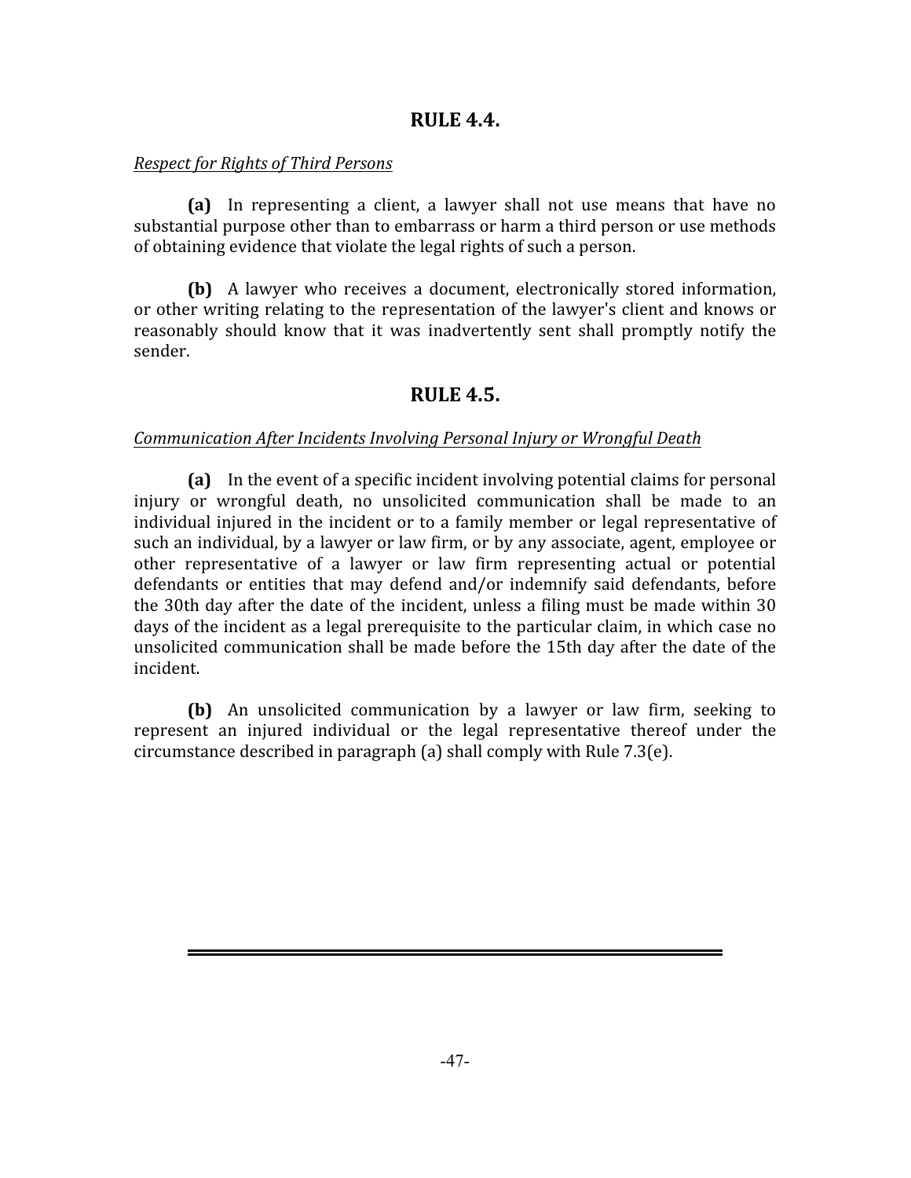## RULE 4.4.

*Respect for Rights of Third Persons*

**(a)** In representing a client, a lawyer shall not use means that have no substantial purpose other than to embarrass or harm a third person or use methods of obtaining evidence that violate the legal rights of such a person.

**(b)** A lawyer who receives a document, electronically stored information, or other writing relating to the representation of the lawyer's client and knows or reasonably should know that it was inadvertently sent shall promptly notify the sender.

## RULE 4.5.

*Communication After Incidents Involving Personal Injury or Wrongful Death*

**(a)** In the event of a specific incident involving potential claims for personal injury or wrongful death, no unsolicited communication shall be made to an individual injured in the incident or to a family member or legal representative of such an individual, by a lawyer or law firm, or by any associate, agent, employee or other representative of a lawyer or law firm representing actual or potential defendants or entities that may defend and/or indemnify said defendants, before the 30th day after the date of the incident, unless a filing must be made within 30 days of the incident as a legal prerequisite to the particular claim, in which case no unsolicited communication shall be made before the 15th day after the date of the incident.

**(b)** An unsolicited communication by a lawyer or law firm, seeking to represent an injured individual or the legal representative thereof under the circumstance described in paragraph (a) shall comply with Rule 7.3(e).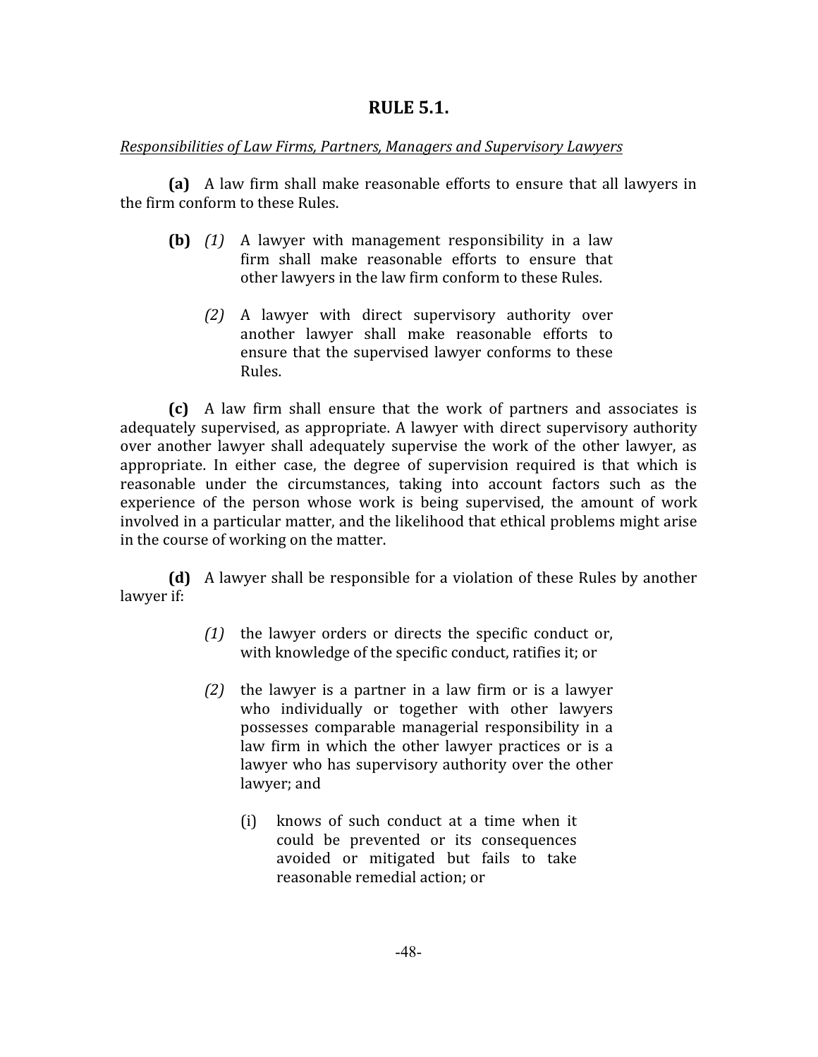# RULE 5.1.

*Responsibilities of Law Firms, Partners, Managers and Supervisory Lawyers*

**(a)** A law firm shall make reasonable efforts to ensure that all lawyers in the firm conform to these Rules.

**(b)** *(1)* A lawyer with management responsibility in a law firm shall make reasonable efforts to ensure that other lawyers in the law firm conform to these Rules.

*(2)* A lawyer with direct supervisory authority over another lawyer shall make reasonable efforts to ensure that the supervised lawyer conforms to these Rules.

**(c)** A law firm shall ensure that the work of partners and associates is adequately supervised, as appropriate. A lawyer with direct supervisory authority over another lawyer shall adequately supervise the work of the other lawyer, as appropriate. In either case, the degree of supervision required is that which is reasonable under the circumstances, taking into account factors such as the experience of the person whose work is being supervised, the amount of work involved in a particular matter, and the likelihood that ethical problems might arise in the course of working on the matter.

**(d)** A lawyer shall be responsible for a violation of these Rules by another lawyer if:

*(1)* the lawyer orders or directs the specific conduct or, with knowledge of the specific conduct, ratifies it; or

*(2)* the lawyer is a partner in a law firm or is a lawyer who individually or together with other lawyers possesses comparable managerial responsibility in a law firm in which the other lawyer practices or is a lawyer who has supervisory authority over the other lawyer; and

(i) knows of such conduct at a time when it could be prevented or its consequences avoided or mitigated but fails to take reasonable remedial action; or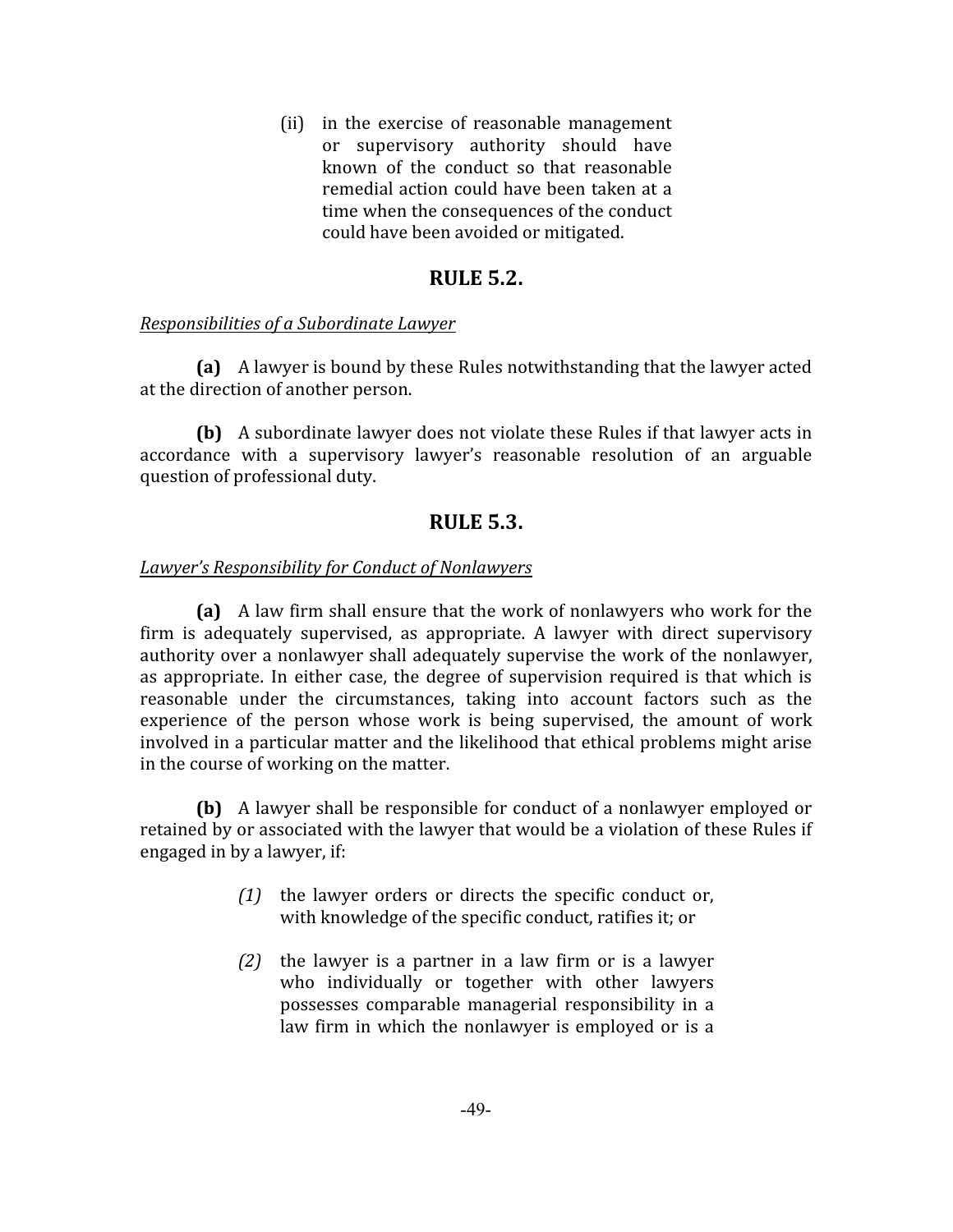(ii) in the exercise of reasonable management or supervisory authority should have known of the conduct so that reasonable remedial action could have been taken at a time when the consequences of the conduct could have been avoided or mitigated.

## RULE 5.2.

*Responsibilities of a Subordinate Lawyer*

**(a)** A lawyer is bound by these Rules notwithstanding that the lawyer acted at the direction of another person.

**(b)** A subordinate lawyer does not violate these Rules if that lawyer acts in accordance with a supervisory lawyer's reasonable resolution of an arguable question of professional duty.

## RULE 5.3.

*Lawyer's Responsibility for Conduct of Nonlawyers*

**(a)** A law firm shall ensure that the work of nonlawyers who work for the firm is adequately supervised, as appropriate. A lawyer with direct supervisory authority over a nonlawyer shall adequately supervise the work of the nonlawyer, as appropriate. In either case, the degree of supervision required is that which is reasonable under the circumstances, taking into account factors such as the experience of the person whose work is being supervised, the amount of work involved in a particular matter and the likelihood that ethical problems might arise in the course of working on the matter.

**(b)** A lawyer shall be responsible for conduct of a nonlawyer employed or retained by or associated with the lawyer that would be a violation of these Rules if engaged in by a lawyer, if:

*(1)* the lawyer orders or directs the specific conduct or, with knowledge of the specific conduct, ratifies it; or

*(2)* the lawyer is a partner in a law firm or is a lawyer who individually or together with other lawyers possesses comparable managerial responsibility in a law firm in which the nonlawyer is employed or is a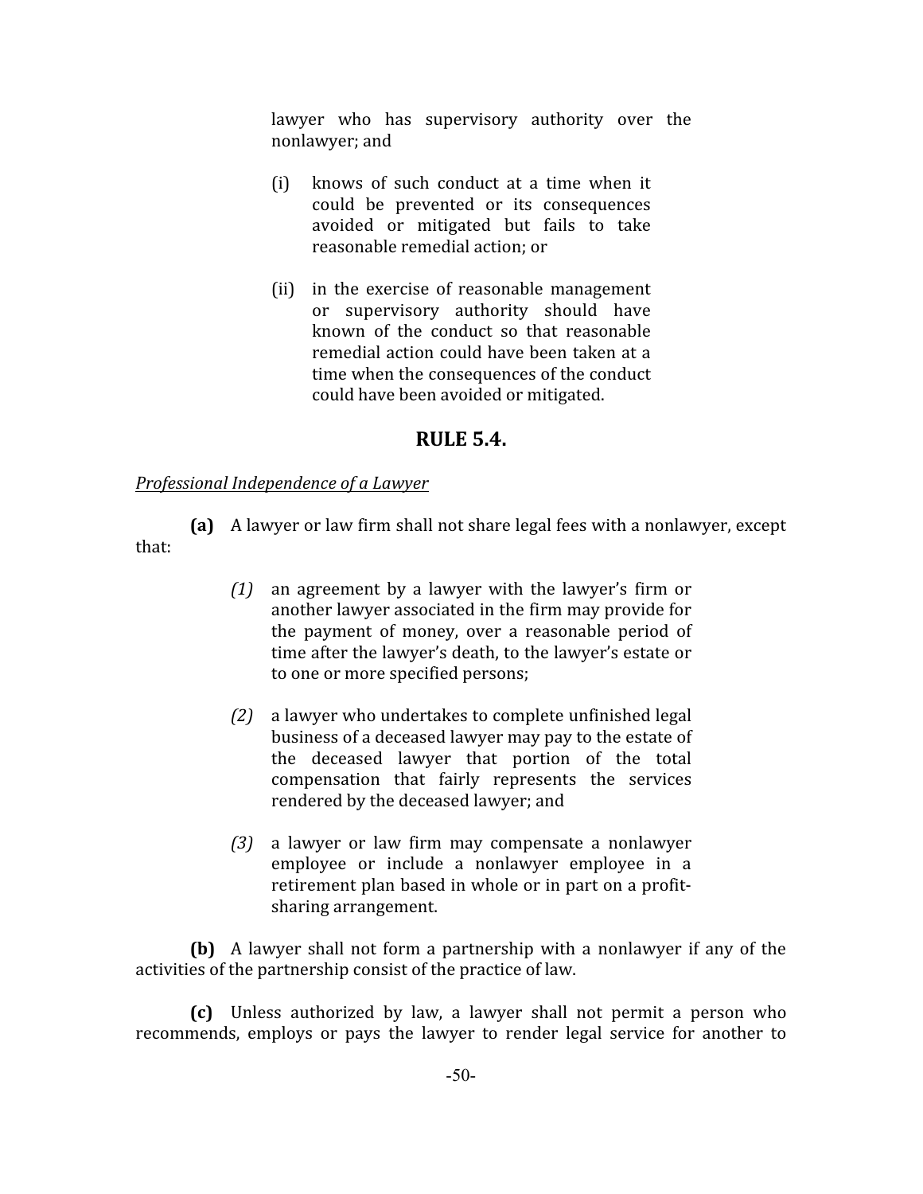lawyer who has supervisory authority over the nonlawyer; and

(i) knows of such conduct at a time when it could be prevented or its consequences avoided or mitigated but fails to take reasonable remedial action; or

(ii) in the exercise of reasonable management or supervisory authority should have known of the conduct so that reasonable remedial action could have been taken at a time when the consequences of the conduct could have been avoided or mitigated.

## RULE 5.4.

*Professional Independence of a Lawyer*

**(a)** A lawyer or law firm shall not share legal fees with a nonlawyer, except that:

*(1)* an agreement by a lawyer with the lawyer's firm or another lawyer associated in the firm may provide for the payment of money, over a reasonable period of time after the lawyer's death, to the lawyer's estate or to one or more specified persons;

*(2)* a lawyer who undertakes to complete unfinished legal business of a deceased lawyer may pay to the estate of the deceased lawyer that portion of the total compensation that fairly represents the services rendered by the deceased lawyer; and

*(3)* a lawyer or law firm may compensate a nonlawyer employee or include a nonlawyer employee in a retirement plan based in whole or in part on a profit-sharing arrangement.

**(b)** A lawyer shall not form a partnership with a nonlawyer if any of the activities of the partnership consist of the practice of law.

**(c)** Unless authorized by law, a lawyer shall not permit a person who recommends, employs or pays the lawyer to render legal service for another to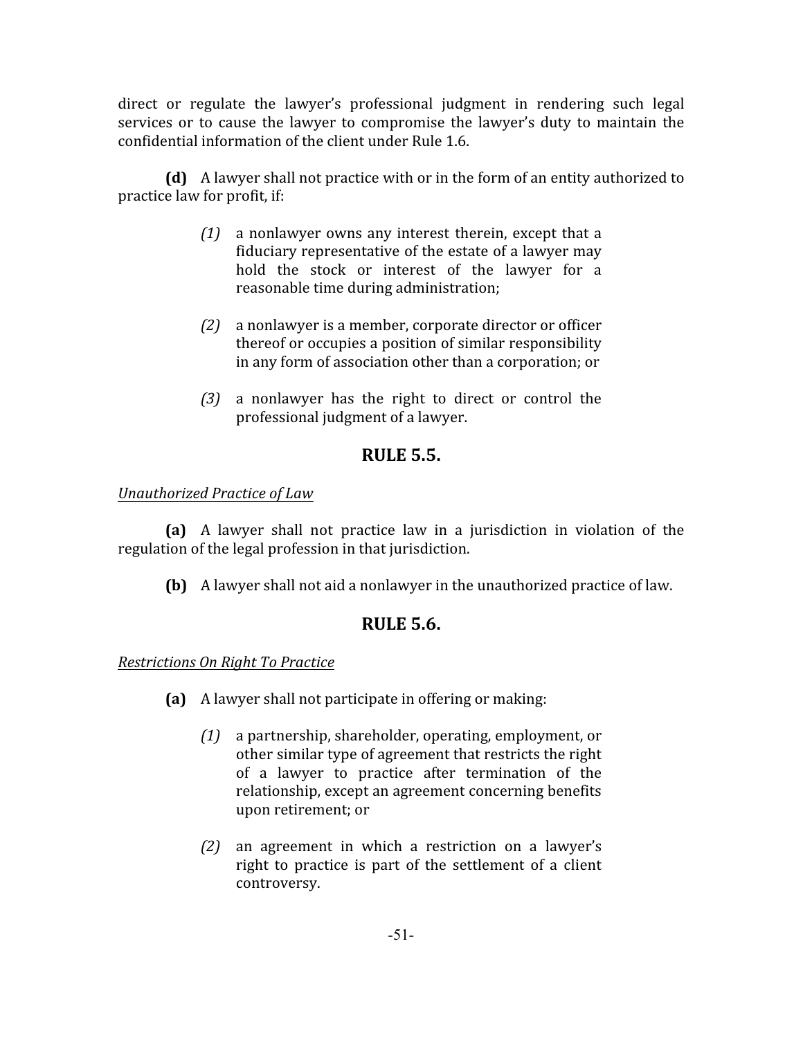direct or regulate the lawyer's professional judgment in rendering such legal services or to cause the lawyer to compromise the lawyer's duty to maintain the confidential information of the client under Rule 1.6.

**(d)** A lawyer shall not practice with or in the form of an entity authorized to practice law for profit, if:

> *(1)* a nonlawyer owns any interest therein, except that a fiduciary representative of the estate of a lawyer may hold the stock or interest of the lawyer for a reasonable time during administration;
>
> *(2)* a nonlawyer is a member, corporate director or officer thereof or occupies a position of similar responsibility in any form of association other than a corporation; or
>
> *(3)* a nonlawyer has the right to direct or control the professional judgment of a lawyer.

## RULE 5.5.

*Unauthorized Practice of Law*

**(a)** A lawyer shall not practice law in a jurisdiction in violation of the regulation of the legal profession in that jurisdiction.

**(b)** A lawyer shall not aid a nonlawyer in the unauthorized practice of law.

## RULE 5.6.

*Restrictions On Right To Practice*

**(a)** A lawyer shall not participate in offering or making:

> *(1)* a partnership, shareholder, operating, employment, or other similar type of agreement that restricts the right of a lawyer to practice after termination of the relationship, except an agreement concerning benefits upon retirement; or
>
> *(2)* an agreement in which a restriction on a lawyer's right to practice is part of the settlement of a client controversy.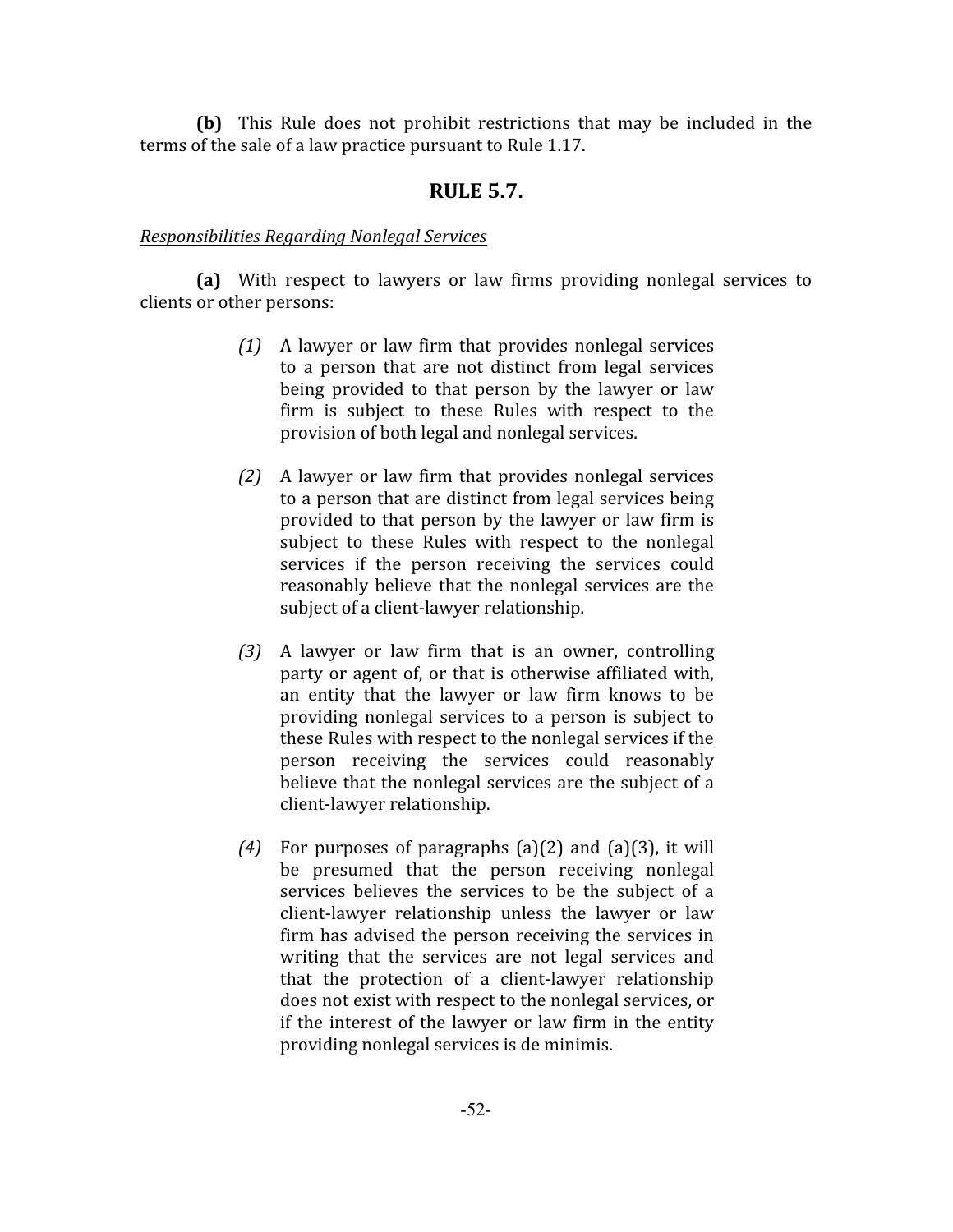**(b)** This Rule does not prohibit restrictions that may be included in the terms of the sale of a law practice pursuant to Rule 1.17.

## RULE 5.7.

*Responsibilities Regarding Nonlegal Services*

**(a)** With respect to lawyers or law firms providing nonlegal services to clients or other persons:

> *(1)* A lawyer or law firm that provides nonlegal services to a person that are not distinct from legal services being provided to that person by the lawyer or law firm is subject to these Rules with respect to the provision of both legal and nonlegal services.
>
> *(2)* A lawyer or law firm that provides nonlegal services to a person that are distinct from legal services being provided to that person by the lawyer or law firm is subject to these Rules with respect to the nonlegal services if the person receiving the services could reasonably believe that the nonlegal services are the subject of a client-lawyer relationship.
>
> *(3)* A lawyer or law firm that is an owner, controlling party or agent of, or that is otherwise affiliated with, an entity that the lawyer or law firm knows to be providing nonlegal services to a person is subject to these Rules with respect to the nonlegal services if the person receiving the services could reasonably believe that the nonlegal services are the subject of a client-lawyer relationship.
>
> *(4)* For purposes of paragraphs (a)(2) and (a)(3), it will be presumed that the person receiving nonlegal services believes the services to be the subject of a client-lawyer relationship unless the lawyer or law firm has advised the person receiving the services in writing that the services are not legal services and that the protection of a client-lawyer relationship does not exist with respect to the nonlegal services, or if the interest of the lawyer or law firm in the entity providing nonlegal services is de minimis.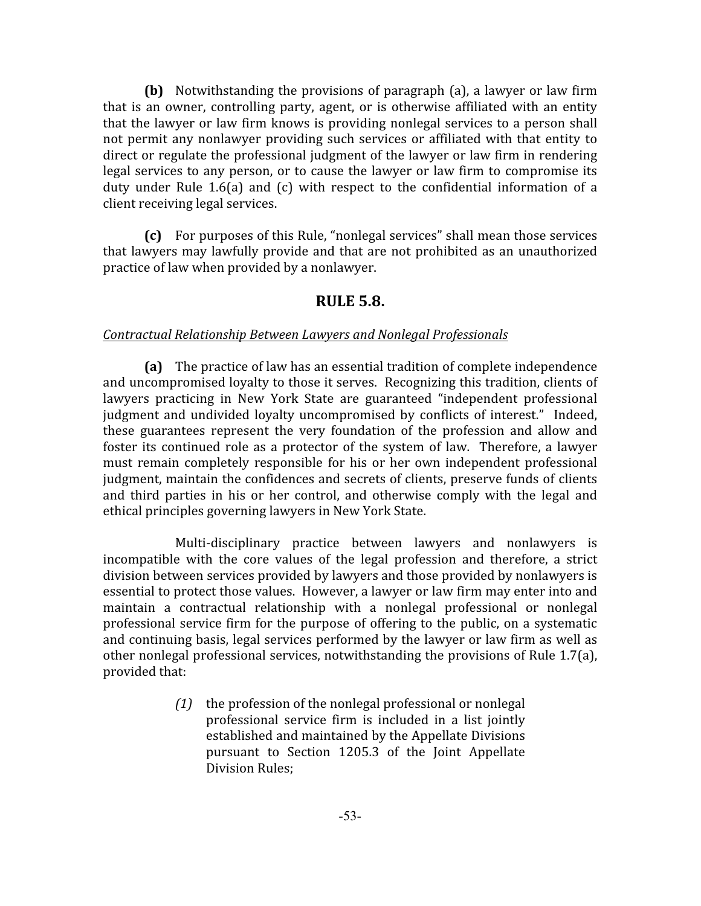**(b)** Notwithstanding the provisions of paragraph (a), a lawyer or law firm that is an owner, controlling party, agent, or is otherwise affiliated with an entity that the lawyer or law firm knows is providing nonlegal services to a person shall not permit any nonlawyer providing such services or affiliated with that entity to direct or regulate the professional judgment of the lawyer or law firm in rendering legal services to any person, or to cause the lawyer or law firm to compromise its duty under Rule 1.6(a) and (c) with respect to the confidential information of a client receiving legal services.

**(c)** For purposes of this Rule, "nonlegal services" shall mean those services that lawyers may lawfully provide and that are not prohibited as an unauthorized practice of law when provided by a nonlawyer.

## RULE 5.8.

*Contractual Relationship Between Lawyers and Nonlegal Professionals*

**(a)** The practice of law has an essential tradition of complete independence and uncompromised loyalty to those it serves. Recognizing this tradition, clients of lawyers practicing in New York State are guaranteed "independent professional judgment and undivided loyalty uncompromised by conflicts of interest." Indeed, these guarantees represent the very foundation of the profession and allow and foster its continued role as a protector of the system of law. Therefore, a lawyer must remain completely responsible for his or her own independent professional judgment, maintain the confidences and secrets of clients, preserve funds of clients and third parties in his or her control, and otherwise comply with the legal and ethical principles governing lawyers in New York State.

Multi-disciplinary practice between lawyers and nonlawyers is incompatible with the core values of the legal profession and therefore, a strict division between services provided by lawyers and those provided by nonlawyers is essential to protect those values. However, a lawyer or law firm may enter into and maintain a contractual relationship with a nonlegal professional or nonlegal professional service firm for the purpose of offering to the public, on a systematic and continuing basis, legal services performed by the lawyer or law firm as well as other nonlegal professional services, notwithstanding the provisions of Rule 1.7(a), provided that:

> *(1)* the profession of the nonlegal professional or nonlegal professional service firm is included in a list jointly established and maintained by the Appellate Divisions pursuant to Section 1205.3 of the Joint Appellate Division Rules;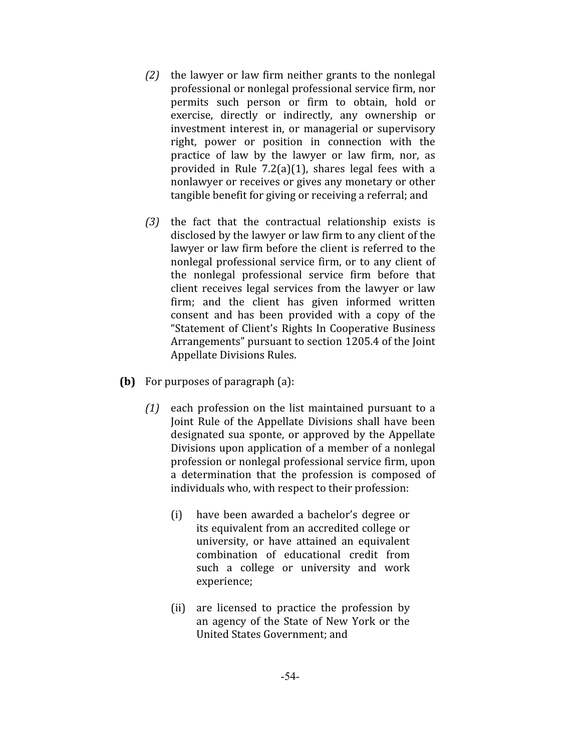*(2)* the lawyer or law firm neither grants to the nonlegal professional or nonlegal professional service firm, nor permits such person or firm to obtain, hold or exercise, directly or indirectly, any ownership or investment interest in, or managerial or supervisory right, power or position in connection with the practice of law by the lawyer or law firm, nor, as provided in Rule 7.2(a)(1), shares legal fees with a nonlawyer or receives or gives any monetary or other tangible benefit for giving or receiving a referral; and

*(3)* the fact that the contractual relationship exists is disclosed by the lawyer or law firm to any client of the lawyer or law firm before the client is referred to the nonlegal professional service firm, or to any client of the nonlegal professional service firm before that client receives legal services from the lawyer or law firm; and the client has given informed written consent and has been provided with a copy of the "Statement of Client's Rights In Cooperative Business Arrangements" pursuant to section 1205.4 of the Joint Appellate Divisions Rules.

**(b)** For purposes of paragraph (a):

*(1)* each profession on the list maintained pursuant to a Joint Rule of the Appellate Divisions shall have been designated sua sponte, or approved by the Appellate Divisions upon application of a member of a nonlegal profession or nonlegal professional service firm, upon a determination that the profession is composed of individuals who, with respect to their profession:

(i) have been awarded a bachelor's degree or its equivalent from an accredited college or university, or have attained an equivalent combination of educational credit from such a college or university and work experience;

(ii) are licensed to practice the profession by an agency of the State of New York or the United States Government; and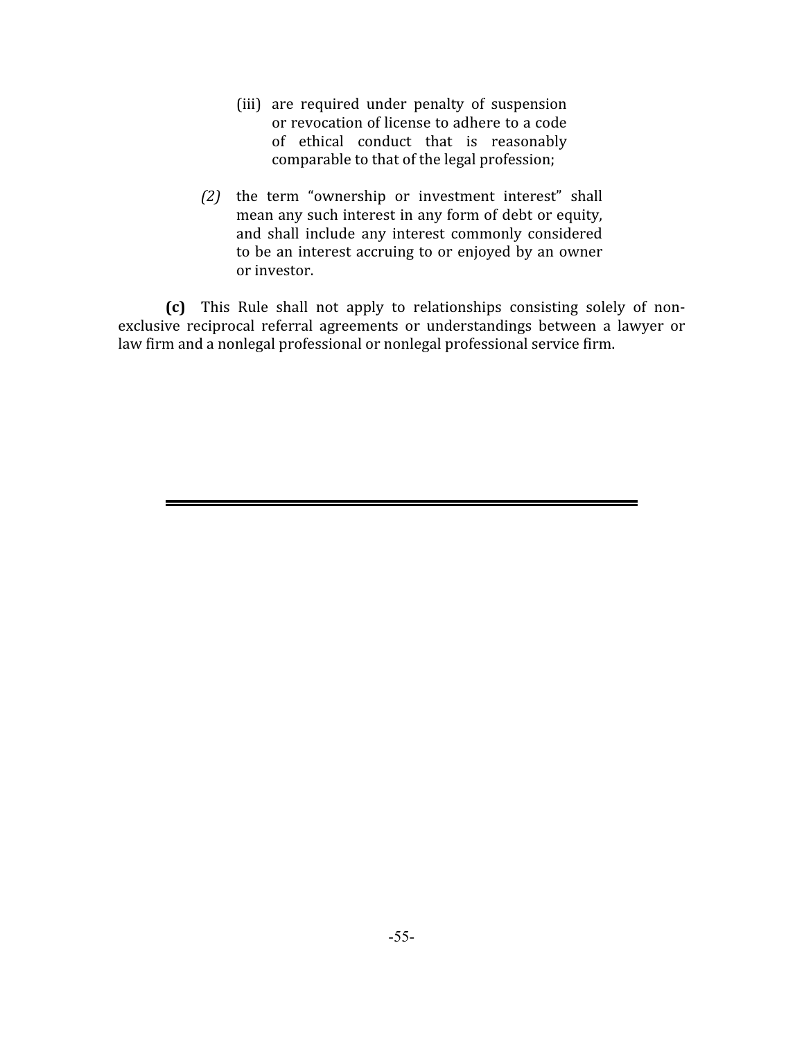(iii) are required under penalty of suspension or revocation of license to adhere to a code of ethical conduct that is reasonably comparable to that of the legal profession;

*(2)* the term "ownership or investment interest" shall mean any such interest in any form of debt or equity, and shall include any interest commonly considered to be an interest accruing to or enjoyed by an owner or investor.

**(c)** This Rule shall not apply to relationships consisting solely of non-exclusive reciprocal referral agreements or understandings between a lawyer or law firm and a nonlegal professional or nonlegal professional service firm.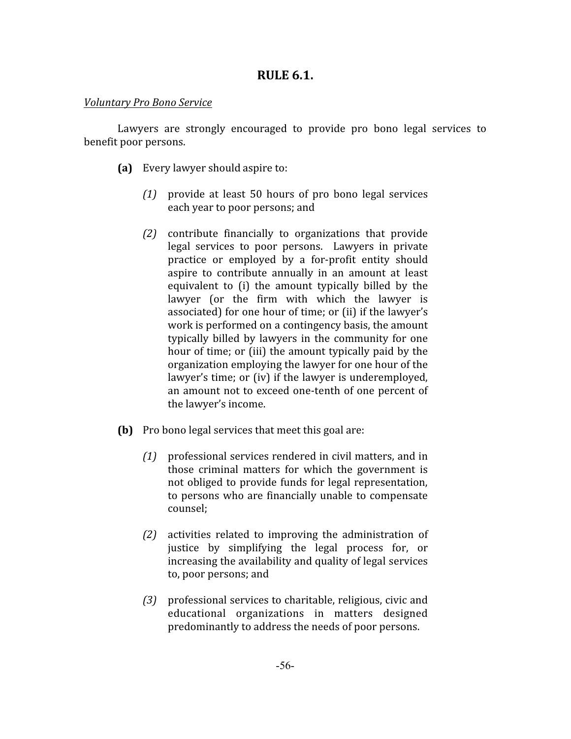## RULE 6.1.

*Voluntary Pro Bono Service*

Lawyers are strongly encouraged to provide pro bono legal services to benefit poor persons.

**(a)** Every lawyer should aspire to:

*(1)* provide at least 50 hours of pro bono legal services each year to poor persons; and

*(2)* contribute financially to organizations that provide legal services to poor persons. Lawyers in private practice or employed by a for-profit entity should aspire to contribute annually in an amount at least equivalent to (i) the amount typically billed by the lawyer (or the firm with which the lawyer is associated) for one hour of time; or (ii) if the lawyer's work is performed on a contingency basis, the amount typically billed by lawyers in the community for one hour of time; or (iii) the amount typically paid by the organization employing the lawyer for one hour of the lawyer's time; or (iv) if the lawyer is underemployed, an amount not to exceed one-tenth of one percent of the lawyer's income.

**(b)** Pro bono legal services that meet this goal are:

*(1)* professional services rendered in civil matters, and in those criminal matters for which the government is not obliged to provide funds for legal representation, to persons who are financially unable to compensate counsel;

*(2)* activities related to improving the administration of justice by simplifying the legal process for, or increasing the availability and quality of legal services to, poor persons; and

*(3)* professional services to charitable, religious, civic and educational organizations in matters designed predominantly to address the needs of poor persons.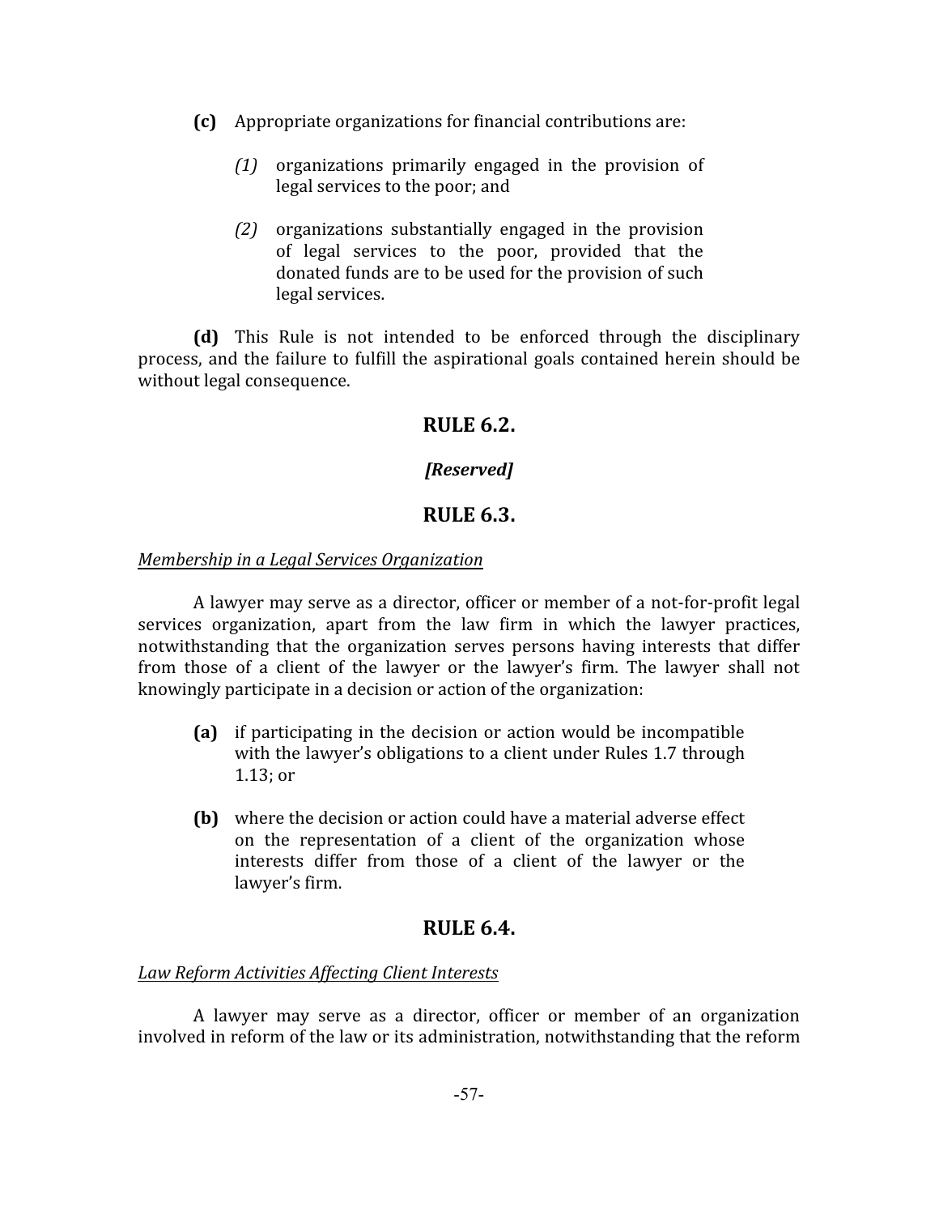**(c)** Appropriate organizations for financial contributions are:

*(1)* organizations primarily engaged in the provision of legal services to the poor; and

*(2)* organizations substantially engaged in the provision of legal services to the poor, provided that the donated funds are to be used for the provision of such legal services.

**(d)** This Rule is not intended to be enforced through the disciplinary process, and the failure to fulfill the aspirational goals contained herein should be without legal consequence.

## RULE 6.2.

### *[Reserved]*

## RULE 6.3.

*Membership in a Legal Services Organization*

A lawyer may serve as a director, officer or member of a not-for-profit legal services organization, apart from the law firm in which the lawyer practices, notwithstanding that the organization serves persons having interests that differ from those of a client of the lawyer or the lawyer's firm. The lawyer shall not knowingly participate in a decision or action of the organization:

**(a)** if participating in the decision or action would be incompatible with the lawyer's obligations to a client under Rules 1.7 through 1.13; or

**(b)** where the decision or action could have a material adverse effect on the representation of a client of the organization whose interests differ from those of a client of the lawyer or the lawyer's firm.

## RULE 6.4.

*Law Reform Activities Affecting Client Interests*

A lawyer may serve as a director, officer or member of an organization involved in reform of the law or its administration, notwithstanding that the reform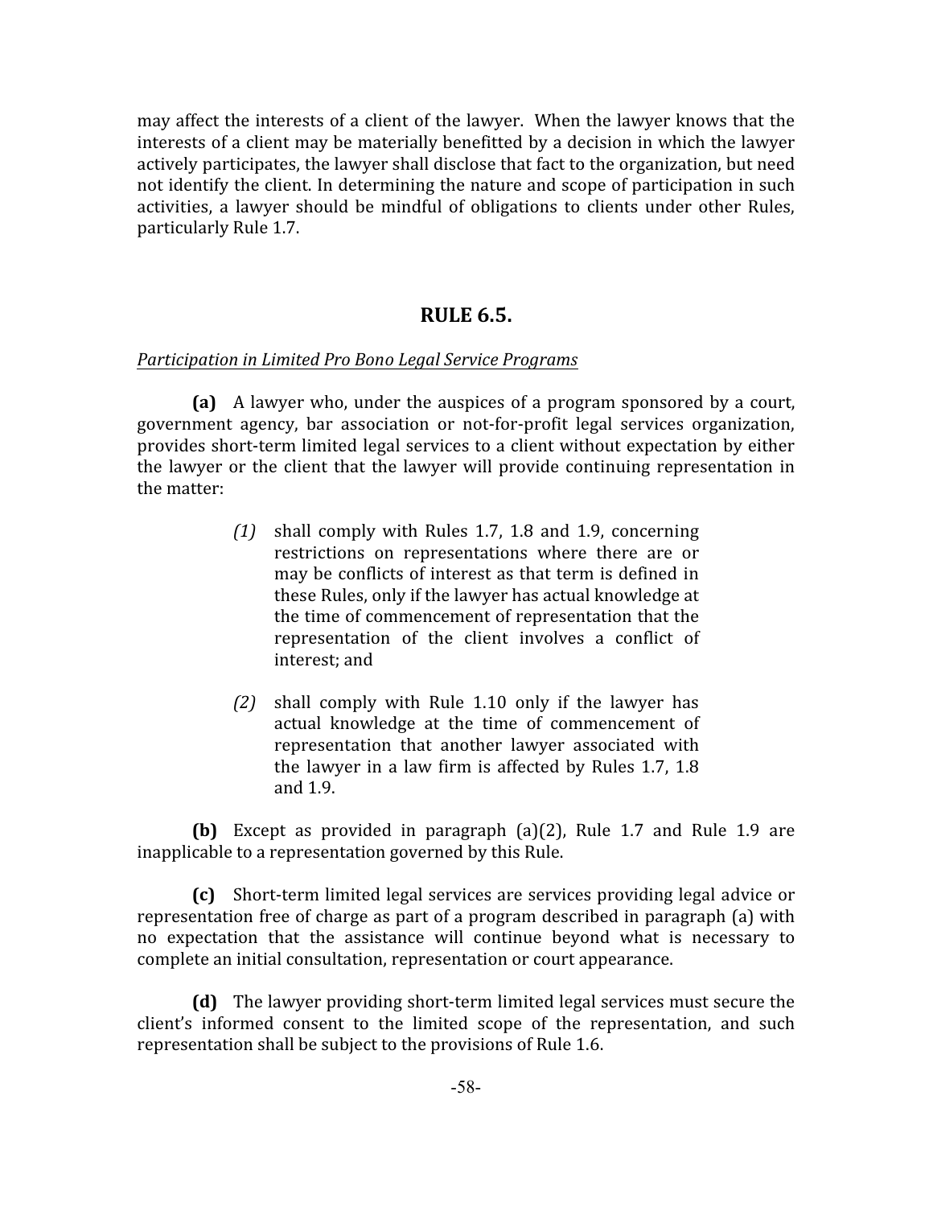may affect the interests of a client of the lawyer. When the lawyer knows that the interests of a client may be materially benefitted by a decision in which the lawyer actively participates, the lawyer shall disclose that fact to the organization, but need not identify the client. In determining the nature and scope of participation in such activities, a lawyer should be mindful of obligations to clients under other Rules, particularly Rule 1.7.

## RULE 6.5.

*Participation in Limited Pro Bono Legal Service Programs*

**(a)** A lawyer who, under the auspices of a program sponsored by a court, government agency, bar association or not-for-profit legal services organization, provides short-term limited legal services to a client without expectation by either the lawyer or the client that the lawyer will provide continuing representation in the matter:

> *(1)* shall comply with Rules 1.7, 1.8 and 1.9, concerning restrictions on representations where there are or may be conflicts of interest as that term is defined in these Rules, only if the lawyer has actual knowledge at the time of commencement of representation that the representation of the client involves a conflict of interest; and
>
> *(2)* shall comply with Rule 1.10 only if the lawyer has actual knowledge at the time of commencement of representation that another lawyer associated with the lawyer in a law firm is affected by Rules 1.7, 1.8 and 1.9.

**(b)** Except as provided in paragraph (a)(2), Rule 1.7 and Rule 1.9 are inapplicable to a representation governed by this Rule.

**(c)** Short-term limited legal services are services providing legal advice or representation free of charge as part of a program described in paragraph (a) with no expectation that the assistance will continue beyond what is necessary to complete an initial consultation, representation or court appearance.

**(d)** The lawyer providing short-term limited legal services must secure the client's informed consent to the limited scope of the representation, and such representation shall be subject to the provisions of Rule 1.6.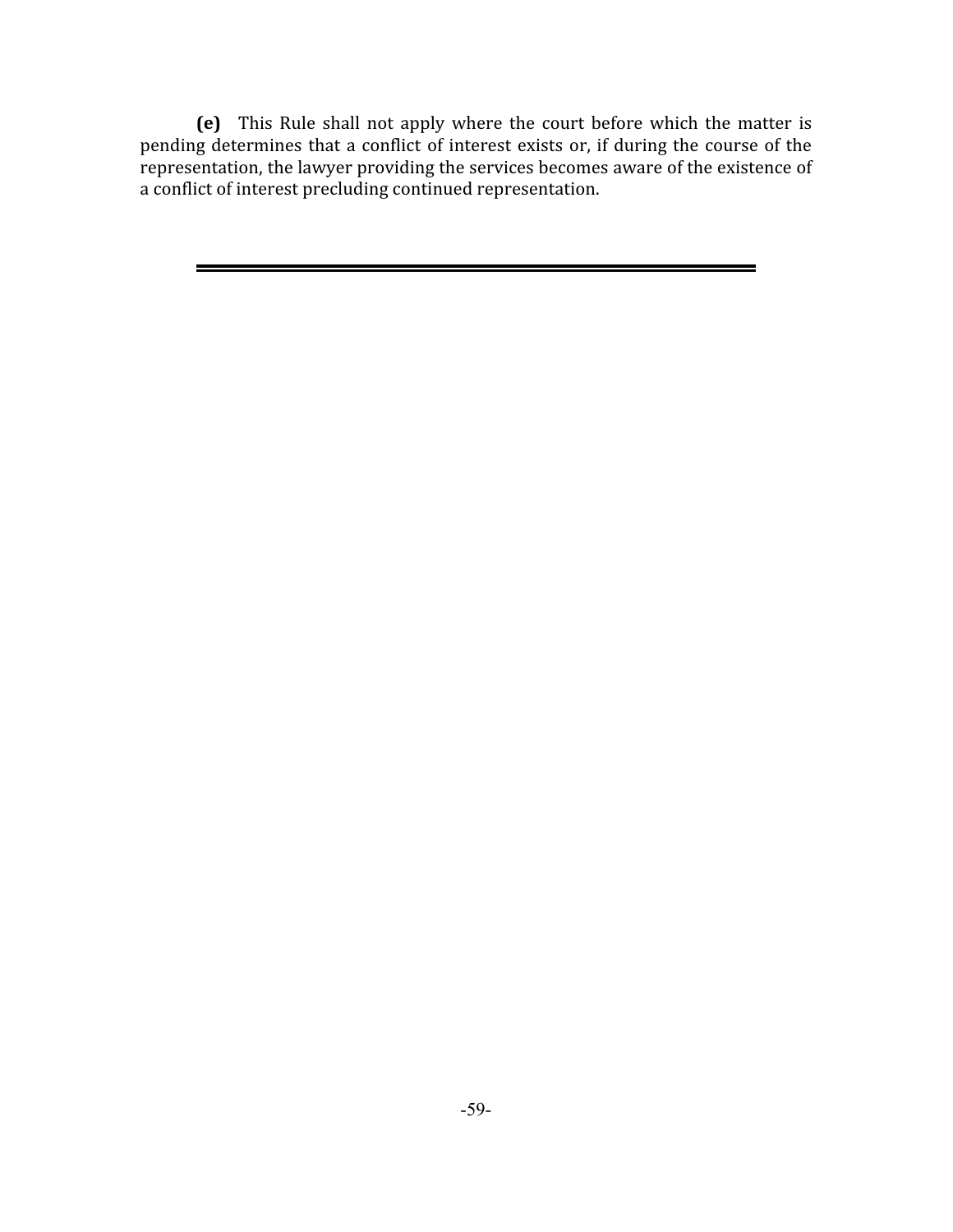**(e)** This Rule shall not apply where the court before which the matter is pending determines that a conflict of interest exists or, if during the course of the representation, the lawyer providing the services becomes aware of the existence of a conflict of interest precluding continued representation.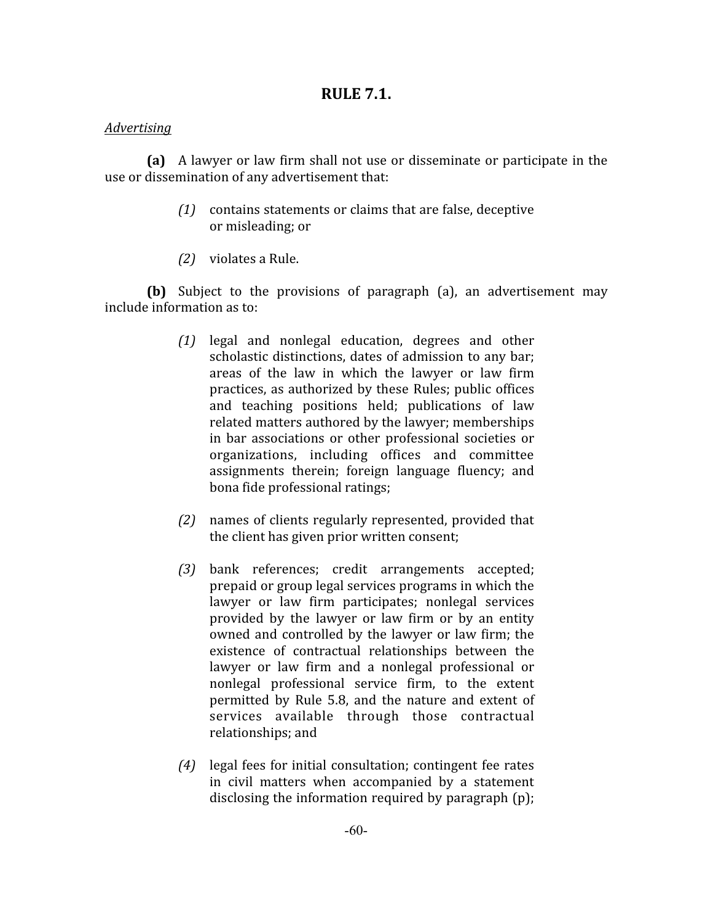# RULE 7.1.

*Advertising*

**(a)** A lawyer or law firm shall not use or disseminate or participate in the use or dissemination of any advertisement that:

> *(1)* contains statements or claims that are false, deceptive or misleading; or
>
> *(2)* violates a Rule.

**(b)** Subject to the provisions of paragraph (a), an advertisement may include information as to:

> *(1)* legal and nonlegal education, degrees and other scholastic distinctions, dates of admission to any bar; areas of the law in which the lawyer or law firm practices, as authorized by these Rules; public offices and teaching positions held; publications of law related matters authored by the lawyer; memberships in bar associations or other professional societies or organizations, including offices and committee assignments therein; foreign language fluency; and bona fide professional ratings;
>
> *(2)* names of clients regularly represented, provided that the client has given prior written consent;
>
> *(3)* bank references; credit arrangements accepted; prepaid or group legal services programs in which the lawyer or law firm participates; nonlegal services provided by the lawyer or law firm or by an entity owned and controlled by the lawyer or law firm; the existence of contractual relationships between the lawyer or law firm and a nonlegal professional or nonlegal professional service firm, to the extent permitted by Rule 5.8, and the nature and extent of services available through those contractual relationships; and
>
> *(4)* legal fees for initial consultation; contingent fee rates in civil matters when accompanied by a statement disclosing the information required by paragraph (p);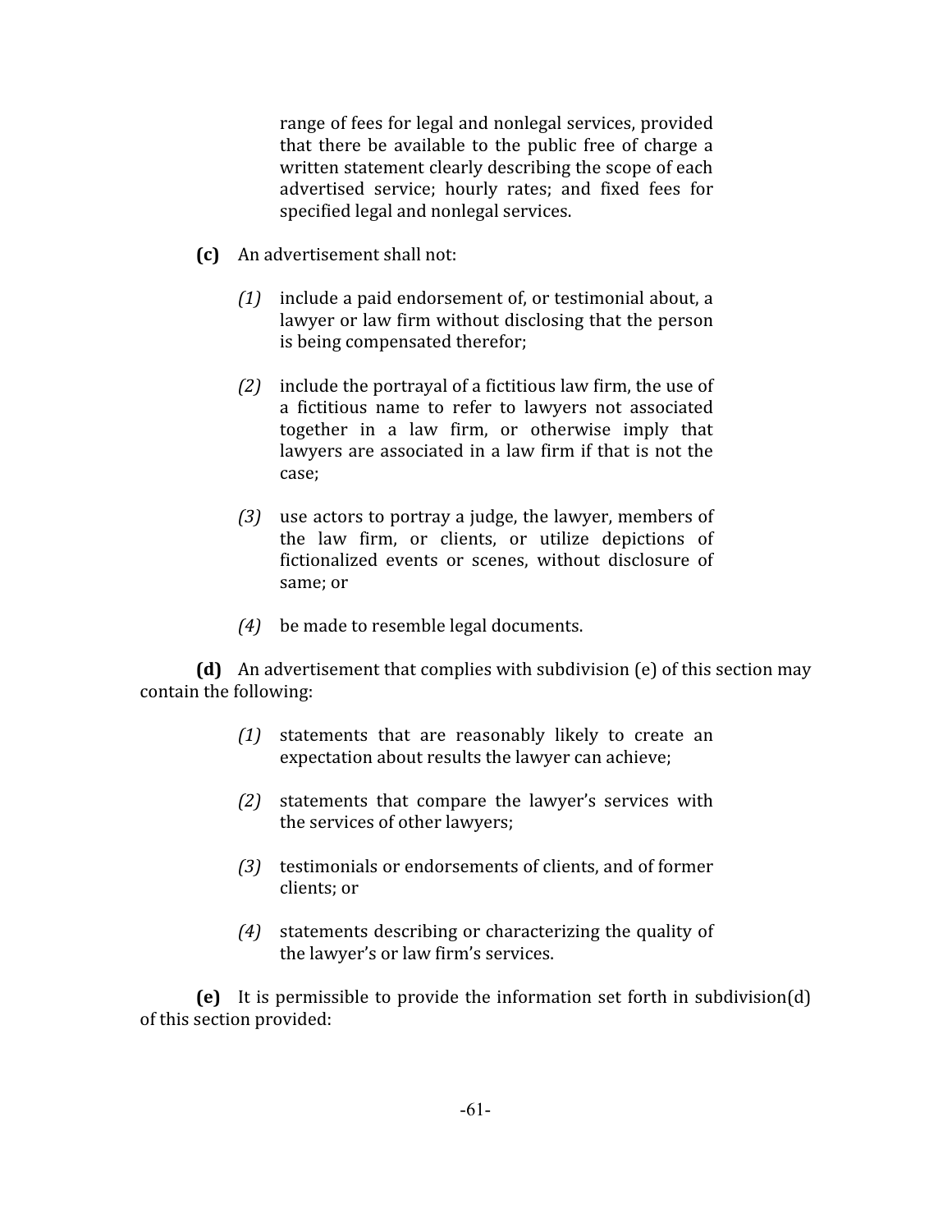range of fees for legal and nonlegal services, provided that there be available to the public free of charge a written statement clearly describing the scope of each advertised service; hourly rates; and fixed fees for specified legal and nonlegal services.

**(c)** An advertisement shall not:

*(1)* include a paid endorsement of, or testimonial about, a lawyer or law firm without disclosing that the person is being compensated therefor;

*(2)* include the portrayal of a fictitious law firm, the use of a fictitious name to refer to lawyers not associated together in a law firm, or otherwise imply that lawyers are associated in a law firm if that is not the case;

*(3)* use actors to portray a judge, the lawyer, members of the law firm, or clients, or utilize depictions of fictionalized events or scenes, without disclosure of same; or

*(4)* be made to resemble legal documents.

**(d)** An advertisement that complies with subdivision (e) of this section may contain the following:

*(1)* statements that are reasonably likely to create an expectation about results the lawyer can achieve;

*(2)* statements that compare the lawyer's services with the services of other lawyers;

*(3)* testimonials or endorsements of clients, and of former clients; or

*(4)* statements describing or characterizing the quality of the lawyer's or law firm's services.

**(e)** It is permissible to provide the information set forth in subdivision(d) of this section provided: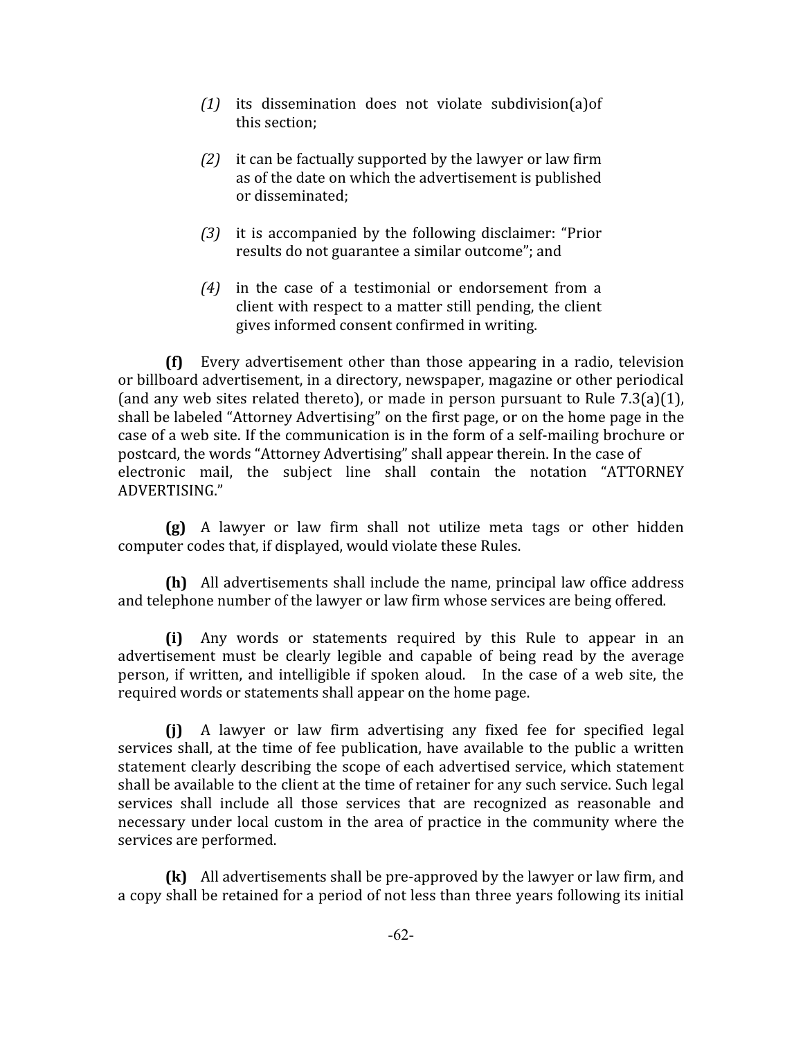*(1)* its dissemination does not violate subdivision(a)of this section;

*(2)* it can be factually supported by the lawyer or law firm as of the date on which the advertisement is published or disseminated;

*(3)* it is accompanied by the following disclaimer: "Prior results do not guarantee a similar outcome"; and

*(4)* in the case of a testimonial or endorsement from a client with respect to a matter still pending, the client gives informed consent confirmed in writing.

**(f)** Every advertisement other than those appearing in a radio, television or billboard advertisement, in a directory, newspaper, magazine or other periodical (and any web sites related thereto), or made in person pursuant to Rule 7.3(a)(1), shall be labeled "Attorney Advertising" on the first page, or on the home page in the case of a web site. If the communication is in the form of a self-mailing brochure or postcard, the words "Attorney Advertising" shall appear therein. In the case of electronic mail, the subject line shall contain the notation "ATTORNEY ADVERTISING."

**(g)** A lawyer or law firm shall not utilize meta tags or other hidden computer codes that, if displayed, would violate these Rules.

**(h)** All advertisements shall include the name, principal law office address and telephone number of the lawyer or law firm whose services are being offered.

**(i)** Any words or statements required by this Rule to appear in an advertisement must be clearly legible and capable of being read by the average person, if written, and intelligible if spoken aloud. In the case of a web site, the required words or statements shall appear on the home page.

**(j)** A lawyer or law firm advertising any fixed fee for specified legal services shall, at the time of fee publication, have available to the public a written statement clearly describing the scope of each advertised service, which statement shall be available to the client at the time of retainer for any such service. Such legal services shall include all those services that are recognized as reasonable and necessary under local custom in the area of practice in the community where the services are performed.

**(k)** All advertisements shall be pre-approved by the lawyer or law firm, and a copy shall be retained for a period of not less than three years following its initial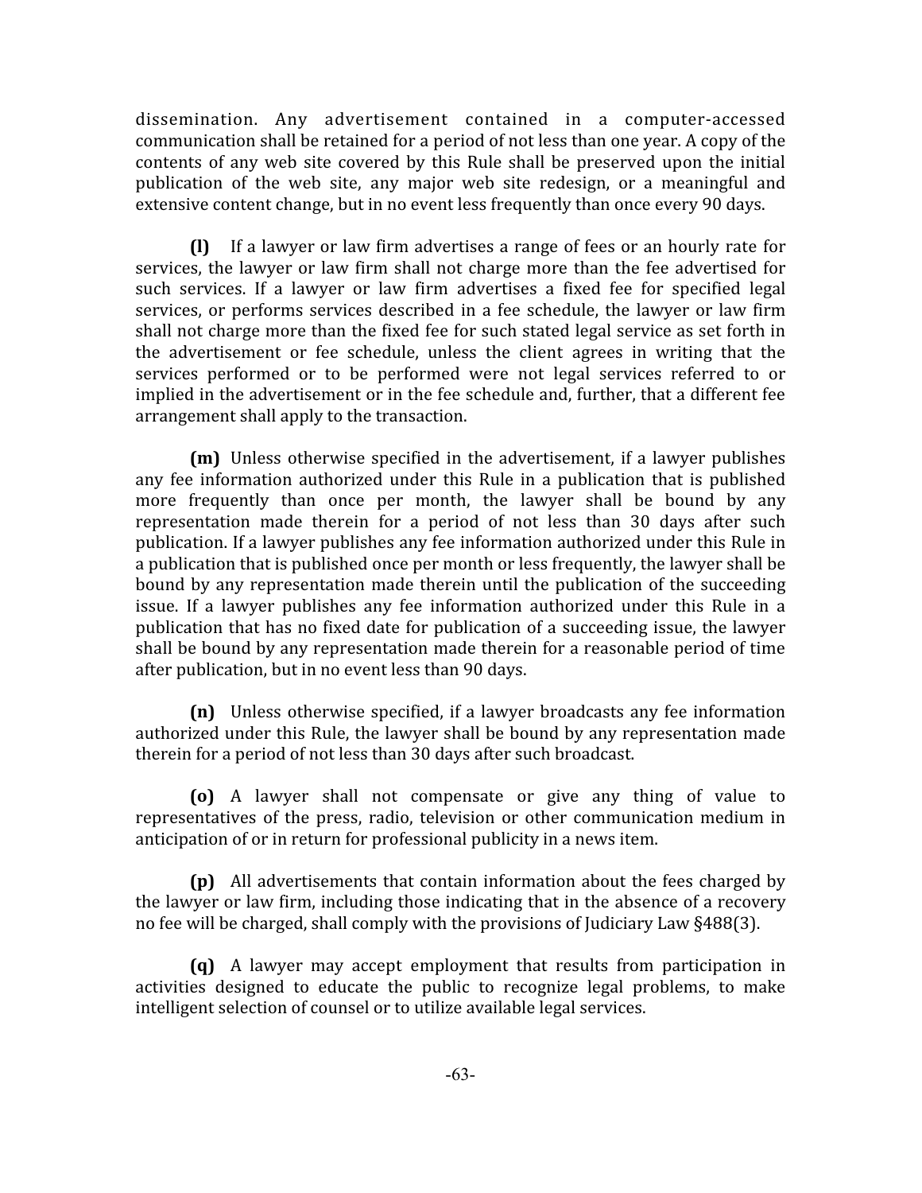dissemination. Any advertisement contained in a computer-accessed communication shall be retained for a period of not less than one year. A copy of the contents of any web site covered by this Rule shall be preserved upon the initial publication of the web site, any major web site redesign, or a meaningful and extensive content change, but in no event less frequently than once every 90 days.

**(l)** If a lawyer or law firm advertises a range of fees or an hourly rate for services, the lawyer or law firm shall not charge more than the fee advertised for such services. If a lawyer or law firm advertises a fixed fee for specified legal services, or performs services described in a fee schedule, the lawyer or law firm shall not charge more than the fixed fee for such stated legal service as set forth in the advertisement or fee schedule, unless the client agrees in writing that the services performed or to be performed were not legal services referred to or implied in the advertisement or in the fee schedule and, further, that a different fee arrangement shall apply to the transaction.

**(m)** Unless otherwise specified in the advertisement, if a lawyer publishes any fee information authorized under this Rule in a publication that is published more frequently than once per month, the lawyer shall be bound by any representation made therein for a period of not less than 30 days after such publication. If a lawyer publishes any fee information authorized under this Rule in a publication that is published once per month or less frequently, the lawyer shall be bound by any representation made therein until the publication of the succeeding issue. If a lawyer publishes any fee information authorized under this Rule in a publication that has no fixed date for publication of a succeeding issue, the lawyer shall be bound by any representation made therein for a reasonable period of time after publication, but in no event less than 90 days.

**(n)** Unless otherwise specified, if a lawyer broadcasts any fee information authorized under this Rule, the lawyer shall be bound by any representation made therein for a period of not less than 30 days after such broadcast.

**(o)** A lawyer shall not compensate or give any thing of value to representatives of the press, radio, television or other communication medium in anticipation of or in return for professional publicity in a news item.

**(p)** All advertisements that contain information about the fees charged by the lawyer or law firm, including those indicating that in the absence of a recovery no fee will be charged, shall comply with the provisions of Judiciary Law §488(3).

**(q)** A lawyer may accept employment that results from participation in activities designed to educate the public to recognize legal problems, to make intelligent selection of counsel or to utilize available legal services.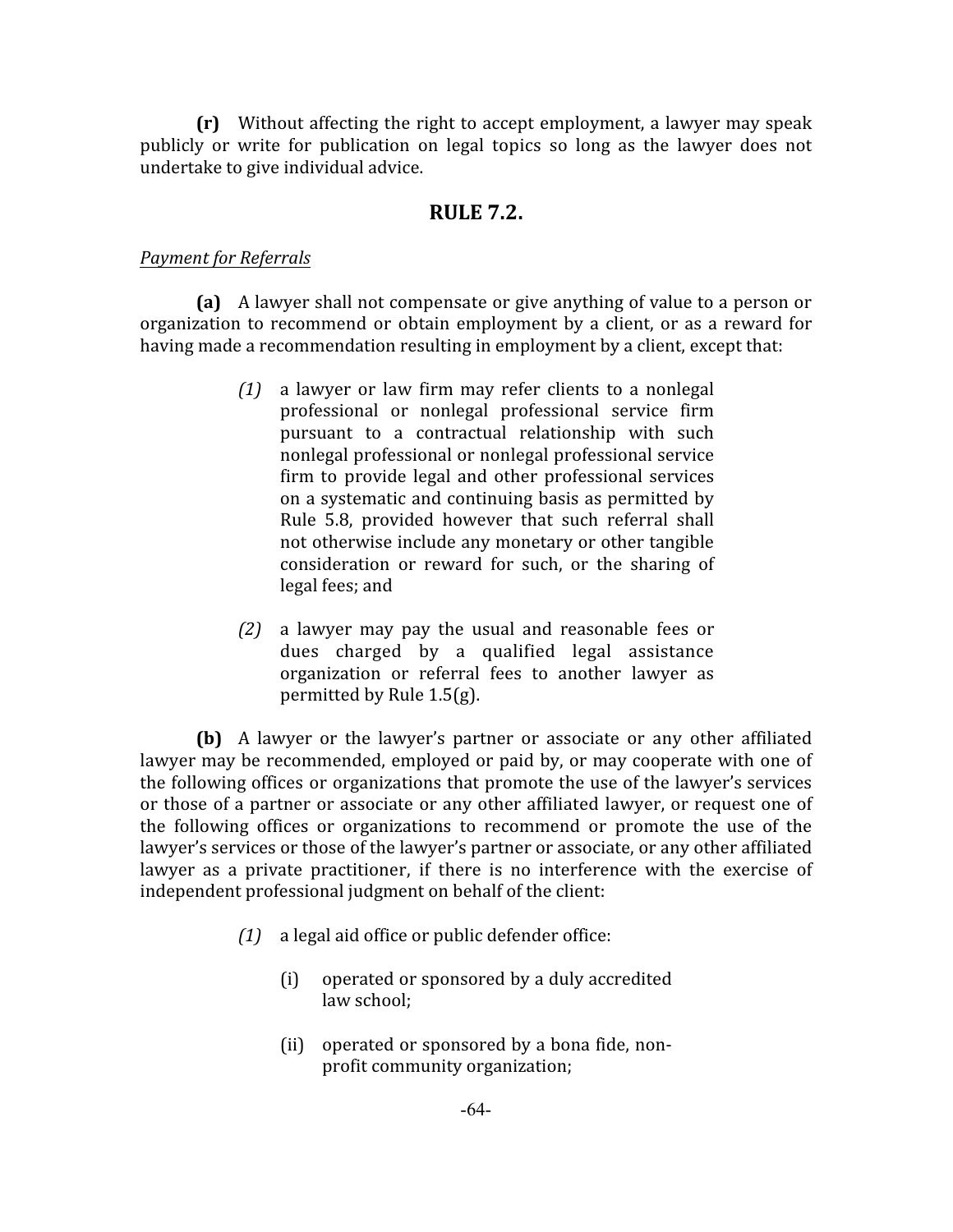**(r)** Without affecting the right to accept employment, a lawyer may speak publicly or write for publication on legal topics so long as the lawyer does not undertake to give individual advice.

## RULE 7.2.

*Payment for Referrals*

**(a)** A lawyer shall not compensate or give anything of value to a person or organization to recommend or obtain employment by a client, or as a reward for having made a recommendation resulting in employment by a client, except that:

> *(1)* a lawyer or law firm may refer clients to a nonlegal professional or nonlegal professional service firm pursuant to a contractual relationship with such nonlegal professional or nonlegal professional service firm to provide legal and other professional services on a systematic and continuing basis as permitted by Rule 5.8, provided however that such referral shall not otherwise include any monetary or other tangible consideration or reward for such, or the sharing of legal fees; and
>
> *(2)* a lawyer may pay the usual and reasonable fees or dues charged by a qualified legal assistance organization or referral fees to another lawyer as permitted by Rule 1.5(g).

**(b)** A lawyer or the lawyer's partner or associate or any other affiliated lawyer may be recommended, employed or paid by, or may cooperate with one of the following offices or organizations that promote the use of the lawyer's services or those of a partner or associate or any other affiliated lawyer, or request one of the following offices or organizations to recommend or promote the use of the lawyer's services or those of the lawyer's partner or associate, or any other affiliated lawyer as a private practitioner, if there is no interference with the exercise of independent professional judgment on behalf of the client:

> *(1)* a legal aid office or public defender office:
>
> > (i) operated or sponsored by a duly accredited law school;
> >
> > (ii) operated or sponsored by a bona fide, non-profit community organization;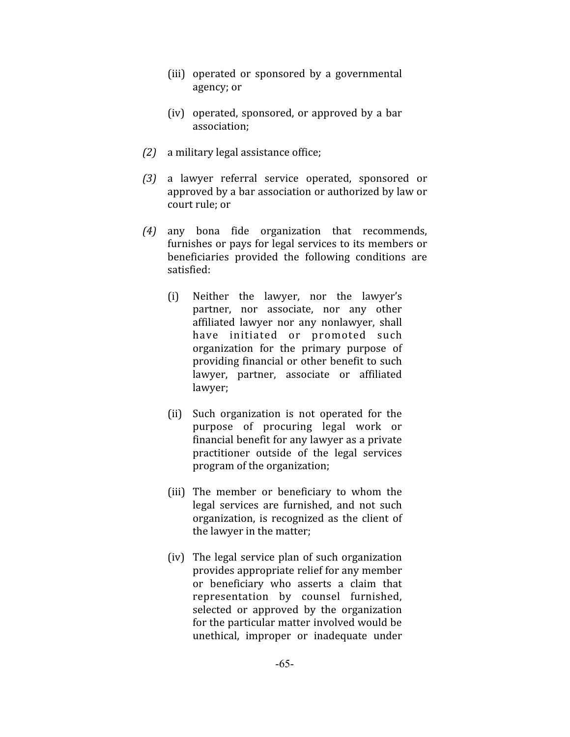(iii) operated or sponsored by a governmental agency; or

(iv) operated, sponsored, or approved by a bar association;

*(2)* a military legal assistance office;

*(3)* a lawyer referral service operated, sponsored or approved by a bar association or authorized by law or court rule; or

*(4)* any bona fide organization that recommends, furnishes or pays for legal services to its members or beneficiaries provided the following conditions are satisfied:

(i) Neither the lawyer, nor the lawyer's partner, nor associate, nor any other affiliated lawyer nor any nonlawyer, shall have initiated or promoted such organization for the primary purpose of providing financial or other benefit to such lawyer, partner, associate or affiliated lawyer;

(ii) Such organization is not operated for the purpose of procuring legal work or financial benefit for any lawyer as a private practitioner outside of the legal services program of the organization;

(iii) The member or beneficiary to whom the legal services are furnished, and not such organization, is recognized as the client of the lawyer in the matter;

(iv) The legal service plan of such organization provides appropriate relief for any member or beneficiary who asserts a claim that representation by counsel furnished, selected or approved by the organization for the particular matter involved would be unethical, improper or inadequate under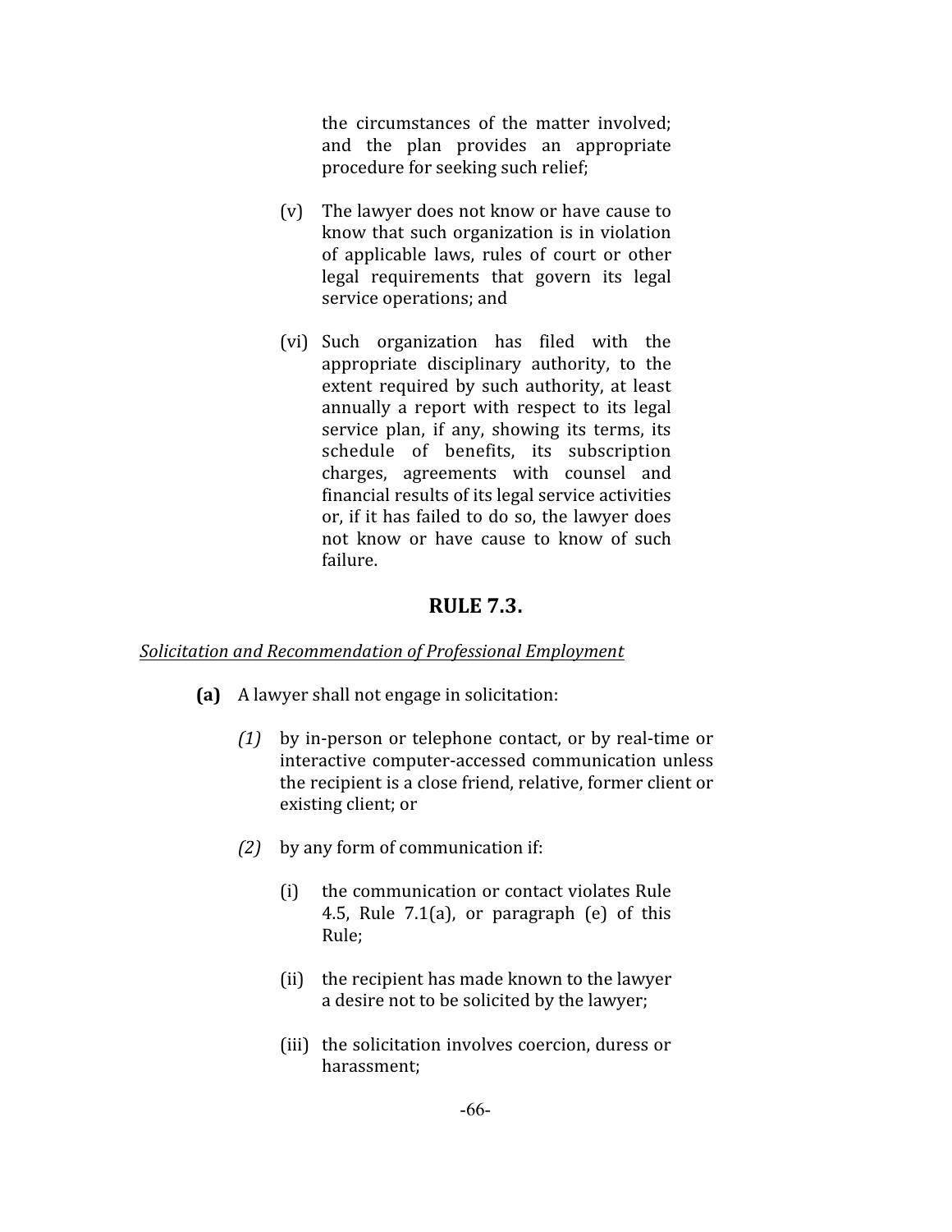the circumstances of the matter involved; and the plan provides an appropriate procedure for seeking such relief;

(v) The lawyer does not know or have cause to know that such organization is in violation of applicable laws, rules of court or other legal requirements that govern its legal service operations; and

(vi) Such organization has filed with the appropriate disciplinary authority, to the extent required by such authority, at least annually a report with respect to its legal service plan, if any, showing its terms, its schedule of benefits, its subscription charges, agreements with counsel and financial results of its legal service activities or, if it has failed to do so, the lawyer does not know or have cause to know of such failure.

## RULE 7.3.

*Solicitation and Recommendation of Professional Employment*

**(a)** A lawyer shall not engage in solicitation:

*(1)* by in-person or telephone contact, or by real-time or interactive computer-accessed communication unless the recipient is a close friend, relative, former client or existing client; or

*(2)* by any form of communication if:

(i) the communication or contact violates Rule 4.5, Rule 7.1(a), or paragraph (e) of this Rule;

(ii) the recipient has made known to the lawyer a desire not to be solicited by the lawyer;

(iii) the solicitation involves coercion, duress or harassment;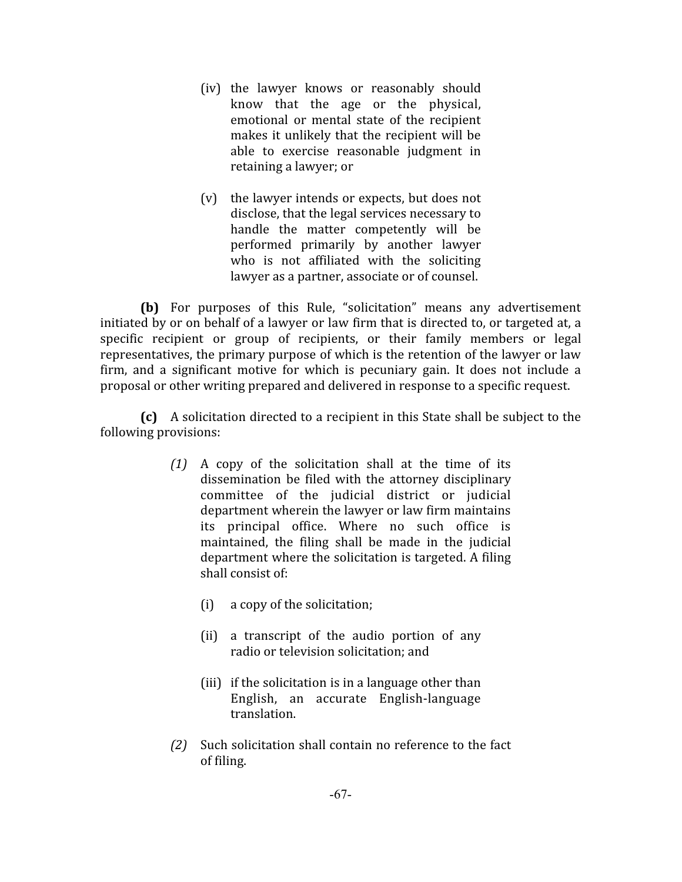(iv) the lawyer knows or reasonably should know that the age or the physical, emotional or mental state of the recipient makes it unlikely that the recipient will be able to exercise reasonable judgment in retaining a lawyer; or

(v) the lawyer intends or expects, but does not disclose, that the legal services necessary to handle the matter competently will be performed primarily by another lawyer who is not affiliated with the soliciting lawyer as a partner, associate or of counsel.

**(b)** For purposes of this Rule, "solicitation" means any advertisement initiated by or on behalf of a lawyer or law firm that is directed to, or targeted at, a specific recipient or group of recipients, or their family members or legal representatives, the primary purpose of which is the retention of the lawyer or law firm, and a significant motive for which is pecuniary gain. It does not include a proposal or other writing prepared and delivered in response to a specific request.

**(c)** A solicitation directed to a recipient in this State shall be subject to the following provisions:

*(1)* A copy of the solicitation shall at the time of its dissemination be filed with the attorney disciplinary committee of the judicial district or judicial department wherein the lawyer or law firm maintains its principal office. Where no such office is maintained, the filing shall be made in the judicial department where the solicitation is targeted. A filing shall consist of:

(i) a copy of the solicitation;

(ii) a transcript of the audio portion of any radio or television solicitation; and

(iii) if the solicitation is in a language other than English, an accurate English-language translation.

*(2)* Such solicitation shall contain no reference to the fact of filing.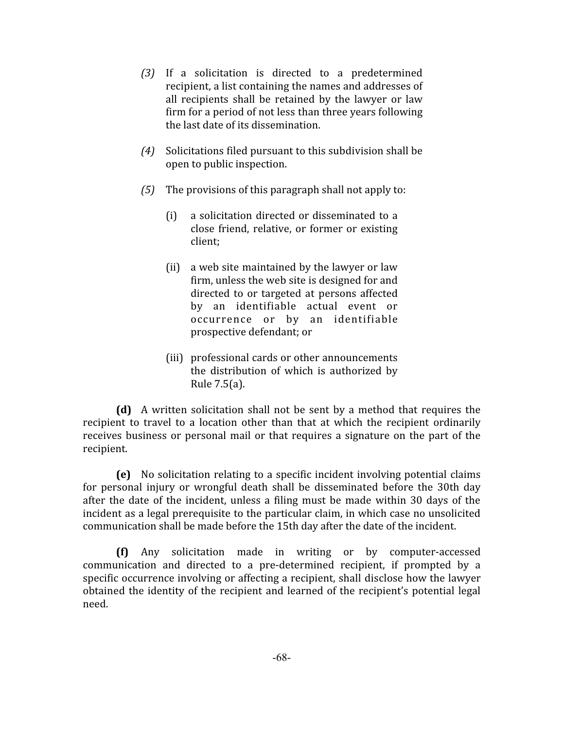*(3)* If a solicitation is directed to a predetermined recipient, a list containing the names and addresses of all recipients shall be retained by the lawyer or law firm for a period of not less than three years following the last date of its dissemination.

*(4)* Solicitations filed pursuant to this subdivision shall be open to public inspection.

*(5)* The provisions of this paragraph shall not apply to:

(i) a solicitation directed or disseminated to a close friend, relative, or former or existing client;

(ii) a web site maintained by the lawyer or law firm, unless the web site is designed for and directed to or targeted at persons affected by an identifiable actual event or occurrence or by an identifiable prospective defendant; or

(iii) professional cards or other announcements the distribution of which is authorized by Rule 7.5(a).

**(d)** A written solicitation shall not be sent by a method that requires the recipient to travel to a location other than that at which the recipient ordinarily receives business or personal mail or that requires a signature on the part of the recipient.

**(e)** No solicitation relating to a specific incident involving potential claims for personal injury or wrongful death shall be disseminated before the 30th day after the date of the incident, unless a filing must be made within 30 days of the incident as a legal prerequisite to the particular claim, in which case no unsolicited communication shall be made before the 15th day after the date of the incident.

**(f)** Any solicitation made in writing or by computer-accessed communication and directed to a pre-determined recipient, if prompted by a specific occurrence involving or affecting a recipient, shall disclose how the lawyer obtained the identity of the recipient and learned of the recipient's potential legal need.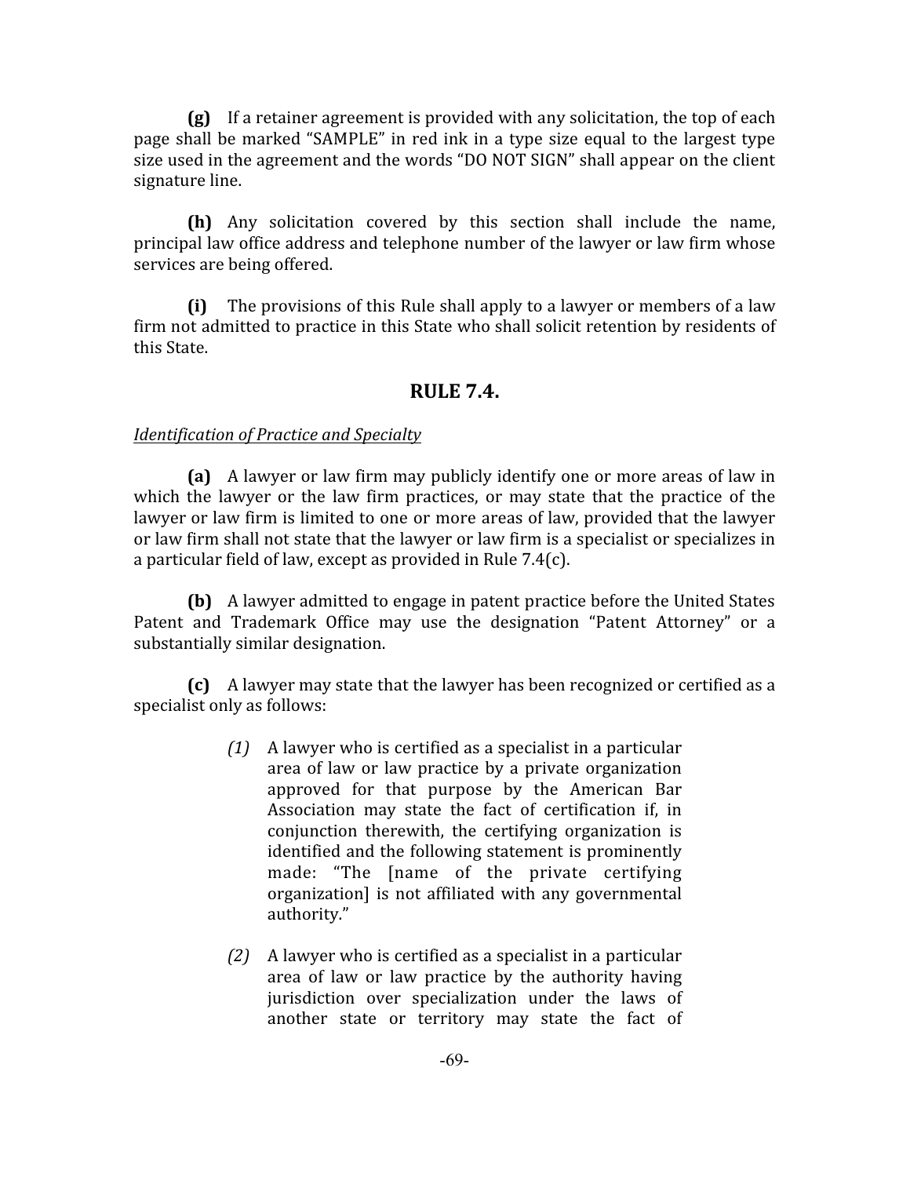**(g)** If a retainer agreement is provided with any solicitation, the top of each page shall be marked "SAMPLE" in red ink in a type size equal to the largest type size used in the agreement and the words "DO NOT SIGN" shall appear on the client signature line.

**(h)** Any solicitation covered by this section shall include the name, principal law office address and telephone number of the lawyer or law firm whose services are being offered.

**(i)** The provisions of this Rule shall apply to a lawyer or members of a law firm not admitted to practice in this State who shall solicit retention by residents of this State.

## RULE 7.4.

*Identification of Practice and Specialty*

**(a)** A lawyer or law firm may publicly identify one or more areas of law in which the lawyer or the law firm practices, or may state that the practice of the lawyer or law firm is limited to one or more areas of law, provided that the lawyer or law firm shall not state that the lawyer or law firm is a specialist or specializes in a particular field of law, except as provided in Rule 7.4(c).

**(b)** A lawyer admitted to engage in patent practice before the United States Patent and Trademark Office may use the designation "Patent Attorney" or a substantially similar designation.

**(c)** A lawyer may state that the lawyer has been recognized or certified as a specialist only as follows:

> *(1)* A lawyer who is certified as a specialist in a particular area of law or law practice by a private organization approved for that purpose by the American Bar Association may state the fact of certification if, in conjunction therewith, the certifying organization is identified and the following statement is prominently made: "The [name of the private certifying organization] is not affiliated with any governmental authority."
>
> *(2)* A lawyer who is certified as a specialist in a particular area of law or law practice by the authority having jurisdiction over specialization under the laws of another state or territory may state the fact of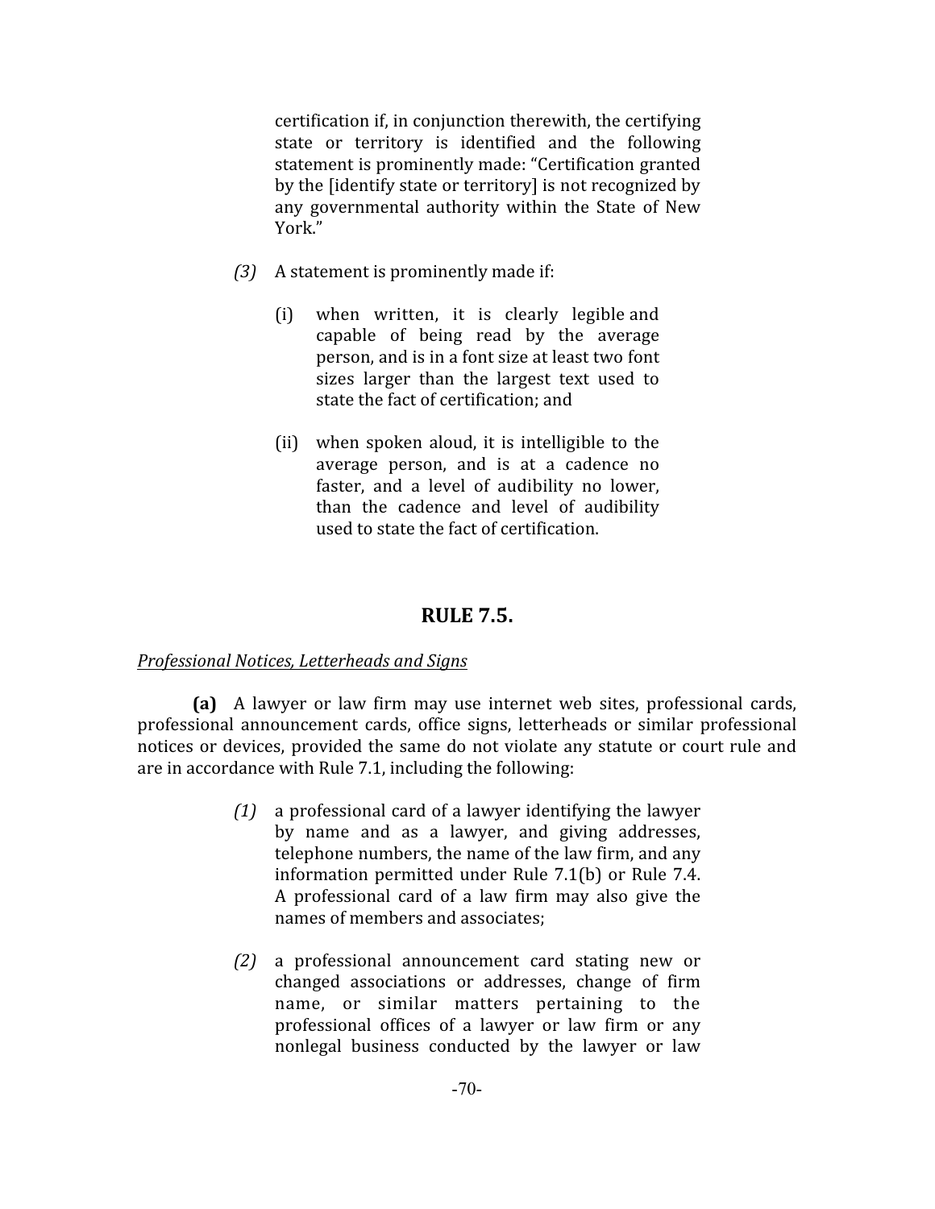certification if, in conjunction therewith, the certifying state or territory is identified and the following statement is prominently made: "Certification granted by the [identify state or territory] is not recognized by any governmental authority within the State of New York."

*(3)* A statement is prominently made if:

(i) when written, it is clearly legible and capable of being read by the average person, and is in a font size at least two font sizes larger than the largest text used to state the fact of certification; and

(ii) when spoken aloud, it is intelligible to the average person, and is at a cadence no faster, and a level of audibility no lower, than the cadence and level of audibility used to state the fact of certification.

## RULE 7.5.

*Professional Notices, Letterheads and Signs*

**(a)** A lawyer or law firm may use internet web sites, professional cards, professional announcement cards, office signs, letterheads or similar professional notices or devices, provided the same do not violate any statute or court rule and are in accordance with Rule 7.1, including the following:

*(1)* a professional card of a lawyer identifying the lawyer by name and as a lawyer, and giving addresses, telephone numbers, the name of the law firm, and any information permitted under Rule 7.1(b) or Rule 7.4. A professional card of a law firm may also give the names of members and associates;

*(2)* a professional announcement card stating new or changed associations or addresses, change of firm name, or similar matters pertaining to the professional offices of a lawyer or law firm or any nonlegal business conducted by the lawyer or law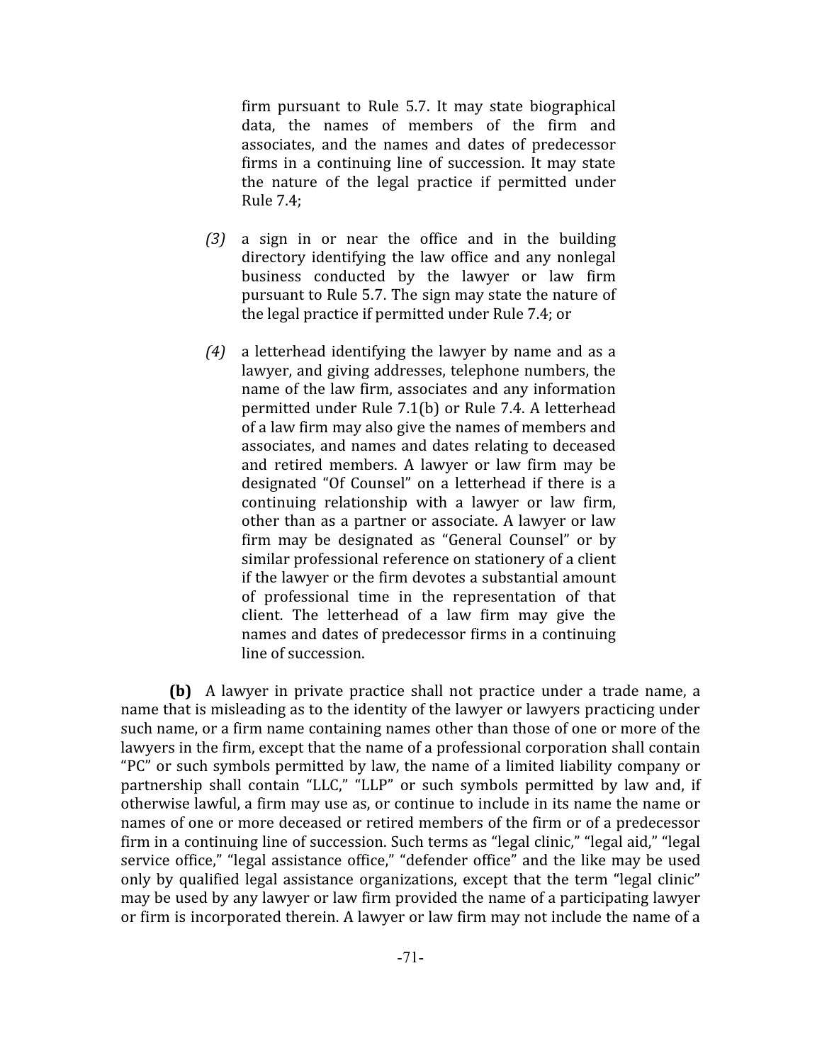firm pursuant to Rule 5.7. It may state biographical data, the names of members of the firm and associates, and the names and dates of predecessor firms in a continuing line of succession. It may state the nature of the legal practice if permitted under Rule 7.4;

*(3)* a sign in or near the office and in the building directory identifying the law office and any nonlegal business conducted by the lawyer or law firm pursuant to Rule 5.7. The sign may state the nature of the legal practice if permitted under Rule 7.4; or

*(4)* a letterhead identifying the lawyer by name and as a lawyer, and giving addresses, telephone numbers, the name of the law firm, associates and any information permitted under Rule 7.1(b) or Rule 7.4. A letterhead of a law firm may also give the names of members and associates, and names and dates relating to deceased and retired members. A lawyer or law firm may be designated "Of Counsel" on a letterhead if there is a continuing relationship with a lawyer or law firm, other than as a partner or associate. A lawyer or law firm may be designated as "General Counsel" or by similar professional reference on stationery of a client if the lawyer or the firm devotes a substantial amount of professional time in the representation of that client. The letterhead of a law firm may give the names and dates of predecessor firms in a continuing line of succession.

**(b)** A lawyer in private practice shall not practice under a trade name, a name that is misleading as to the identity of the lawyer or lawyers practicing under such name, or a firm name containing names other than those of one or more of the lawyers in the firm, except that the name of a professional corporation shall contain "PC" or such symbols permitted by law, the name of a limited liability company or partnership shall contain "LLC," "LLP" or such symbols permitted by law and, if otherwise lawful, a firm may use as, or continue to include in its name the name or names of one or more deceased or retired members of the firm or of a predecessor firm in a continuing line of succession. Such terms as "legal clinic," "legal aid," "legal service office," "legal assistance office," "defender office" and the like may be used only by qualified legal assistance organizations, except that the term "legal clinic" may be used by any lawyer or law firm provided the name of a participating lawyer or firm is incorporated therein. A lawyer or law firm may not include the name of a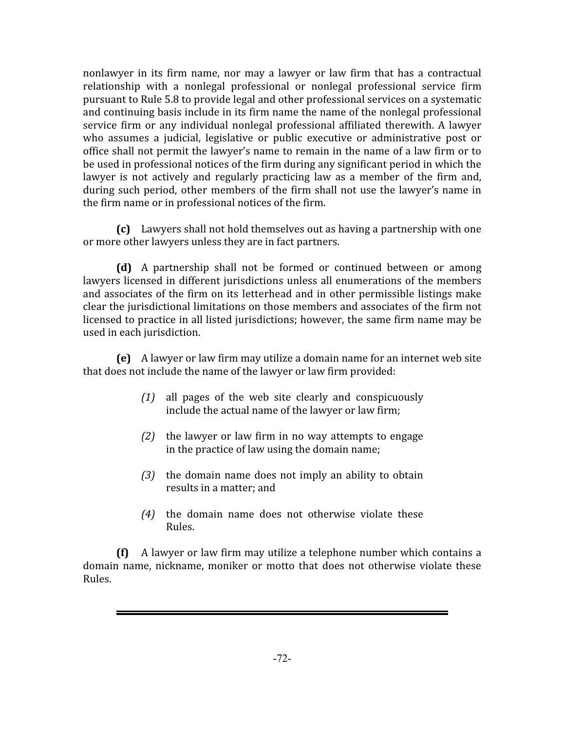nonlawyer in its firm name, nor may a lawyer or law firm that has a contractual relationship with a nonlegal professional or nonlegal professional service firm pursuant to Rule 5.8 to provide legal and other professional services on a systematic and continuing basis include in its firm name the name of the nonlegal professional service firm or any individual nonlegal professional affiliated therewith. A lawyer who assumes a judicial, legislative or public executive or administrative post or office shall not permit the lawyer's name to remain in the name of a law firm or to be used in professional notices of the firm during any significant period in which the lawyer is not actively and regularly practicing law as a member of the firm and, during such period, other members of the firm shall not use the lawyer's name in the firm name or in professional notices of the firm.

**(c)** Lawyers shall not hold themselves out as having a partnership with one or more other lawyers unless they are in fact partners.

**(d)** A partnership shall not be formed or continued between or among lawyers licensed in different jurisdictions unless all enumerations of the members and associates of the firm on its letterhead and in other permissible listings make clear the jurisdictional limitations on those members and associates of the firm not licensed to practice in all listed jurisdictions; however, the same firm name may be used in each jurisdiction.

**(e)** A lawyer or law firm may utilize a domain name for an internet web site that does not include the name of the lawyer or law firm provided:

*(1)* all pages of the web site clearly and conspicuously include the actual name of the lawyer or law firm;

*(2)* the lawyer or law firm in no way attempts to engage in the practice of law using the domain name;

*(3)* the domain name does not imply an ability to obtain results in a matter; and

*(4)* the domain name does not otherwise violate these Rules.

**(f)** A lawyer or law firm may utilize a telephone number which contains a domain name, nickname, moniker or motto that does not otherwise violate these Rules.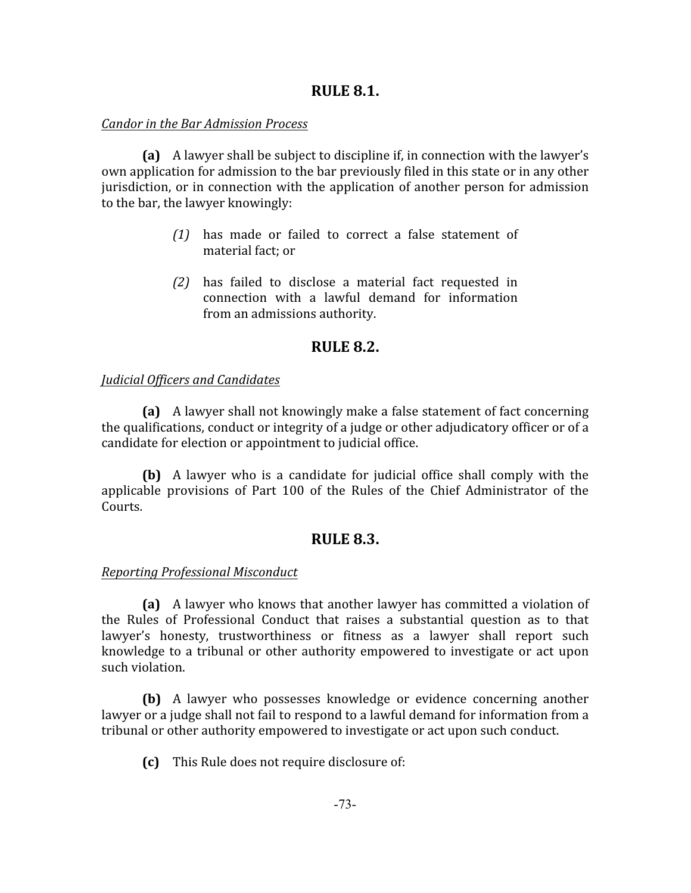## RULE 8.1.

*Candor in the Bar Admission Process*

**(a)** A lawyer shall be subject to discipline if, in connection with the lawyer's own application for admission to the bar previously filed in this state or in any other jurisdiction, or in connection with the application of another person for admission to the bar, the lawyer knowingly:

> *(1)* has made or failed to correct a false statement of material fact; or
>
> *(2)* has failed to disclose a material fact requested in connection with a lawful demand for information from an admissions authority.

## RULE 8.2.

*Judicial Officers and Candidates*

**(a)** A lawyer shall not knowingly make a false statement of fact concerning the qualifications, conduct or integrity of a judge or other adjudicatory officer or of a candidate for election or appointment to judicial office.

**(b)** A lawyer who is a candidate for judicial office shall comply with the applicable provisions of Part 100 of the Rules of the Chief Administrator of the Courts.

## RULE 8.3.

*Reporting Professional Misconduct*

**(a)** A lawyer who knows that another lawyer has committed a violation of the Rules of Professional Conduct that raises a substantial question as to that lawyer's honesty, trustworthiness or fitness as a lawyer shall report such knowledge to a tribunal or other authority empowered to investigate or act upon such violation.

**(b)** A lawyer who possesses knowledge or evidence concerning another lawyer or a judge shall not fail to respond to a lawful demand for information from a tribunal or other authority empowered to investigate or act upon such conduct.

**(c)** This Rule does not require disclosure of: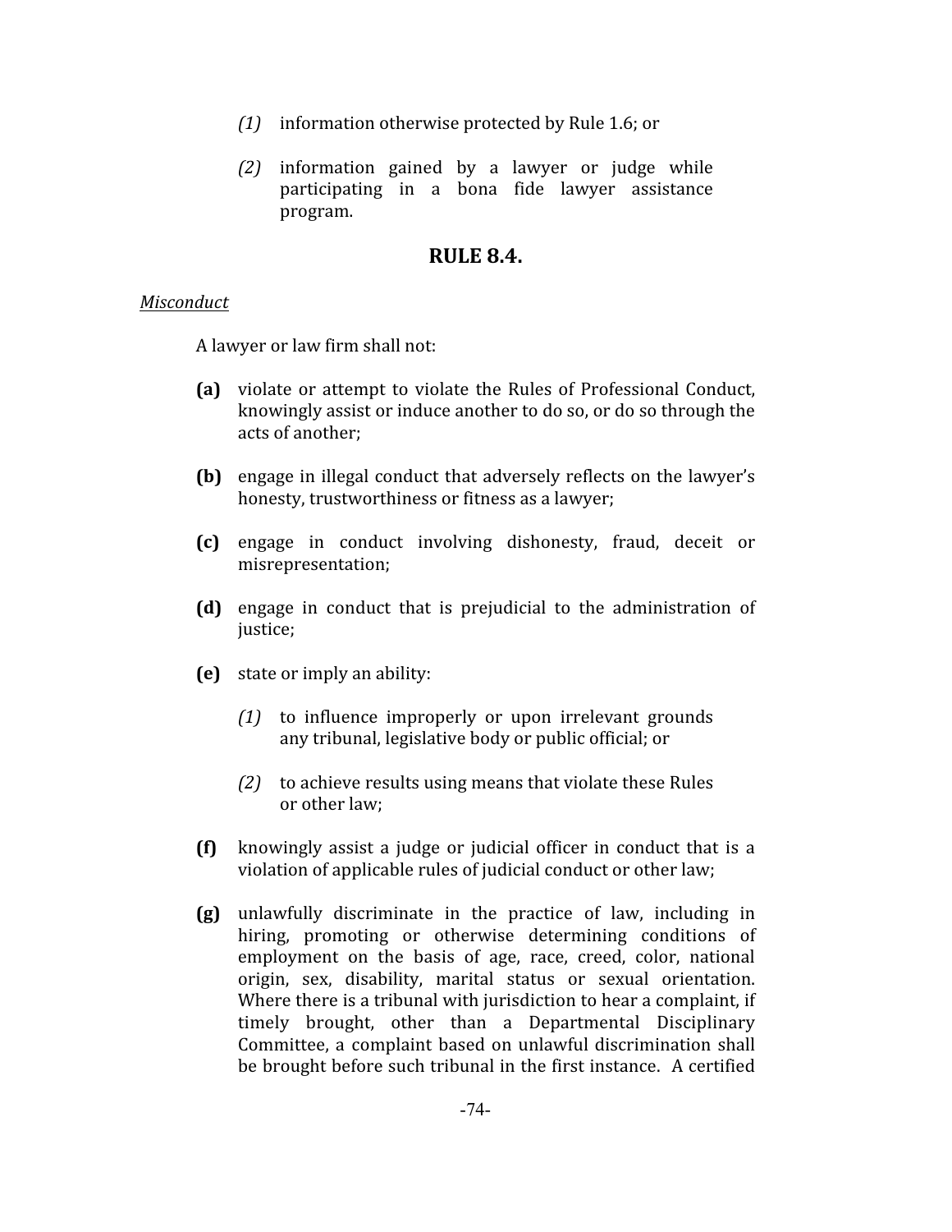*(1)* information otherwise protected by Rule 1.6; or

*(2)* information gained by a lawyer or judge while participating in a bona fide lawyer assistance program.

## RULE 8.4.

*Misconduct*

A lawyer or law firm shall not:

**(a)** violate or attempt to violate the Rules of Professional Conduct, knowingly assist or induce another to do so, or do so through the acts of another;

**(b)** engage in illegal conduct that adversely reflects on the lawyer's honesty, trustworthiness or fitness as a lawyer;

**(c)** engage in conduct involving dishonesty, fraud, deceit or misrepresentation;

**(d)** engage in conduct that is prejudicial to the administration of justice;

**(e)** state or imply an ability:

*(1)* to influence improperly or upon irrelevant grounds any tribunal, legislative body or public official; or

*(2)* to achieve results using means that violate these Rules or other law;

**(f)** knowingly assist a judge or judicial officer in conduct that is a violation of applicable rules of judicial conduct or other law;

**(g)** unlawfully discriminate in the practice of law, including in hiring, promoting or otherwise determining conditions of employment on the basis of age, race, creed, color, national origin, sex, disability, marital status or sexual orientation. Where there is a tribunal with jurisdiction to hear a complaint, if timely brought, other than a Departmental Disciplinary Committee, a complaint based on unlawful discrimination shall be brought before such tribunal in the first instance. A certified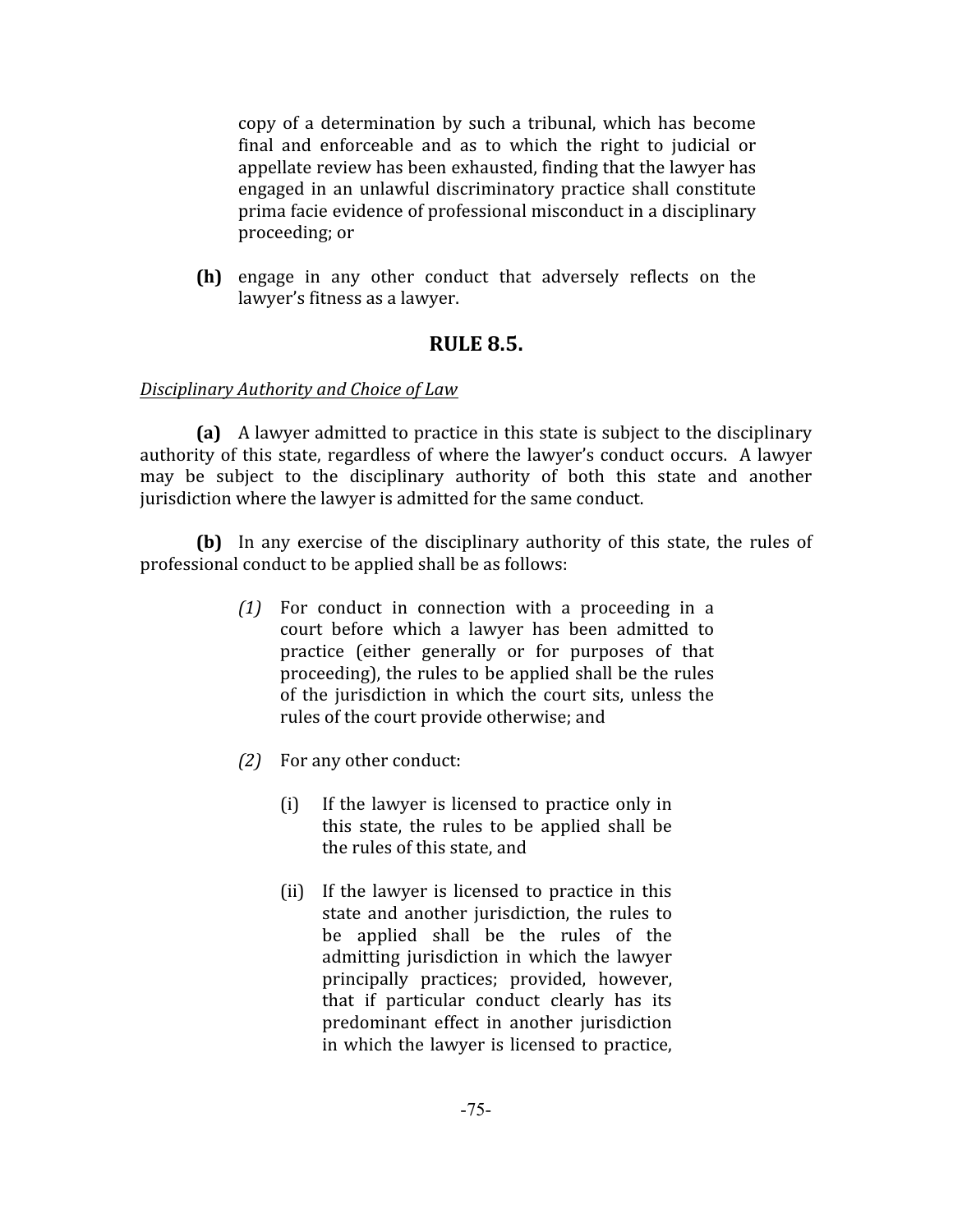copy of a determination by such a tribunal, which has become final and enforceable and as to which the right to judicial or appellate review has been exhausted, finding that the lawyer has engaged in an unlawful discriminatory practice shall constitute prima facie evidence of professional misconduct in a disciplinary proceeding; or

**(h)** engage in any other conduct that adversely reflects on the lawyer's fitness as a lawyer.

## RULE 8.5.

*Disciplinary Authority and Choice of Law*

**(a)** A lawyer admitted to practice in this state is subject to the disciplinary authority of this state, regardless of where the lawyer's conduct occurs. A lawyer may be subject to the disciplinary authority of both this state and another jurisdiction where the lawyer is admitted for the same conduct.

**(b)** In any exercise of the disciplinary authority of this state, the rules of professional conduct to be applied shall be as follows:

*(1)* For conduct in connection with a proceeding in a court before which a lawyer has been admitted to practice (either generally or for purposes of that proceeding), the rules to be applied shall be the rules of the jurisdiction in which the court sits, unless the rules of the court provide otherwise; and

*(2)* For any other conduct:

(i) If the lawyer is licensed to practice only in this state, the rules to be applied shall be the rules of this state, and

(ii) If the lawyer is licensed to practice in this state and another jurisdiction, the rules to be applied shall be the rules of the admitting jurisdiction in which the lawyer principally practices; provided, however, that if particular conduct clearly has its predominant effect in another jurisdiction in which the lawyer is licensed to practice,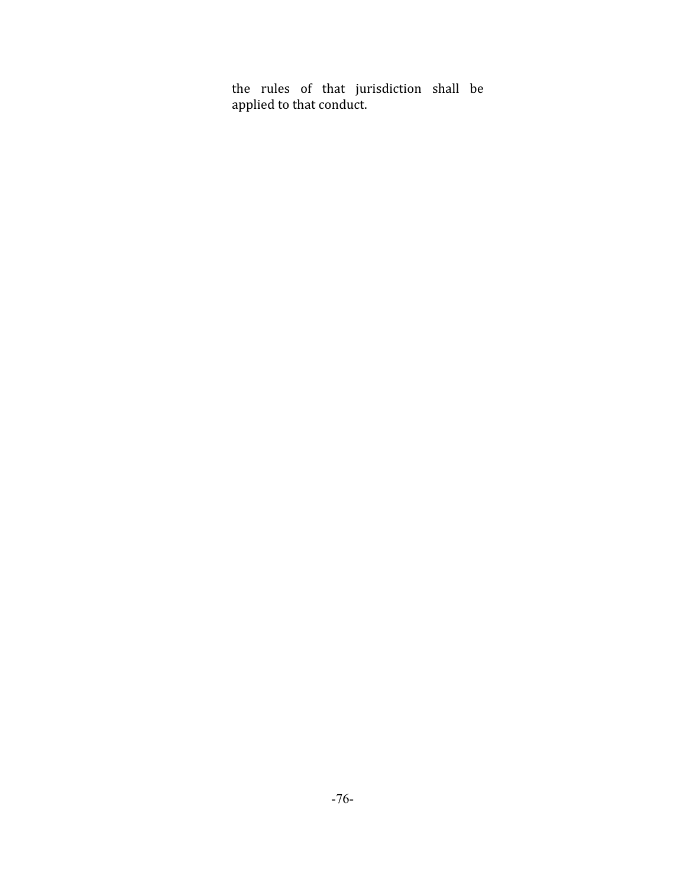the rules of that jurisdiction shall be applied to that conduct.